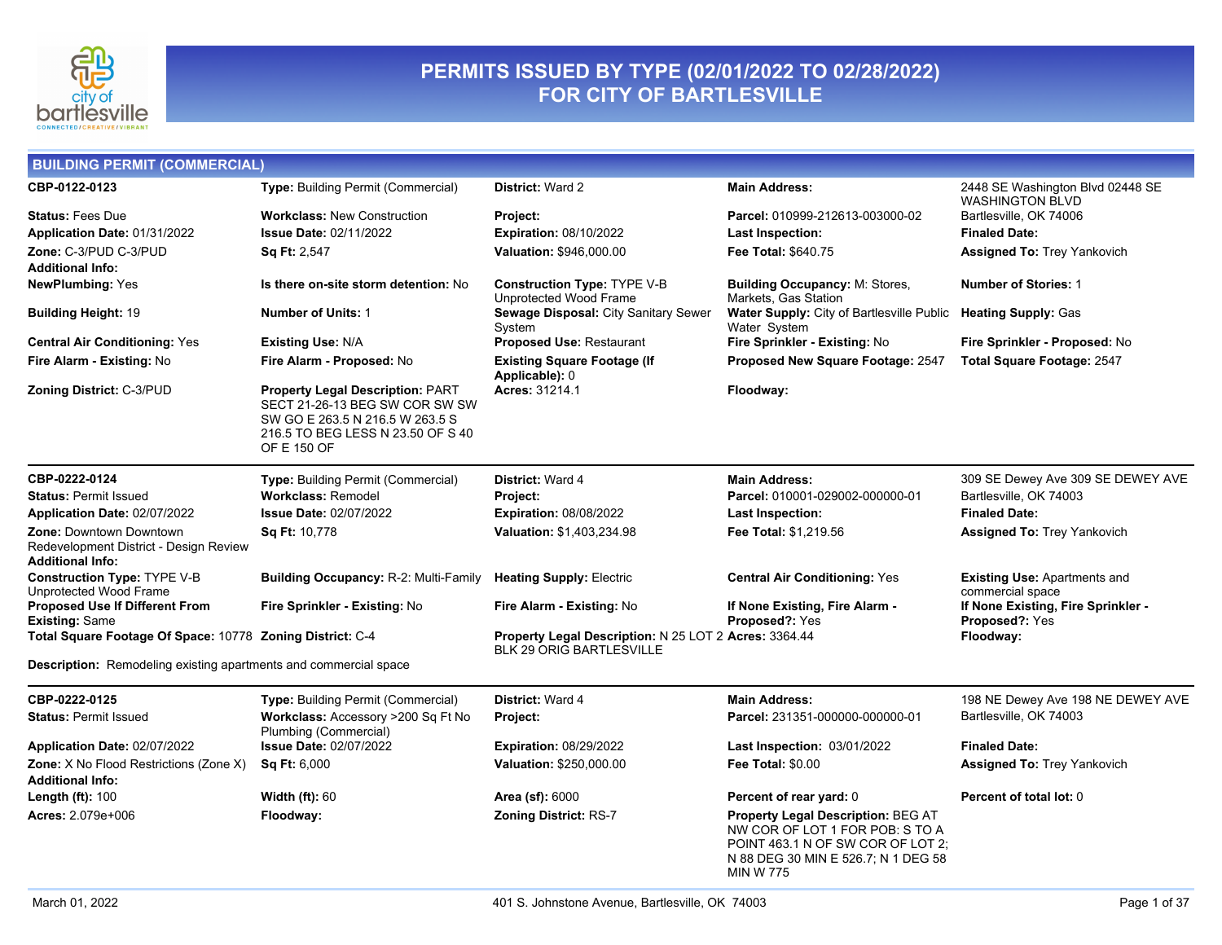# PERMITS ISSUED BY TYPE (02/01/2022 TO 02/28/2022) FOR CITY OF BARTLESVILLE

## BUILDING PERMIT (COMMERCIAL)

| | | | | |
|---|---|---|---|---|
| **CBP-0122-0123** | **Type:** Building Permit (Commercial) | **District:** Ward 2 | **Main Address:** | 2448 SE Washington Blvd 02448 SE WASHINGTON BLVD |
| **Status:** Fees Due | **Workclass:** New Construction | **Project:** | **Parcel:** 010999-212613-003000-02 | Bartlesville, OK 74006 |
| **Application Date:** 01/31/2022 | **Issue Date:** 02/11/2022 | **Expiration:** 08/10/2022 | **Last Inspection:** | **Finaled Date:** |
| **Zone:** C-3/PUD C-3/PUD | **Sq Ft:** 2,547 | **Valuation:** $946,000.00 | **Fee Total:** $640.75 | **Assigned To:** Trey Yankovich |
| **Additional Info:** | | | | |
| **NewPlumbing:** Yes | **Is there on-site storm detention:** No | **Construction Type:** TYPE V-B Unprotected Wood Frame | **Building Occupancy:** M: Stores, Markets, Gas Station | **Number of Stories:** 1 |
| **Building Height:** 19 | **Number of Units:** 1 | **Sewage Disposal:** City Sanitary Sewer System | **Water Supply:** City of Bartlesville Public Water System | **Heating Supply:** Gas |
| **Central Air Conditioning:** Yes | **Existing Use:** N/A | **Proposed Use:** Restaurant | **Fire Sprinkler - Existing:** No | **Fire Sprinkler - Proposed:** No |
| **Fire Alarm - Existing:** No | **Fire Alarm - Proposed:** No | **Existing Square Footage (If Applicable):** 0 | **Proposed New Square Footage:** 2547 | **Total Square Footage:** 2547 |
| **Zoning District:** C-3/PUD | **Property Legal Description:** PART SECT 21-26-13 BEG SW COR SW SW SW GO E 263.5 N 216.5 W 263.5 S 216.5 TO BEG LESS N 23.50 OF S 40 OF E 150 OF | **Acres:** 31214.1 | **Floodway:** | |

| | | | | |
|---|---|---|---|---|
| **CBP-0222-0124** | **Type:** Building Permit (Commercial) | **District:** Ward 4 | **Main Address:** | 309 SE Dewey Ave 309 SE DEWEY AVE |
| **Status:** Permit Issued | **Workclass:** Remodel | **Project:** | **Parcel:** 010001-029002-000000-01 | Bartlesville, OK 74003 |
| **Application Date:** 02/07/2022 | **Issue Date:** 02/07/2022 | **Expiration:** 08/08/2022 | **Last Inspection:** | **Finaled Date:** |
| **Zone:** Downtown Downtown Redevelopment District - Design Review | **Sq Ft:** 10,778 | **Valuation:** $1,403,234.98 | **Fee Total:** $1,219.56 | **Assigned To:** Trey Yankovich |
| **Additional Info:** | | | | |
| **Construction Type:** TYPE V-B Unprotected Wood Frame | **Building Occupancy:** R-2: Multi-Family | **Heating Supply:** Electric | **Central Air Conditioning:** Yes | **Existing Use:** Apartments and commercial space |
| **Proposed Use If Different From Existing:** Same | **Fire Sprinkler - Existing:** No | **Fire Alarm - Existing:** No | **If None Existing, Fire Alarm - Proposed?:** Yes | **If None Existing, Fire Sprinkler - Proposed?:** Yes |
| **Total Square Footage Of Space:** 10778 | **Zoning District:** C-4 | **Property Legal Description:** N 25 LOT 2 BLK 29 ORIG BARTLESVILLE | **Acres:** 3364.44 | **Floodway:** |

**Description:** Remodeling existing apartments and commercial space

| | | | | |
|---|---|---|---|---|
| **CBP-0222-0125** | **Type:** Building Permit (Commercial) | **District:** Ward 4 | **Main Address:** | 198 NE Dewey Ave 198 NE DEWEY AVE |
| **Status:** Permit Issued | **Workclass:** Accessory >200 Sq Ft No Plumbing (Commercial) | **Project:** | **Parcel:** 231351-000000-000000-01 | Bartlesville, OK 74003 |
| **Application Date:** 02/07/2022 | **Issue Date:** 02/07/2022 | **Expiration:** 08/29/2022 | **Last Inspection:** 03/01/2022 | **Finaled Date:** |
| **Zone:** X No Flood Restrictions (Zone X) | **Sq Ft:** 6,000 | **Valuation:** $250,000.00 | **Fee Total:** $0.00 | **Assigned To:** Trey Yankovich |
| **Additional Info:** | | | | |
| **Length (ft):** 100 | **Width (ft):** 60 | **Area (sf):** 6000 | **Percent of rear yard:** 0 | **Percent of total lot:** 0 |
| **Acres:** 2.079e+006 | **Floodway:** | **Zoning District:** RS-7 | **Property Legal Description:** BEG AT NW COR OF LOT 1 FOR POB: S TO A POINT 463.1 N OF SW COR OF LOT 2; N 88 DEG 30 MIN E 526.7; N 1 DEG 58 MIN W 775 | |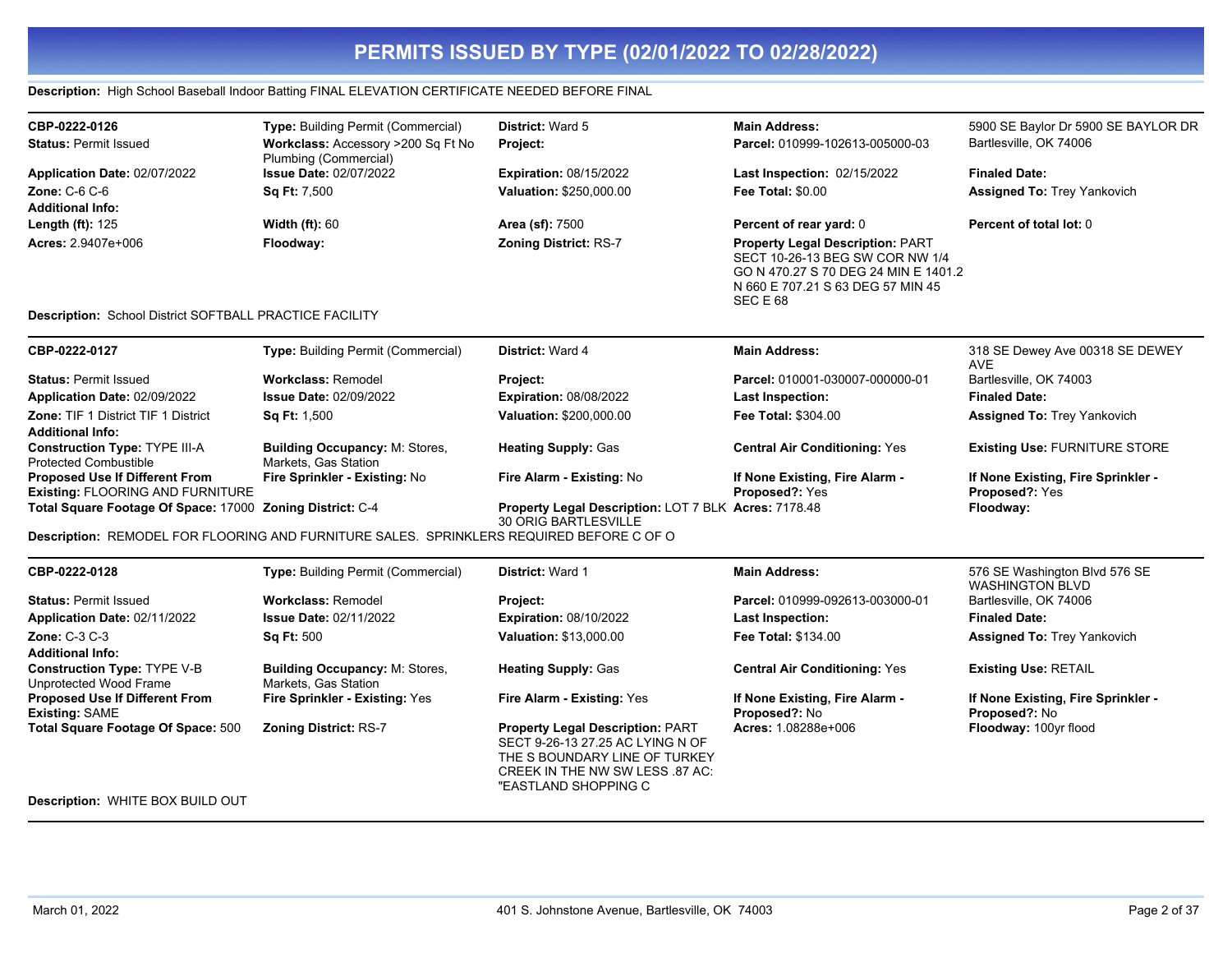# PERMITS ISSUED BY TYPE (02/01/2022 TO 02/28/2022)

**Description:** High School Baseball Indoor Batting FINAL ELEVATION CERTIFICATE NEEDED BEFORE FINAL

---

| | | | | |
|---|---|---|---|---|
| **CBP-0222-0126** | **Type:** Building Permit (Commercial) | **District:** Ward 5 | **Main Address:** | 5900 SE Baylor Dr 5900 SE BAYLOR DR |
| **Status:** Permit Issued | **Workclass:** Accessory >200 Sq Ft No Plumbing (Commercial) | **Project:** | **Parcel:** 010999-102613-005000-03 | Bartlesville, OK 74006 |
| **Application Date:** 02/07/2022 | **Issue Date:** 02/07/2022 | **Expiration:** 08/15/2022 | **Last Inspection:** 02/15/2022 | **Finaled Date:** |
| **Zone:** C-6 C-6 | **Sq Ft:** 7,500 | **Valuation:** $250,000.00 | **Fee Total:** $0.00 | **Assigned To:** Trey Yankovich |
| **Additional Info:** | | | | |
| **Length (ft):** 125 | **Width (ft):** 60 | **Area (sf):** 7500 | **Percent of rear yard:** 0 | **Percent of total lot:** 0 |
| **Acres:** 2.9407e+006 | **Floodway:** | **Zoning District:** RS-7 | **Property Legal Description:** PART SECT 10-26-13 BEG SW COR NW 1/4 GO N 470.27 S 70 DEG 24 MIN E 1401.2 N 660 E 707.21 S 63 DEG 57 MIN 45 SEC E 68 | |

**Description:** School District SOFTBALL PRACTICE FACILITY

---

| | | | | |
|---|---|---|---|---|
| **CBP-0222-0127** | **Type:** Building Permit (Commercial) | **District:** Ward 4 | **Main Address:** | 318 SE Dewey Ave 00318 SE DEWEY AVE |
| **Status:** Permit Issued | **Workclass:** Remodel | **Project:** | **Parcel:** 010001-030007-000000-01 | Bartlesville, OK 74003 |
| **Application Date:** 02/09/2022 | **Issue Date:** 02/09/2022 | **Expiration:** 08/08/2022 | **Last Inspection:** | **Finaled Date:** |
| **Zone:** TIF 1 District TIF 1 District | **Sq Ft:** 1,500 | **Valuation:** $200,000.00 | **Fee Total:** $304.00 | **Assigned To:** Trey Yankovich |
| **Additional Info:** | | | | |
| **Construction Type:** TYPE III-A Protected Combustible | **Building Occupancy:** M: Stores, Markets, Gas Station | **Heating Supply:** Gas | **Central Air Conditioning:** Yes | **Existing Use:** FURNITURE STORE |
| **Proposed Use If Different From Existing:** FLOORING AND FURNITURE | **Fire Sprinkler - Existing:** No | **Fire Alarm - Existing:** No | **If None Existing, Fire Alarm - Proposed?:** Yes | **If None Existing, Fire Sprinkler - Proposed?:** Yes |
| **Total Square Footage Of Space:** 17000 | **Zoning District:** C-4 | **Property Legal Description:** LOT 7 BLK 30 ORIG BARTLESVILLE | **Acres:** 7178.48 | **Floodway:** |

**Description:** REMODEL FOR FLOORING AND FURNITURE SALES. SPRINKLERS REQUIRED BEFORE C OF O

---

| | | | | |
|---|---|---|---|---|
| **CBP-0222-0128** | **Type:** Building Permit (Commercial) | **District:** Ward 1 | **Main Address:** | 576 SE Washington Blvd 576 SE WASHINGTON BLVD |
| **Status:** Permit Issued | **Workclass:** Remodel | **Project:** | **Parcel:** 010999-092613-003000-01 | Bartlesville, OK 74006 |
| **Application Date:** 02/11/2022 | **Issue Date:** 02/11/2022 | **Expiration:** 08/10/2022 | **Last Inspection:** | **Finaled Date:** |
| **Zone:** C-3 C-3 | **Sq Ft:** 500 | **Valuation:** $13,000.00 | **Fee Total:** $134.00 | **Assigned To:** Trey Yankovich |
| **Additional Info:** | | | | |
| **Construction Type:** TYPE V-B Unprotected Wood Frame | **Building Occupancy:** M: Stores, Markets, Gas Station | **Heating Supply:** Gas | **Central Air Conditioning:** Yes | **Existing Use:** RETAIL |
| **Proposed Use If Different From Existing:** SAME | **Fire Sprinkler - Existing:** Yes | **Fire Alarm - Existing:** Yes | **If None Existing, Fire Alarm - Proposed?:** No | **If None Existing, Fire Sprinkler - Proposed?:** No |
| **Total Square Footage Of Space:** 500 | **Zoning District:** RS-7 | **Property Legal Description:** PART SECT 9-26-13 27.25 AC LYING N OF THE S BOUNDARY LINE OF TURKEY CREEK IN THE NW SW LESS .87 AC: "EASTLAND SHOPPING C | **Acres:** 1.08288e+006 | **Floodway:** 100yr flood |

**Description:** WHITE BOX BUILD OUT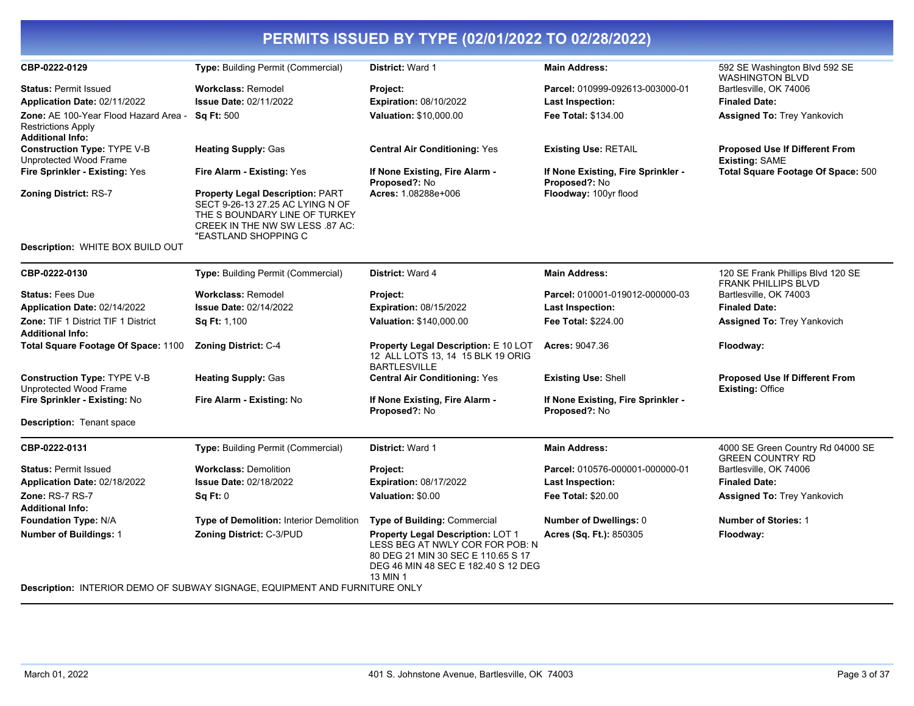# PERMITS ISSUED BY TYPE (02/01/2022 TO 02/28/2022)

| | | | | |
|---|---|---|---|---|
| **CBP-0222-0129** | **Type:** Building Permit (Commercial) | **District:** Ward 1 | **Main Address:** | 592 SE Washington Blvd 592 SE WASHINGTON BLVD |
| **Status:** Permit Issued | **Workclass:** Remodel | **Project:** | **Parcel:** 010999-092613-003000-01 | Bartlesville, OK 74006 |
| **Application Date:** 02/11/2022 | **Issue Date:** 02/11/2022 | **Expiration:** 08/10/2022 | **Last Inspection:** | **Finaled Date:** |
| **Zone:** AE 100-Year Flood Hazard Area - Restrictions Apply | **Sq Ft:** 500 | **Valuation:** $10,000.00 | **Fee Total:** $134.00 | **Assigned To:** Trey Yankovich |
| **Additional Info:** | | | | |
| **Construction Type:** TYPE V-B Unprotected Wood Frame | **Heating Supply:** Gas | **Central Air Conditioning:** Yes | **Existing Use:** RETAIL | **Proposed Use If Different From Existing:** SAME |
| **Fire Sprinkler - Existing:** Yes | **Fire Alarm - Existing:** Yes | **If None Existing, Fire Alarm - Proposed?:** No | **If None Existing, Fire Sprinkler - Proposed?:** No | **Total Square Footage Of Space:** 500 |
| **Zoning District:** RS-7 | **Property Legal Description:** PART SECT 9-26-13 27.25 AC LYING N OF THE S BOUNDARY LINE OF TURKEY CREEK IN THE NW SW LESS .87 AC: "EASTLAND SHOPPING C | **Acres:** 1.08288e+006 | **Floodway:** 100yr flood | |

**Description:** WHITE BOX BUILD OUT

| | | | | |
|---|---|---|---|---|
| **CBP-0222-0130** | **Type:** Building Permit (Commercial) | **District:** Ward 4 | **Main Address:** | 120 SE Frank Phillips Blvd 120 SE FRANK PHILLIPS BLVD |
| **Status:** Fees Due | **Workclass:** Remodel | **Project:** | **Parcel:** 010001-019012-000000-03 | Bartlesville, OK 74003 |
| **Application Date:** 02/14/2022 | **Issue Date:** 02/14/2022 | **Expiration:** 08/15/2022 | **Last Inspection:** | **Finaled Date:** |
| **Zone:** TIF 1 District TIF 1 District | **Sq Ft:** 1,100 | **Valuation:** $140,000.00 | **Fee Total:** $224.00 | **Assigned To:** Trey Yankovich |
| **Additional Info:** | | | | |
| **Total Square Footage Of Space:** 1100 | **Zoning District:** C-4 | **Property Legal Description:** E 10 LOT 12 ALL LOTS 13, 14 15 BLK 19 ORIG BARTLESVILLE | **Acres:** 9047.36 | **Floodway:** |
| **Construction Type:** TYPE V-B Unprotected Wood Frame | **Heating Supply:** Gas | **Central Air Conditioning:** Yes | **Existing Use:** Shell | **Proposed Use If Different From Existing:** Office |
| **Fire Sprinkler - Existing:** No | **Fire Alarm - Existing:** No | **If None Existing, Fire Alarm - Proposed?:** No | **If None Existing, Fire Sprinkler - Proposed?:** No | |

**Description:** Tenant space

| | | | | |
|---|---|---|---|---|
| **CBP-0222-0131** | **Type:** Building Permit (Commercial) | **District:** Ward 1 | **Main Address:** | 4000 SE Green Country Rd 04000 SE GREEN COUNTRY RD |
| **Status:** Permit Issued | **Workclass:** Demolition | **Project:** | **Parcel:** 010576-000001-000000-01 | Bartlesville, OK 74006 |
| **Application Date:** 02/18/2022 | **Issue Date:** 02/18/2022 | **Expiration:** 08/17/2022 | **Last Inspection:** | **Finaled Date:** |
| **Zone:** RS-7 RS-7 | **Sq Ft:** 0 | **Valuation:** $0.00 | **Fee Total:** $20.00 | **Assigned To:** Trey Yankovich |
| **Additional Info:** | | | | |
| **Foundation Type:** N/A | **Type of Demolition:** Interior Demolition | **Type of Building:** Commercial | **Number of Dwellings:** 0 | **Number of Stories:** 1 |
| **Number of Buildings:** 1 | **Zoning District:** C-3/PUD | **Property Legal Description:** LOT 1 LESS BEG AT NWLY COR FOR POB: N 80 DEG 21 MIN 30 SEC E 110.65 S 17 DEG 46 MIN 48 SEC E 182.40 S 12 DEG 13 MIN 1 | **Acres (Sq. Ft.):** 850305 | **Floodway:** |

**Description:** INTERIOR DEMO OF SUBWAY SIGNAGE, EQUIPMENT AND FURNITURE ONLY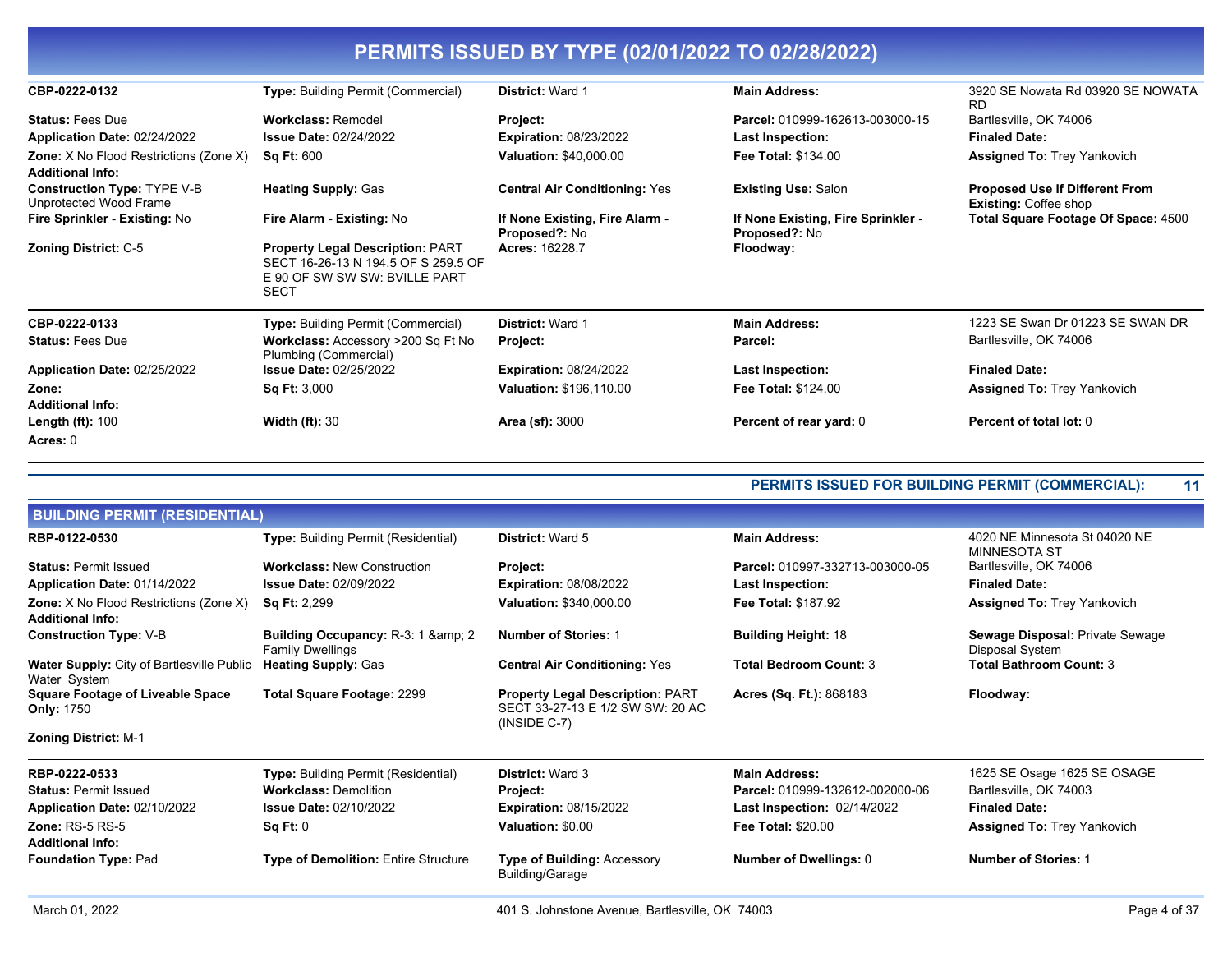# PERMITS ISSUED BY TYPE (02/01/2022 TO 02/28/2022)

| | | | | |
|---|---|---|---|---|
| **CBP-0222-0132** | **Type:** Building Permit (Commercial) | **District:** Ward 1 | **Main Address:** | 3920 SE Nowata Rd 03920 SE NOWATA RD |
| **Status:** Fees Due | **Workclass:** Remodel | **Project:** | **Parcel:** 010999-162613-003000-15 | Bartlesville, OK 74006 |
| **Application Date:** 02/24/2022 | **Issue Date:** 02/24/2022 | **Expiration:** 08/23/2022 | **Last Inspection:** | **Finaled Date:** |
| **Zone:** X No Flood Restrictions (Zone X) | **Sq Ft:** 600 | **Valuation:** $40,000.00 | **Fee Total:** $134.00 | **Assigned To:** Trey Yankovich |
| **Additional Info:** | | | | |
| **Construction Type:** TYPE V-B Unprotected Wood Frame | **Heating Supply:** Gas | **Central Air Conditioning:** Yes | **Existing Use:** Salon | **Proposed Use If Different From Existing:** Coffee shop |
| **Fire Sprinkler - Existing:** No | **Fire Alarm - Existing:** No | **If None Existing, Fire Alarm - Proposed?:** No | **If None Existing, Fire Sprinkler - Proposed?:** No | **Total Square Footage Of Space:** 4500 |
| **Zoning District:** C-5 | **Property Legal Description:** PART SECT 16-26-13 N 194.5 OF S 259.5 OF E 90 OF SW SW SW: BVILLE PART SECT | **Acres:** 16228.7 | **Floodway:** | |

| | | | | |
|---|---|---|---|---|
| **CBP-0222-0133** | **Type:** Building Permit (Commercial) | **District:** Ward 1 | **Main Address:** | 1223 SE Swan Dr 01223 SE SWAN DR |
| **Status:** Fees Due | **Workclass:** Accessory >200 Sq Ft No Plumbing (Commercial) | **Project:** | **Parcel:** | Bartlesville, OK 74006 |
| **Application Date:** 02/25/2022 | **Issue Date:** 02/25/2022 | **Expiration:** 08/24/2022 | **Last Inspection:** | **Finaled Date:** |
| **Zone:** | **Sq Ft:** 3,000 | **Valuation:** $196,110.00 | **Fee Total:** $124.00 | **Assigned To:** Trey Yankovich |
| **Additional Info:** | | | | |
| **Length (ft):** 100 | **Width (ft):** 30 | **Area (sf):** 3000 | **Percent of rear yard:** 0 | **Percent of total lot:** 0 |
| **Acres:** 0 | | | | |

**PERMITS ISSUED FOR BUILDING PERMIT (COMMERCIAL): 11**

## BUILDING PERMIT (RESIDENTIAL)

| | | | | |
|---|---|---|---|---|
| **RBP-0122-0530** | **Type:** Building Permit (Residential) | **District:** Ward 5 | **Main Address:** | 4020 NE Minnesota St 04020 NE MINNESOTA ST |
| **Status:** Permit Issued | **Workclass:** New Construction | **Project:** | **Parcel:** 010997-332713-003000-05 | Bartlesville, OK 74006 |
| **Application Date:** 01/14/2022 | **Issue Date:** 02/09/2022 | **Expiration:** 08/08/2022 | **Last Inspection:** | **Finaled Date:** |
| **Zone:** X No Flood Restrictions (Zone X) | **Sq Ft:** 2,299 | **Valuation:** $340,000.00 | **Fee Total:** $187.92 | **Assigned To:** Trey Yankovich |
| **Additional Info:** | | | | |
| **Construction Type:** V-B | **Building Occupancy:** R-3: 1 &amp; 2 Family Dwellings | **Number of Stories:** 1 | **Building Height:** 18 | **Sewage Disposal:** Private Sewage Disposal System |
| **Water Supply:** City of Bartlesville Public Water System | **Heating Supply:** Gas | **Central Air Conditioning:** Yes | **Total Bedroom Count:** 3 | **Total Bathroom Count:** 3 |
| **Square Footage of Liveable Space Only:** 1750 | **Total Square Footage:** 2299 | **Property Legal Description:** PART SECT 33-27-13 E 1/2 SW SW: 20 AC (INSIDE C-7) | **Acres (Sq. Ft.):** 868183 | **Floodway:** |
| **Zoning District:** M-1 | | | | |

| | | | | |
|---|---|---|---|---|
| **RBP-0222-0533** | **Type:** Building Permit (Residential) | **District:** Ward 3 | **Main Address:** | 1625 SE Osage 1625 SE OSAGE |
| **Status:** Permit Issued | **Workclass:** Demolition | **Project:** | **Parcel:** 010999-132612-002000-06 | Bartlesville, OK 74003 |
| **Application Date:** 02/10/2022 | **Issue Date:** 02/10/2022 | **Expiration:** 08/15/2022 | **Last Inspection:** 02/14/2022 | **Finaled Date:** |
| **Zone:** RS-5 RS-5 | **Sq Ft:** 0 | **Valuation:** $0.00 | **Fee Total:** $20.00 | **Assigned To:** Trey Yankovich |
| **Additional Info:** | | | | |
| **Foundation Type:** Pad | **Type of Demolition:** Entire Structure | **Type of Building:** Accessory Building/Garage | **Number of Dwellings:** 0 | **Number of Stories:** 1 |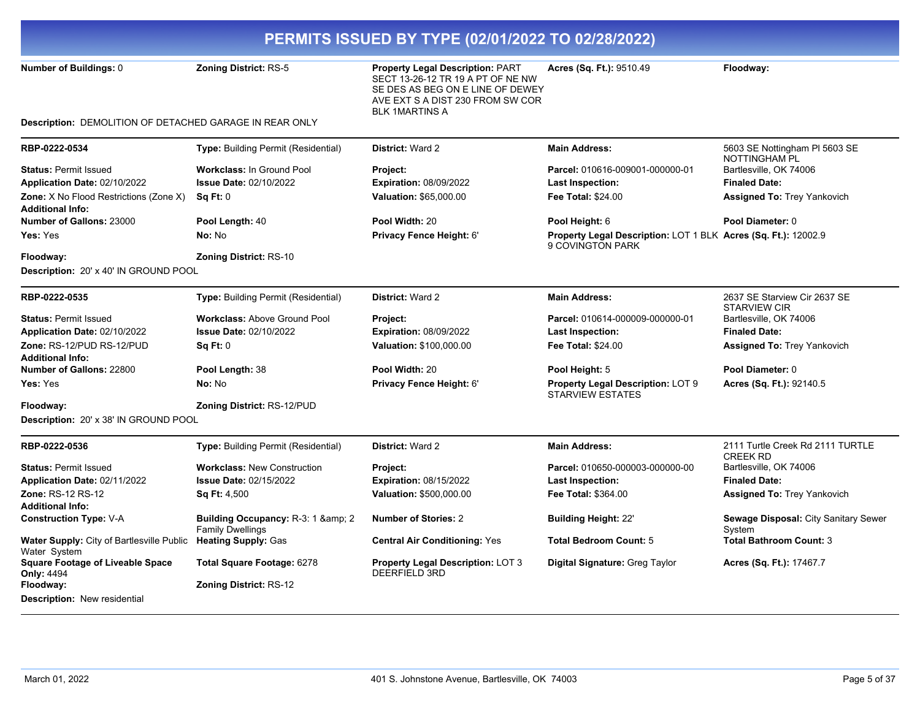# PERMITS ISSUED BY TYPE (02/01/2022 TO 02/28/2022)

| | | | | |
|---|---|---|---|---|
| **Number of Buildings:** 0 | **Zoning District:** RS-5 | **Property Legal Description:** PART SECT 13-26-12 TR 19 A PT OF NE NW SE DES AS BEG ON E LINE OF DEWEY AVE EXT S A DIST 230 FROM SW COR BLK 1MARTINS A | **Acres (Sq. Ft.):** 9510.49 | **Floodway:** |

**Description:** DEMOLITION OF DETACHED GARAGE IN REAR ONLY

---

| | | | | |
|---|---|---|---|---|
| **RBP-0222-0534** | **Type:** Building Permit (Residential) | **District:** Ward 2 | **Main Address:** | 5603 SE Nottingham Pl 5603 SE NOTTINGHAM PL |
| **Status:** Permit Issued | **Workclass:** In Ground Pool | **Project:** | **Parcel:** 010616-009001-000000-01 | Bartlesville, OK 74006 |
| **Application Date:** 02/10/2022 | **Issue Date:** 02/10/2022 | **Expiration:** 08/09/2022 | **Last Inspection:** | **Finaled Date:** |
| **Zone:** X No Flood Restrictions (Zone X) | **Sq Ft:** 0 | **Valuation:** $65,000.00 | **Fee Total:** $24.00 | **Assigned To:** Trey Yankovich |
| **Additional Info:** | | | | |
| **Number of Gallons:** 23000 | **Pool Length:** 40 | **Pool Width:** 20 | **Pool Height:** 6 | **Pool Diameter:** 0 |
| **Yes:** Yes | **No:** No | **Privacy Fence Height:** 6' | **Property Legal Description:** LOT 1 BLK 9 COVINGTON PARK | **Acres (Sq. Ft.):** 12002.9 |
| **Floodway:** | **Zoning District:** RS-10 | | | |

**Description:** 20' x 40' IN GROUND POOL

---

| | | | | |
|---|---|---|---|---|
| **RBP-0222-0535** | **Type:** Building Permit (Residential) | **District:** Ward 2 | **Main Address:** | 2637 SE Starview Cir 2637 SE STARVIEW CIR |
| **Status:** Permit Issued | **Workclass:** Above Ground Pool | **Project:** | **Parcel:** 010614-000009-000000-01 | Bartlesville, OK 74006 |
| **Application Date:** 02/10/2022 | **Issue Date:** 02/10/2022 | **Expiration:** 08/09/2022 | **Last Inspection:** | **Finaled Date:** |
| **Zone:** RS-12/PUD RS-12/PUD | **Sq Ft:** 0 | **Valuation:** $100,000.00 | **Fee Total:** $24.00 | **Assigned To:** Trey Yankovich |
| **Additional Info:** | | | | |
| **Number of Gallons:** 22800 | **Pool Length:** 38 | **Pool Width:** 20 | **Pool Height:** 5 | **Pool Diameter:** 0 |
| **Yes:** Yes | **No:** No | **Privacy Fence Height:** 6' | **Property Legal Description:** LOT 9 STARVIEW ESTATES | **Acres (Sq. Ft.):** 92140.5 |
| **Floodway:** | **Zoning District:** RS-12/PUD | | | |

**Description:** 20' x 38' IN GROUND POOL

---

| | | | | |
|---|---|---|---|---|
| **RBP-0222-0536** | **Type:** Building Permit (Residential) | **District:** Ward 2 | **Main Address:** | 2111 Turtle Creek Rd 2111 TURTLE CREEK RD |
| **Status:** Permit Issued | **Workclass:** New Construction | **Project:** | **Parcel:** 010650-000003-000000-00 | Bartlesville, OK 74006 |
| **Application Date:** 02/11/2022 | **Issue Date:** 02/15/2022 | **Expiration:** 08/15/2022 | **Last Inspection:** | **Finaled Date:** |
| **Zone:** RS-12 RS-12 | **Sq Ft:** 4,500 | **Valuation:** $500,000.00 | **Fee Total:** $364.00 | **Assigned To:** Trey Yankovich |
| **Additional Info:** | | | | |
| **Construction Type:** V-A | **Building Occupancy:** R-3: 1 &amp; 2 Family Dwellings | **Number of Stories:** 2 | **Building Height:** 22' | **Sewage Disposal:** City Sanitary Sewer System |
| **Water Supply:** City of Bartlesville Public Water System | **Heating Supply:** Gas | **Central Air Conditioning:** Yes | **Total Bedroom Count:** 5 | **Total Bathroom Count:** 3 |
| **Square Footage of Liveable Space Only:** 4494 | **Total Square Footage:** 6278 | **Property Legal Description:** LOT 3 DEERFIELD 3RD | **Digital Signature:** Greg Taylor | **Acres (Sq. Ft.):** 17467.7 |
| **Floodway:** | **Zoning District:** RS-12 | | | |

**Description:** New residential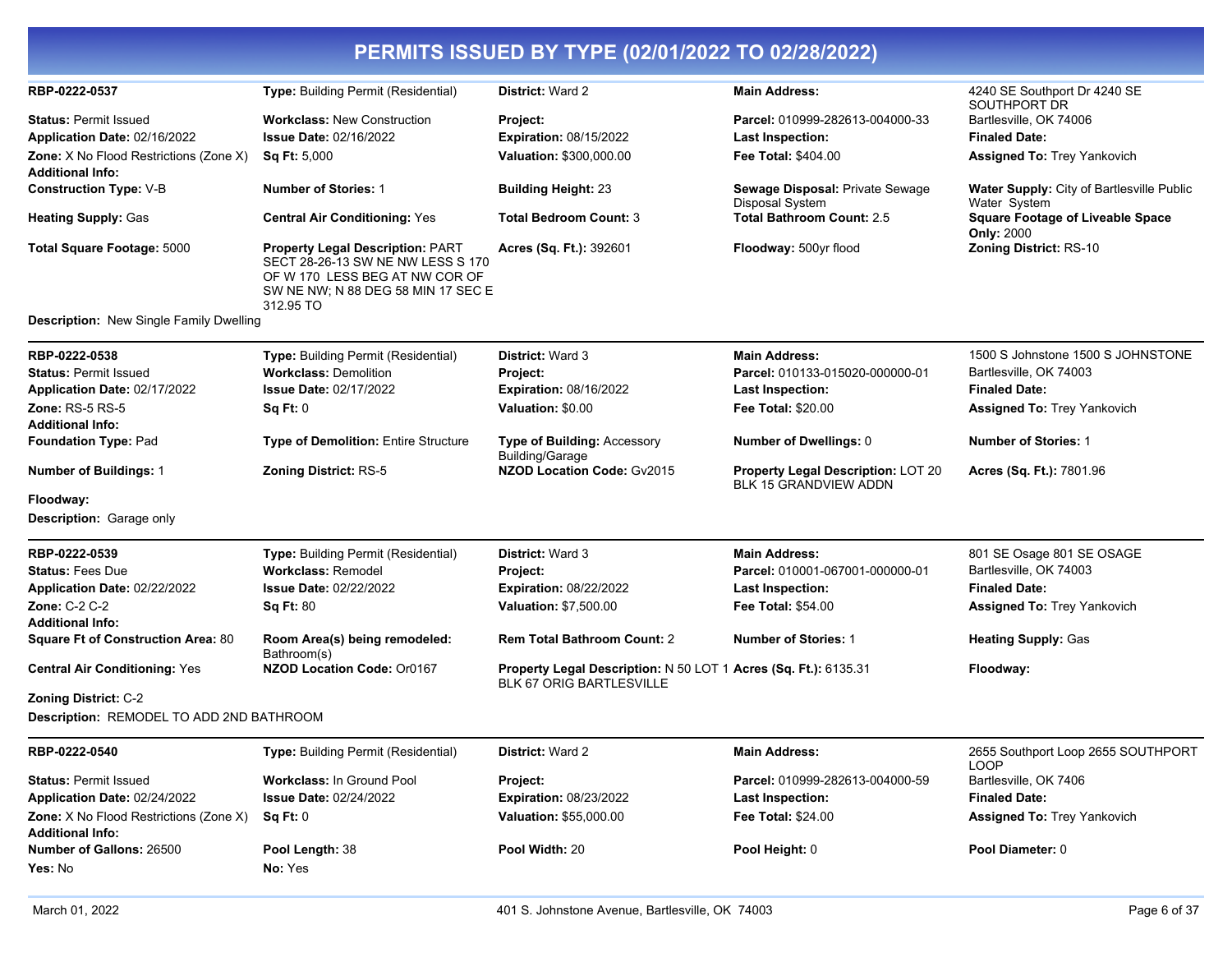# PERMITS ISSUED BY TYPE (02/01/2022 TO 02/28/2022)

| | | | | |
|---|---|---|---|---|
| **RBP-0222-0537** | **Type:** Building Permit (Residential) | **District:** Ward 2 | **Main Address:** | 4240 SE Southport Dr 4240 SE SOUTHPORT DR |
| **Status:** Permit Issued | **Workclass:** New Construction | **Project:** | **Parcel:** 010999-282613-004000-33 | Bartlesville, OK 74006 |
| **Application Date:** 02/16/2022 | **Issue Date:** 02/16/2022 | **Expiration:** 08/15/2022 | **Last Inspection:** | **Finaled Date:** |
| **Zone:** X No Flood Restrictions (Zone X) | **Sq Ft:** 5,000 | **Valuation:** $300,000.00 | **Fee Total:** $404.00 | **Assigned To:** Trey Yankovich |
| **Additional Info:** | | | | |
| **Construction Type:** V-B | **Number of Stories:** 1 | **Building Height:** 23 | **Sewage Disposal:** Private Sewage Disposal System | **Water Supply:** City of Bartlesville Public Water System |
| **Heating Supply:** Gas | **Central Air Conditioning:** Yes | **Total Bedroom Count:** 3 | **Total Bathroom Count:** 2.5 | **Square Footage of Liveable Space Only:** 2000 |
| **Total Square Footage:** 5000 | **Property Legal Description:** PART SECT 28-26-13 SW NE NW LESS S 170 OF W 170 LESS BEG AT NW COR OF SW NE NW; N 88 DEG 58 MIN 17 SEC E 312.95 TO | **Acres (Sq. Ft.):** 392601 | **Floodway:** 500yr flood | **Zoning District:** RS-10 |

**Description:** New Single Family Dwelling

| | | | | |
|---|---|---|---|---|
| **RBP-0222-0538** | **Type:** Building Permit (Residential) | **District:** Ward 3 | **Main Address:** | 1500 S Johnstone 1500 S JOHNSTONE |
| **Status:** Permit Issued | **Workclass:** Demolition | **Project:** | **Parcel:** 010133-015020-000000-01 | Bartlesville, OK 74003 |
| **Application Date:** 02/17/2022 | **Issue Date:** 02/17/2022 | **Expiration:** 08/16/2022 | **Last Inspection:** | **Finaled Date:** |
| **Zone:** RS-5 RS-5 | **Sq Ft:** 0 | **Valuation:** $0.00 | **Fee Total:** $20.00 | **Assigned To:** Trey Yankovich |
| **Additional Info:** | | | | |
| **Foundation Type:** Pad | **Type of Demolition:** Entire Structure | **Type of Building:** Accessory Building/Garage | **Number of Dwellings:** 0 | **Number of Stories:** 1 |
| **Number of Buildings:** 1 | **Zoning District:** RS-5 | **NZOD Location Code:** Gv2015 | **Property Legal Description:** LOT 20 BLK 15 GRANDVIEW ADDN | **Acres (Sq. Ft.):** 7801.96 |
| **Floodway:** | | | | |

**Description:** Garage only

| | | | | |
|---|---|---|---|---|
| **RBP-0222-0539** | **Type:** Building Permit (Residential) | **District:** Ward 3 | **Main Address:** | 801 SE Osage 801 SE OSAGE |
| **Status:** Fees Due | **Workclass:** Remodel | **Project:** | **Parcel:** 010001-067001-000000-01 | Bartlesville, OK 74003 |
| **Application Date:** 02/22/2022 | **Issue Date:** 02/22/2022 | **Expiration:** 08/22/2022 | **Last Inspection:** | **Finaled Date:** |
| **Zone:** C-2 C-2 | **Sq Ft:** 80 | **Valuation:** $7,500.00 | **Fee Total:** $54.00 | **Assigned To:** Trey Yankovich |
| **Additional Info:** | | | | |
| **Square Ft of Construction Area:** 80 | **Room Area(s) being remodeled:** Bathroom(s) | **Rem Total Bathroom Count:** 2 | **Number of Stories:** 1 | **Heating Supply:** Gas |
| **Central Air Conditioning:** Yes | **NZOD Location Code:** Or0167 | **Property Legal Description:** N 50 LOT 1 BLK 67 ORIG BARTLESVILLE | **Acres (Sq. Ft.):** 6135.31 | **Floodway:** |
| **Zoning District:** C-2 | | | | |

**Description:** REMODEL TO ADD 2ND BATHROOM

| | | | | |
|---|---|---|---|---|
| **RBP-0222-0540** | **Type:** Building Permit (Residential) | **District:** Ward 2 | **Main Address:** | 2655 Southport Loop 2655 SOUTHPORT LOOP |
| **Status:** Permit Issued | **Workclass:** In Ground Pool | **Project:** | **Parcel:** 010999-282613-004000-59 | Bartlesville, OK 7406 |
| **Application Date:** 02/24/2022 | **Issue Date:** 02/24/2022 | **Expiration:** 08/23/2022 | **Last Inspection:** | **Finaled Date:** |
| **Zone:** X No Flood Restrictions (Zone X) | **Sq Ft:** 0 | **Valuation:** $55,000.00 | **Fee Total:** $24.00 | **Assigned To:** Trey Yankovich |
| **Additional Info:** | | | | |
| **Number of Gallons:** 26500 | **Pool Length:** 38 | **Pool Width:** 20 | **Pool Height:** 0 | **Pool Diameter:** 0 |
| **Yes:** No | **No:** Yes | | | |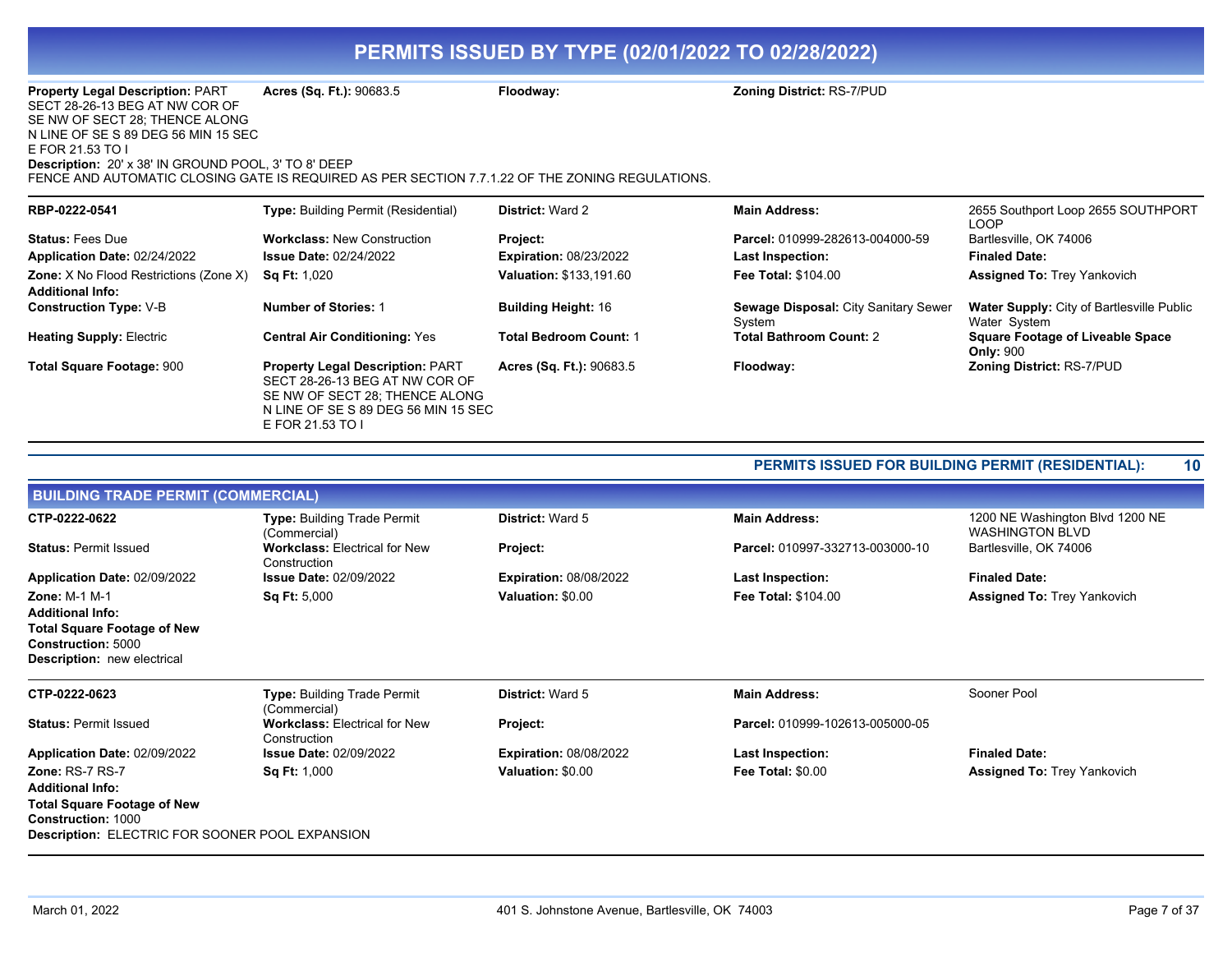# PERMITS ISSUED BY TYPE (02/01/2022 TO 02/28/2022)

| | | | |
|---|---|---|---|
| **Property Legal Description:** PART SECT 28-26-13 BEG AT NW COR OF SE NW OF SECT 28; THENCE ALONG N LINE OF SE S 89 DEG 56 MIN 15 SEC E FOR 21.53 TO I | **Acres (Sq. Ft.):** 90683.5 | **Floodway:** | **Zoning District:** RS-7/PUD |

**Description:** 20' x 38' IN GROUND POOL, 3' TO 8' DEEP
FENCE AND AUTOMATIC CLOSING GATE IS REQUIRED AS PER SECTION 7.7.1.22 OF THE ZONING REGULATIONS.

| | | | | |
|---|---|---|---|---|
| **RBP-0222-0541** | **Type:** Building Permit (Residential) | **District:** Ward 2 | **Main Address:** | 2655 Southport Loop 2655 SOUTHPORT LOOP |
| **Status:** Fees Due | **Workclass:** New Construction | **Project:** | **Parcel:** 010999-282613-004000-59 | Bartlesville, OK 74006 |
| **Application Date:** 02/24/2022 | **Issue Date:** 02/24/2022 | **Expiration:** 08/23/2022 | **Last Inspection:** | **Finaled Date:** |
| **Zone:** X No Flood Restrictions (Zone X) | **Sq Ft:** 1,020 | **Valuation:** $133,191.60 | **Fee Total:** $104.00 | **Assigned To:** Trey Yankovich |
| **Additional Info:** | | | | |
| **Construction Type:** V-B | **Number of Stories:** 1 | **Building Height:** 16 | **Sewage Disposal:** City Sanitary Sewer System | **Water Supply:** City of Bartlesville Public Water System |
| **Heating Supply:** Electric | **Central Air Conditioning:** Yes | **Total Bedroom Count:** 1 | **Total Bathroom Count:** 2 | **Square Footage of Liveable Space Only:** 900 |
| **Total Square Footage:** 900 | **Property Legal Description:** PART SECT 28-26-13 BEG AT NW COR OF SE NW OF SECT 28; THENCE ALONG N LINE OF SE S 89 DEG 56 MIN 15 SEC E FOR 21.53 TO I | **Acres (Sq. Ft.):** 90683.5 | **Floodway:** | **Zoning District:** RS-7/PUD |

**PERMITS ISSUED FOR BUILDING PERMIT (RESIDENTIAL): 10**

## BUILDING TRADE PERMIT (COMMERCIAL)

| | | | | |
|---|---|---|---|---|
| **CTP-0222-0622** | **Type:** Building Trade Permit (Commercial) | **District:** Ward 5 | **Main Address:** | 1200 NE Washington Blvd 1200 NE WASHINGTON BLVD |
| **Status:** Permit Issued | **Workclass:** Electrical for New Construction | **Project:** | **Parcel:** 010997-332713-003000-10 | Bartlesville, OK 74006 |
| **Application Date:** 02/09/2022 | **Issue Date:** 02/09/2022 | **Expiration:** 08/08/2022 | **Last Inspection:** | **Finaled Date:** |
| **Zone:** M-1 M-1 | **Sq Ft:** 5,000 | **Valuation:** $0.00 | **Fee Total:** $104.00 | **Assigned To:** Trey Yankovich |
| **Additional Info:** | | | | |
| **Total Square Footage of New Construction:** 5000 | | | | |

**Description:** new electrical

| | | | | |
|---|---|---|---|---|
| **CTP-0222-0623** | **Type:** Building Trade Permit (Commercial) | **District:** Ward 5 | **Main Address:** | Sooner Pool |
| **Status:** Permit Issued | **Workclass:** Electrical for New Construction | **Project:** | **Parcel:** 010999-102613-005000-05 | |
| **Application Date:** 02/09/2022 | **Issue Date:** 02/09/2022 | **Expiration:** 08/08/2022 | **Last Inspection:** | **Finaled Date:** |
| **Zone:** RS-7 RS-7 | **Sq Ft:** 1,000 | **Valuation:** $0.00 | **Fee Total:** $0.00 | **Assigned To:** Trey Yankovich |
| **Additional Info:** | | | | |
| **Total Square Footage of New Construction:** 1000 | | | | |

**Description:** ELECTRIC FOR SOONER POOL EXPANSION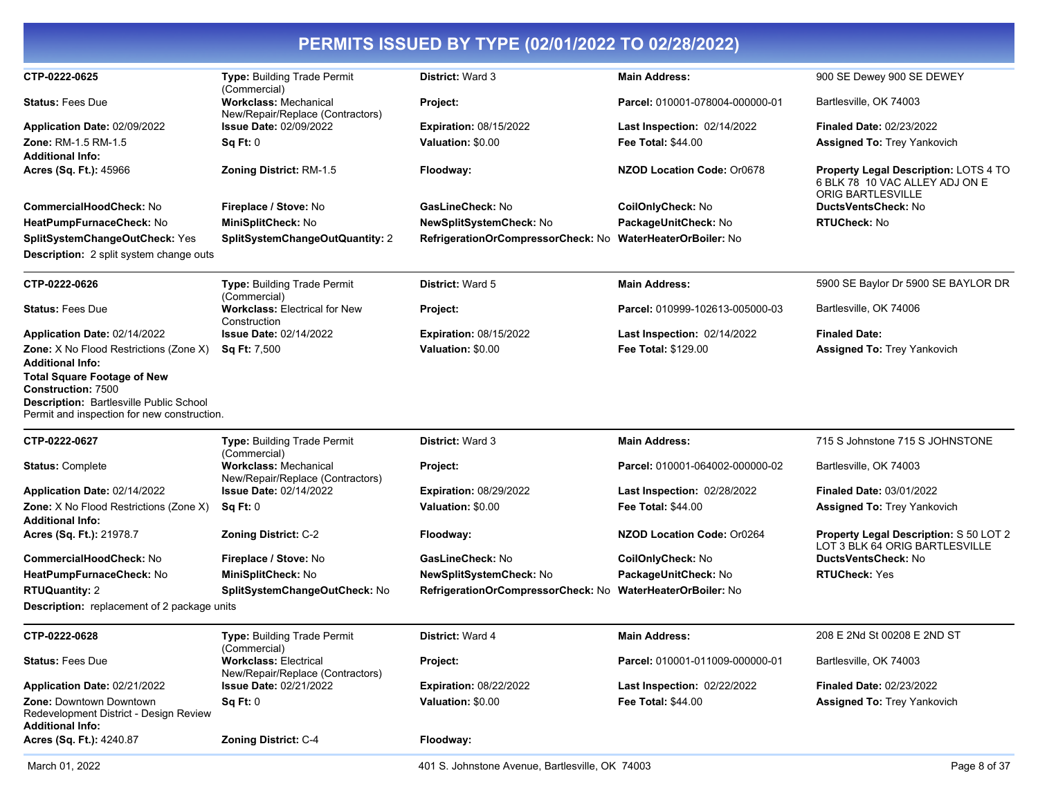# PERMITS ISSUED BY TYPE (02/01/2022 TO 02/28/2022)

---

**CTP-0222-0625**
**Type:** Building Trade Permit (Commercial)
**District:** Ward 3
**Main Address:** 900 SE Dewey 900 SE DEWEY
**Status:** Fees Due
**Workclass:** Mechanical New/Repair/Replace (Contractors)
**Project:**
**Parcel:** 010001-078004-000000-01
Bartlesville, OK 74003
**Application Date:** 02/09/2022
**Issue Date:** 02/09/2022
**Expiration:** 08/15/2022
**Last Inspection:** 02/14/2022
**Finaled Date:** 02/23/2022
**Zone:** RM-1.5 RM-1.5
**Sq Ft:** 0
**Valuation:** $0.00
**Fee Total:** $44.00
**Assigned To:** Trey Yankovich
**Additional Info:**
**Acres (Sq. Ft.):** 45966
**Zoning District:** RM-1.5
**Floodway:**
**NZOD Location Code:** Or0678
**Property Legal Description:** LOTS 4 TO 6 BLK 78 10 VAC ALLEY ADJ ON E ORIG BARTLESVILLE
**CommercialHoodCheck:** No
**Fireplace / Stove:** No
**GasLineCheck:** No
**CoilOnlyCheck:** No
**DuctsVentsCheck:** No
**HeatPumpFurnaceCheck:** No
**MiniSplitCheck:** No
**NewSplitSystemCheck:** No
**PackageUnitCheck:** No
**RTUCheck:** No
**SplitSystemChangeOutCheck:** Yes
**SplitSystemChangeOutQuantity:** 2
**RefrigerationOrCompressorCheck:** No
**WaterHeaterOrBoiler:** No
**Description:** 2 split system change outs

---

**CTP-0222-0626**
**Type:** Building Trade Permit (Commercial)
**District:** Ward 5
**Main Address:** 5900 SE Baylor Dr 5900 SE BAYLOR DR
**Status:** Fees Due
**Workclass:** Electrical for New Construction
**Project:**
**Parcel:** 010999-102613-005000-03
Bartlesville, OK 74006
**Application Date:** 02/14/2022
**Issue Date:** 02/14/2022
**Expiration:** 08/15/2022
**Last Inspection:** 02/14/2022
**Finaled Date:**
**Zone:** X No Flood Restrictions (Zone X)
**Sq Ft:** 7,500
**Valuation:** $0.00
**Fee Total:** $129.00
**Assigned To:** Trey Yankovich
**Additional Info:**
**Total Square Footage of New Construction:** 7500
**Description:** Bartlesville Public School Permit and inspection for new construction.

---

**CTP-0222-0627**
**Type:** Building Trade Permit (Commercial)
**District:** Ward 3
**Main Address:** 715 S Johnstone 715 S JOHNSTONE
**Status:** Complete
**Workclass:** Mechanical New/Repair/Replace (Contractors)
**Project:**
**Parcel:** 010001-064002-000000-02
Bartlesville, OK 74003
**Application Date:** 02/14/2022
**Issue Date:** 02/14/2022
**Expiration:** 08/29/2022
**Last Inspection:** 02/28/2022
**Finaled Date:** 03/01/2022
**Zone:** X No Flood Restrictions (Zone X)
**Sq Ft:** 0
**Valuation:** $0.00
**Fee Total:** $44.00
**Assigned To:** Trey Yankovich
**Additional Info:**
**Acres (Sq. Ft.):** 21978.7
**Zoning District:** C-2
**Floodway:**
**NZOD Location Code:** Or0264
**Property Legal Description:** S 50 LOT 2 LOT 3 BLK 64 ORIG BARTLESVILLE
**CommercialHoodCheck:** No
**Fireplace / Stove:** No
**GasLineCheck:** No
**CoilOnlyCheck:** No
**DuctsVentsCheck:** No
**HeatPumpFurnaceCheck:** No
**MiniSplitCheck:** No
**NewSplitSystemCheck:** No
**PackageUnitCheck:** No
**RTUCheck:** Yes
**RTUQuantity:** 2
**SplitSystemChangeOutCheck:** No
**RefrigerationOrCompressorCheck:** No
**WaterHeaterOrBoiler:** No
**Description:** replacement of 2 package units

---

**CTP-0222-0628**
**Type:** Building Trade Permit (Commercial)
**District:** Ward 4
**Main Address:** 208 E 2Nd St 00208 E 2ND ST
**Status:** Fees Due
**Workclass:** Electrical New/Repair/Replace (Contractors)
**Project:**
**Parcel:** 010001-011009-000000-01
Bartlesville, OK 74003
**Application Date:** 02/21/2022
**Issue Date:** 02/21/2022
**Expiration:** 08/22/2022
**Last Inspection:** 02/22/2022
**Finaled Date:** 02/23/2022
**Zone:** Downtown Downtown Redevelopment District - Design Review
**Sq Ft:** 0
**Valuation:** $0.00
**Fee Total:** $44.00
**Assigned To:** Trey Yankovich
**Additional Info:**
**Acres (Sq. Ft.):** 4240.87
**Zoning District:** C-4
**Floodway:**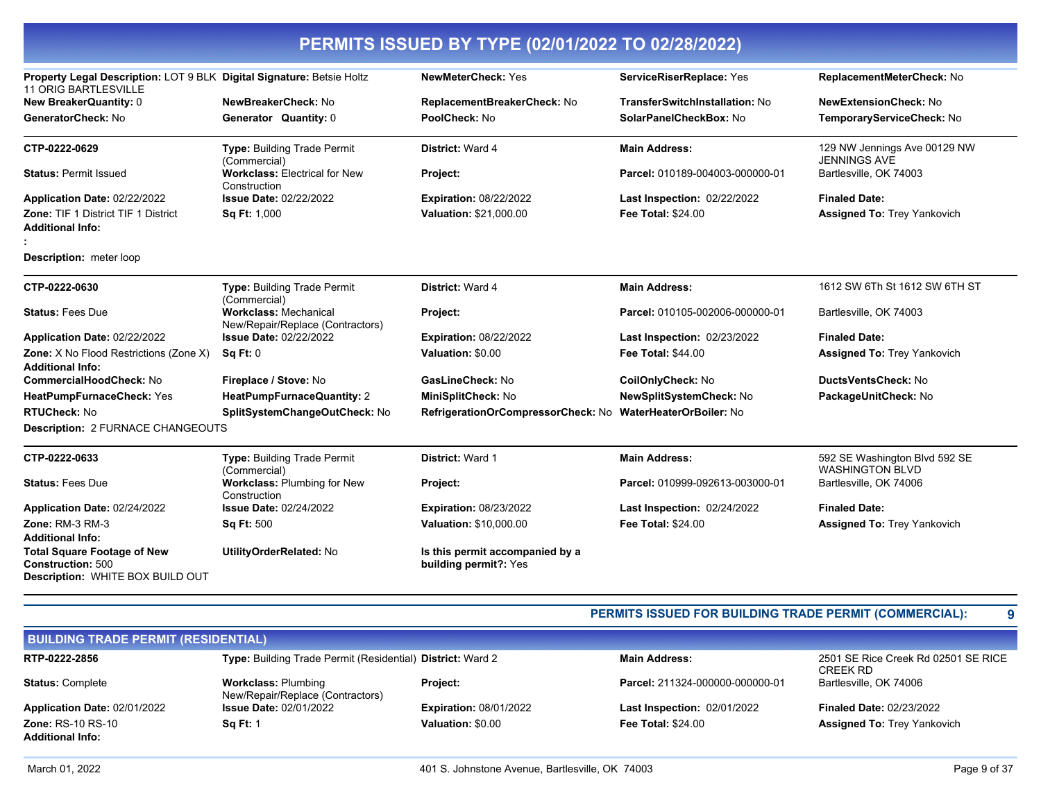# PERMITS ISSUED BY TYPE (02/01/2022 TO 02/28/2022)

| | | | | |
|---|---|---|---|---|
| **Property Legal Description:** LOT 9 BLK 11 ORIG BARTLESVILLE | **Digital Signature:** Betsie Holtz | **NewMeterCheck:** Yes | **ServiceRiserReplace:** Yes | **ReplacementMeterCheck:** No |
| **New BreakerQuantity:** 0 | **NewBreakerCheck:** No | **ReplacementBreakerCheck:** No | **TransferSwitchInstallation:** No | **NewExtensionCheck:** No |
| **GeneratorCheck:** No | **Generator Quantity:** 0 | **PoolCheck:** No | **SolarPanelCheckBox:** No | **TemporaryServiceCheck:** No |

| | | | | |
|---|---|---|---|---|
| **CTP-0222-0629** | **Type:** Building Trade Permit (Commercial) | **District:** Ward 4 | **Main Address:** | 129 NW Jennings Ave 00129 NW JENNINGS AVE |
| **Status:** Permit Issued | **Workclass:** Electrical for New Construction | **Project:** | **Parcel:** 010189-004003-000000-01 | Bartlesville, OK 74003 |
| **Application Date:** 02/22/2022 | **Issue Date:** 02/22/2022 | **Expiration:** 08/22/2022 | **Last Inspection:** 02/22/2022 | **Finaled Date:** |
| **Zone:** TIF 1 District TIF 1 District | **Sq Ft:** 1,000 | **Valuation:** $21,000.00 | **Fee Total:** $24.00 | **Assigned To:** Trey Yankovich |

**Additional Info:**

:

**Description:** meter loop

| | | | | |
|---|---|---|---|---|
| **CTP-0222-0630** | **Type:** Building Trade Permit (Commercial) | **District:** Ward 4 | **Main Address:** | 1612 SW 6Th St 1612 SW 6TH ST |
| **Status:** Fees Due | **Workclass:** Mechanical New/Repair/Replace (Contractors) | **Project:** | **Parcel:** 010105-002006-000000-01 | Bartlesville, OK 74003 |
| **Application Date:** 02/22/2022 | **Issue Date:** 02/22/2022 | **Expiration:** 08/22/2022 | **Last Inspection:** 02/23/2022 | **Finaled Date:** |
| **Zone:** X No Flood Restrictions (Zone X) | **Sq Ft:** 0 | **Valuation:** $0.00 | **Fee Total:** $44.00 | **Assigned To:** Trey Yankovich |

**Additional Info:**

| | | | | |
|---|---|---|---|---|
| **CommercialHoodCheck:** No | **Fireplace / Stove:** No | **GasLineCheck:** No | **CoilOnlyCheck:** No | **DuctsVentsCheck:** No |
| **HeatPumpFurnaceCheck:** Yes | **HeatPumpFurnaceQuantity:** 2 | **MiniSplitCheck:** No | **NewSplitSystemCheck:** No | **PackageUnitCheck:** No |
| **RTUCheck:** No | **SplitSystemChangeOutCheck:** No | **RefrigerationOrCompressorCheck:** No | **WaterHeaterOrBoiler:** No | |

**Description:** 2 FURNACE CHANGEOUTS

| | | | | |
|---|---|---|---|---|
| **CTP-0222-0633** | **Type:** Building Trade Permit (Commercial) | **District:** Ward 1 | **Main Address:** | 592 SE Washington Blvd 592 SE WASHINGTON BLVD |
| **Status:** Fees Due | **Workclass:** Plumbing for New Construction | **Project:** | **Parcel:** 010999-092613-003000-01 | Bartlesville, OK 74006 |
| **Application Date:** 02/24/2022 | **Issue Date:** 02/24/2022 | **Expiration:** 08/23/2022 | **Last Inspection:** 02/24/2022 | **Finaled Date:** |
| **Zone:** RM-3 RM-3 | **Sq Ft:** 500 | **Valuation:** $10,000.00 | **Fee Total:** $24.00 | **Assigned To:** Trey Yankovich |

**Additional Info:**

| | | |
|---|---|---|
| **Total Square Footage of New Construction:** 500 | **UtilityOrderRelated:** No | **Is this permit accompanied by a building permit?:** Yes |

**Description:** WHITE BOX BUILD OUT

**PERMITS ISSUED FOR BUILDING TRADE PERMIT (COMMERCIAL): 9**

## BUILDING TRADE PERMIT (RESIDENTIAL)

| | | | | |
|---|---|---|---|---|
| **RTP-0222-2856** | **Type:** Building Trade Permit (Residential) | **District:** Ward 2 | **Main Address:** | 2501 SE Rice Creek Rd 02501 SE RICE CREEK RD |
| **Status:** Complete | **Workclass:** Plumbing New/Repair/Replace (Contractors) | **Project:** | **Parcel:** 211324-000000-000000-01 | Bartlesville, OK 74006 |
| **Application Date:** 02/01/2022 | **Issue Date:** 02/01/2022 | **Expiration:** 08/01/2022 | **Last Inspection:** 02/01/2022 | **Finaled Date:** 02/23/2022 |
| **Zone:** RS-10 RS-10 | **Sq Ft:** 1 | **Valuation:** $0.00 | **Fee Total:** $24.00 | **Assigned To:** Trey Yankovich |

**Additional Info:**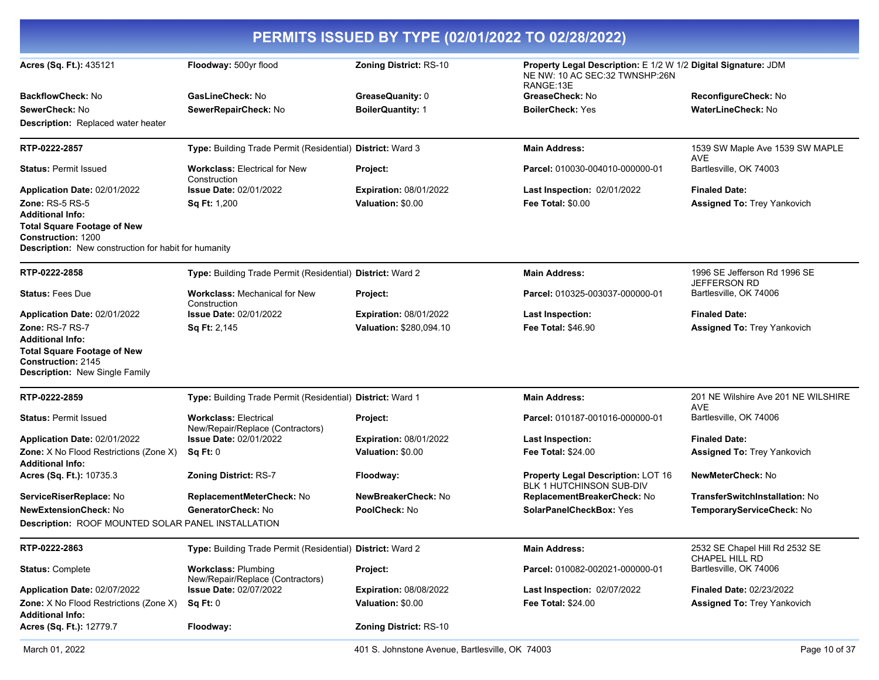# PERMITS ISSUED BY TYPE (02/01/2022 TO 02/28/2022)

| | | | | |
|---|---|---|---|---|
| **Acres (Sq. Ft.):** 435121 | **Floodway:** 500yr flood | **Zoning District:** RS-10 | **Property Legal Description:** E 1/2 W 1/2 NE NW: 10 AC SEC:32 TWNSHP:26N RANGE:13E | **Digital Signature:** JDM |
| **BackflowCheck:** No | **GasLineCheck:** No | **GreaseQuanity:** 0 | **GreaseCheck:** No | **ReconfigureCheck:** No |
| **SewerCheck:** No | **SewerRepairCheck:** No | **BoilerQuantity:** 1 | **BoilerCheck:** Yes | **WaterLineCheck:** No |

**Description:** Replaced water heater

---

| | | | | |
|---|---|---|---|---|
| **RTP-0222-2857** | **Type:** Building Trade Permit (Residential) | **District:** Ward 3 | **Main Address:** | 1539 SW Maple Ave 1539 SW MAPLE AVE |
| **Status:** Permit Issued | **Workclass:** Electrical for New Construction | **Project:** | **Parcel:** 010030-004010-000000-01 | Bartlesville, OK 74003 |
| **Application Date:** 02/01/2022 | **Issue Date:** 02/01/2022 | **Expiration:** 08/01/2022 | **Last Inspection:** 02/01/2022 | **Finaled Date:** |
| **Zone:** RS-5 RS-5 | **Sq Ft:** 1,200 | **Valuation:** $0.00 | **Fee Total:** $0.00 | **Assigned To:** Trey Yankovich |

**Additional Info:**
**Total Square Footage of New Construction:** 1200
**Description:** New construction for habit for humanity

---

| | | | | |
|---|---|---|---|---|
| **RTP-0222-2858** | **Type:** Building Trade Permit (Residential) | **District:** Ward 2 | **Main Address:** | 1996 SE Jefferson Rd 1996 SE JEFFERSON RD |
| **Status:** Fees Due | **Workclass:** Mechanical for New Construction | **Project:** | **Parcel:** 010325-003037-000000-01 | Bartlesville, OK 74006 |
| **Application Date:** 02/01/2022 | **Issue Date:** 02/01/2022 | **Expiration:** 08/01/2022 | **Last Inspection:** | **Finaled Date:** |
| **Zone:** RS-7 RS-7 | **Sq Ft:** 2,145 | **Valuation:** $280,094.10 | **Fee Total:** $46.90 | **Assigned To:** Trey Yankovich |

**Additional Info:**
**Total Square Footage of New Construction:** 2145
**Description:** New Single Family

---

| | | | | |
|---|---|---|---|---|
| **RTP-0222-2859** | **Type:** Building Trade Permit (Residential) | **District:** Ward 1 | **Main Address:** | 201 NE Wilshire Ave 201 NE WILSHIRE AVE |
| **Status:** Permit Issued | **Workclass:** Electrical New/Repair/Replace (Contractors) | **Project:** | **Parcel:** 010187-001016-000000-01 | Bartlesville, OK 74006 |
| **Application Date:** 02/01/2022 | **Issue Date:** 02/01/2022 | **Expiration:** 08/01/2022 | **Last Inspection:** | **Finaled Date:** |
| **Zone:** X No Flood Restrictions (Zone X) | **Sq Ft:** 0 | **Valuation:** $0.00 | **Fee Total:** $24.00 | **Assigned To:** Trey Yankovich |

**Additional Info:**

| | | | | |
|---|---|---|---|---|
| **Acres (Sq. Ft.):** 10735.3 | **Zoning District:** RS-7 | **Floodway:** | **Property Legal Description:** LOT 16 BLK 1 HUTCHINSON SUB-DIV | **NewMeterCheck:** No |
| **ServiceRiserReplace:** No | **ReplacementMeterCheck:** No | **NewBreakerCheck:** No | **ReplacementBreakerCheck:** No | **TransferSwitchInstallation:** No |
| **NewExtensionCheck:** No | **GeneratorCheck:** No | **PoolCheck:** No | **SolarPanelCheckBox:** Yes | **TemporaryServiceCheck:** No |

**Description:** ROOF MOUNTED SOLAR PANEL INSTALLATION

---

| | | | | |
|---|---|---|---|---|
| **RTP-0222-2863** | **Type:** Building Trade Permit (Residential) | **District:** Ward 2 | **Main Address:** | 2532 SE Chapel Hill Rd 2532 SE CHAPEL HILL RD |
| **Status:** Complete | **Workclass:** Plumbing New/Repair/Replace (Contractors) | **Project:** | **Parcel:** 010082-002021-000000-01 | Bartlesville, OK 74006 |
| **Application Date:** 02/07/2022 | **Issue Date:** 02/07/2022 | **Expiration:** 08/08/2022 | **Last Inspection:** 02/07/2022 | **Finaled Date:** 02/23/2022 |
| **Zone:** X No Flood Restrictions (Zone X) | **Sq Ft:** 0 | **Valuation:** $0.00 | **Fee Total:** $24.00 | **Assigned To:** Trey Yankovich |

**Additional Info:**

| | | |
|---|---|---|
| **Acres (Sq. Ft.):** 12779.7 | **Floodway:** | **Zoning District:** RS-10 |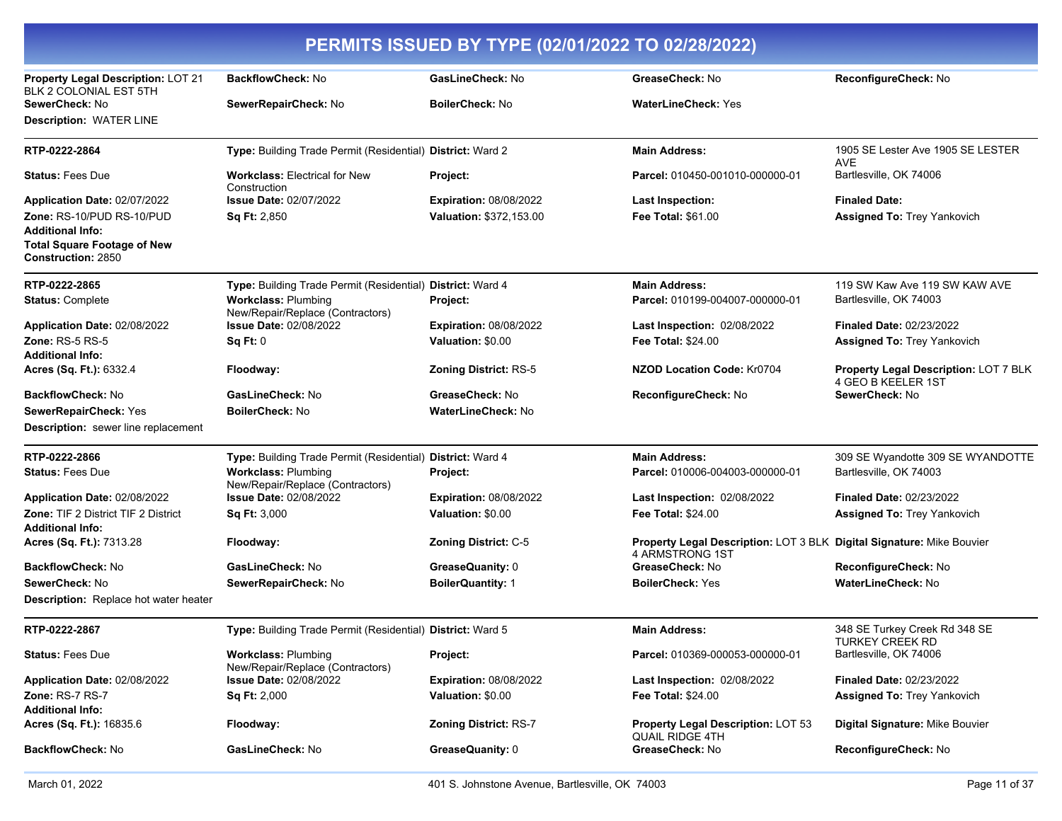# PERMITS ISSUED BY TYPE (02/01/2022 TO 02/28/2022)

**Property Legal Description:** LOT 21 BLK 2 COLONIAL EST 5TH | **BackflowCheck:** No | **GasLineCheck:** No | **GreaseCheck:** No | **ReconfigureCheck:** No
**SewerCheck:** No | **SewerRepairCheck:** No | **BoilerCheck:** No | **WaterLineCheck:** Yes
**Description:** WATER LINE

---

**RTP-0222-2864** | **Type:** Building Trade Permit (Residential) | **District:** Ward 2 | **Main Address:** 1905 SE Lester Ave 1905 SE LESTER AVE Bartlesville, OK 74006
**Status:** Fees Due | **Workclass:** Electrical for New Construction | **Project:** | **Parcel:** 010450-001010-000000-01
**Application Date:** 02/07/2022 | **Issue Date:** 02/07/2022 | **Expiration:** 08/08/2022 | **Last Inspection:** | **Finaled Date:**
**Zone:** RS-10/PUD RS-10/PUD | **Sq Ft:** 2,850 | **Valuation:** $372,153.00 | **Fee Total:** $61.00 | **Assigned To:** Trey Yankovich
**Additional Info:**
**Total Square Footage of New Construction:** 2850

---

**RTP-0222-2865** | **Type:** Building Trade Permit (Residential) | **District:** Ward 4 | **Main Address:** 119 SW Kaw Ave 119 SW KAW AVE Bartlesville, OK 74003
**Status:** Complete | **Workclass:** Plumbing New/Repair/Replace (Contractors) | **Project:** | **Parcel:** 010199-004007-000000-01
**Application Date:** 02/08/2022 | **Issue Date:** 02/08/2022 | **Expiration:** 08/08/2022 | **Last Inspection:** 02/08/2022 | **Finaled Date:** 02/23/2022
**Zone:** RS-5 RS-5 | **Sq Ft:** 0 | **Valuation:** $0.00 | **Fee Total:** $24.00 | **Assigned To:** Trey Yankovich
**Additional Info:**
**Acres (Sq. Ft.):** 6332.4 | **Floodway:** | **Zoning District:** RS-5 | **NZOD Location Code:** Kr0704 | **Property Legal Description:** LOT 7 BLK 4 GEO B KEELER 1ST
**BackflowCheck:** No | **GasLineCheck:** No | **GreaseCheck:** No | **ReconfigureCheck:** No | **SewerCheck:** No
**SewerRepairCheck:** Yes | **BoilerCheck:** No | **WaterLineCheck:** No
**Description:** sewer line replacement

---

**RTP-0222-2866** | **Type:** Building Trade Permit (Residential) | **District:** Ward 4 | **Main Address:** 309 SE Wyandotte 309 SE WYANDOTTE Bartlesville, OK 74003
**Status:** Fees Due | **Workclass:** Plumbing New/Repair/Replace (Contractors) | **Project:** | **Parcel:** 010006-004003-000000-01
**Application Date:** 02/08/2022 | **Issue Date:** 02/08/2022 | **Expiration:** 08/08/2022 | **Last Inspection:** 02/08/2022 | **Finaled Date:** 02/23/2022
**Zone:** TIF 2 District TIF 2 District | **Sq Ft:** 3,000 | **Valuation:** $0.00 | **Fee Total:** $24.00 | **Assigned To:** Trey Yankovich
**Additional Info:**
**Acres (Sq. Ft.):** 7313.28 | **Floodway:** | **Zoning District:** C-5 | **Property Legal Description:** LOT 3 BLK 4 ARMSTRONG 1ST | **Digital Signature:** Mike Bouvier
**BackflowCheck:** No | **GasLineCheck:** No | **GreaseQuanity:** 0 | **GreaseCheck:** No | **ReconfigureCheck:** No
**SewerCheck:** No | **SewerRepairCheck:** No | **BoilerQuantity:** 1 | **BoilerCheck:** Yes | **WaterLineCheck:** No
**Description:** Replace hot water heater

---

**RTP-0222-2867** | **Type:** Building Trade Permit (Residential) | **District:** Ward 5 | **Main Address:** 348 SE Turkey Creek Rd 348 SE TURKEY CREEK RD Bartlesville, OK 74006
**Status:** Fees Due | **Workclass:** Plumbing New/Repair/Replace (Contractors) | **Project:** | **Parcel:** 010369-000053-000000-01
**Application Date:** 02/08/2022 | **Issue Date:** 02/08/2022 | **Expiration:** 08/08/2022 | **Last Inspection:** 02/08/2022 | **Finaled Date:** 02/23/2022
**Zone:** RS-7 RS-7 | **Sq Ft:** 2,000 | **Valuation:** $0.00 | **Fee Total:** $24.00 | **Assigned To:** Trey Yankovich
**Additional Info:**
**Acres (Sq. Ft.):** 16835.6 | **Floodway:** | **Zoning District:** RS-7 | **Property Legal Description:** LOT 53 QUAIL RIDGE 4TH | **Digital Signature:** Mike Bouvier
**BackflowCheck:** No | **GasLineCheck:** No | **GreaseQuanity:** 0 | **GreaseCheck:** No | **ReconfigureCheck:** No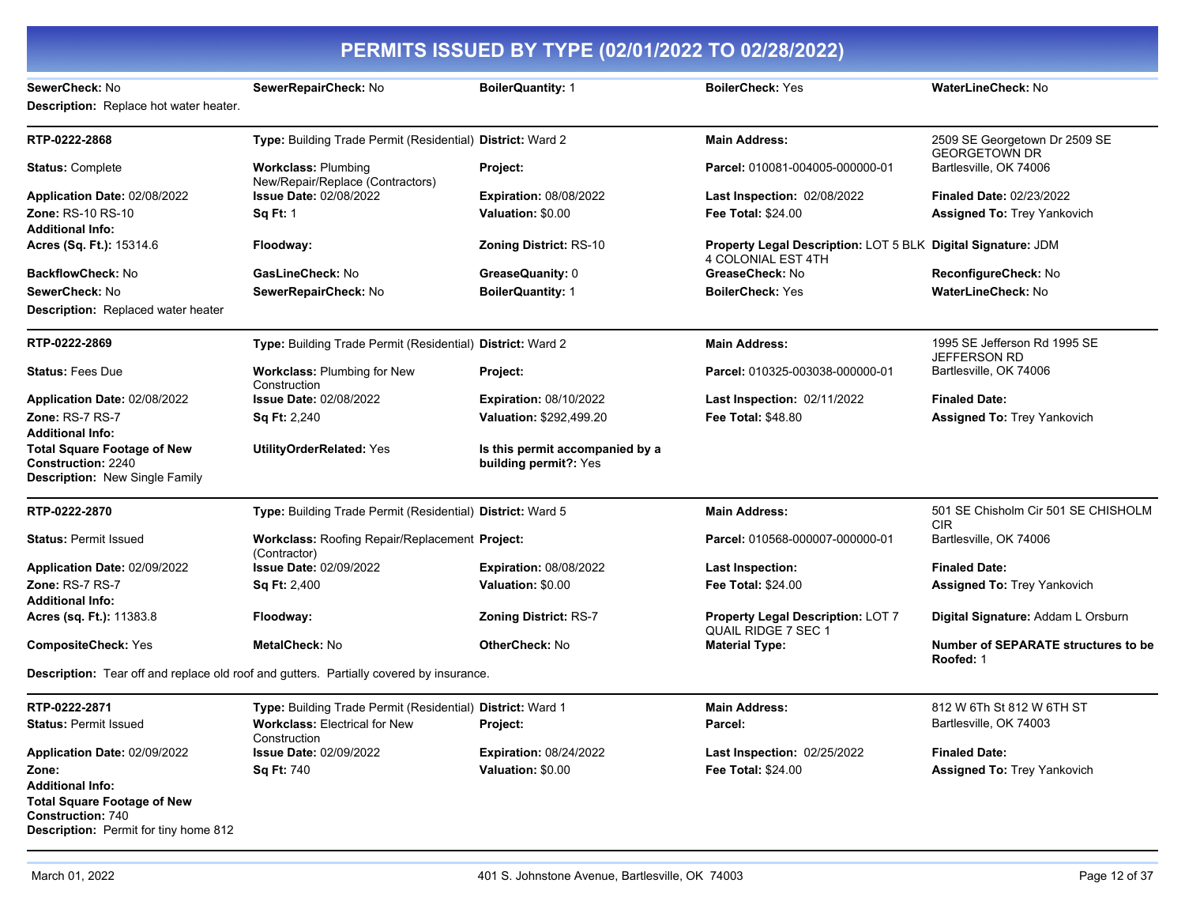# PERMITS ISSUED BY TYPE (02/01/2022 TO 02/28/2022)

**SewerCheck:** No | **SewerRepairCheck:** No | **BoilerQuantity:** 1 | **BoilerCheck:** Yes | **WaterLineCheck:** No

**Description:** Replace hot water heater.

---

**RTP-0222-2868** | **Type:** Building Trade Permit (Residential) | **District:** Ward 2 | **Main Address:** 2509 SE Georgetown Dr 2509 SE GEORGETOWN DR Bartlesville, OK 74006

**Status:** Complete | **Workclass:** Plumbing New/Repair/Replace (Contractors) | **Project:** | **Parcel:** 010081-004005-000000-01

**Application Date:** 02/08/2022 | **Issue Date:** 02/08/2022 | **Expiration:** 08/08/2022 | **Last Inspection:** 02/08/2022 | **Finaled Date:** 02/23/2022

**Zone:** RS-10 RS-10 | **Sq Ft:** 1 | **Valuation:** $0.00 | **Fee Total:** $24.00 | **Assigned To:** Trey Yankovich

**Additional Info:**

**Acres (Sq. Ft.):** 15314.6 | **Floodway:** | **Zoning District:** RS-10 | **Property Legal Description:** LOT 5 BLK 4 COLONIAL EST 4TH | **Digital Signature:** JDM

**BackflowCheck:** No | **GasLineCheck:** No | **GreaseQuanity:** 0 | **GreaseCheck:** No | **ReconfigureCheck:** No

**SewerCheck:** No | **SewerRepairCheck:** No | **BoilerQuantity:** 1 | **BoilerCheck:** Yes | **WaterLineCheck:** No

**Description:** Replaced water heater

---

**RTP-0222-2869** | **Type:** Building Trade Permit (Residential) | **District:** Ward 2 | **Main Address:** 1995 SE Jefferson Rd 1995 SE JEFFERSON RD Bartlesville, OK 74006

**Status:** Fees Due | **Workclass:** Plumbing for New Construction | **Project:** | **Parcel:** 010325-003038-000000-01

**Application Date:** 02/08/2022 | **Issue Date:** 02/08/2022 | **Expiration:** 08/10/2022 | **Last Inspection:** 02/11/2022 | **Finaled Date:**

**Zone:** RS-7 RS-7 | **Sq Ft:** 2,240 | **Valuation:** $292,499.20 | **Fee Total:** $48.80 | **Assigned To:** Trey Yankovich

**Additional Info:**

**Total Square Footage of New Construction:** 2240 | **UtilityOrderRelated:** Yes | **Is this permit accompanied by a building permit?:** Yes

**Description:** New Single Family

---

**RTP-0222-2870** | **Type:** Building Trade Permit (Residential) | **District:** Ward 5 | **Main Address:** 501 SE Chisholm Cir 501 SE CHISHOLM CIR Bartlesville, OK 74006

**Status:** Permit Issued | **Workclass:** Roofing Repair/Replacement (Contractor) | **Project:** | **Parcel:** 010568-000007-000000-01

**Application Date:** 02/09/2022 | **Issue Date:** 02/09/2022 | **Expiration:** 08/08/2022 | **Last Inspection:** | **Finaled Date:**

**Zone:** RS-7 RS-7 | **Sq Ft:** 2,400 | **Valuation:** $0.00 | **Fee Total:** $24.00 | **Assigned To:** Trey Yankovich

**Additional Info:**

**Acres (sq. Ft.):** 11383.8 | **Floodway:** | **Zoning District:** RS-7 | **Property Legal Description:** LOT 7 QUAIL RIDGE 7 SEC 1 | **Digital Signature:** Addam L Orsburn

**CompositeCheck:** Yes | **MetalCheck:** No | **OtherCheck:** No | **Material Type:** | **Number of SEPARATE structures to be Roofed:** 1

**Description:** Tear off and replace old roof and gutters. Partially covered by insurance.

---

**RTP-0222-2871** | **Type:** Building Trade Permit (Residential) | **District:** Ward 1 | **Main Address:** 812 W 6Th St 812 W 6TH ST Bartlesville, OK 74003

**Status:** Permit Issued | **Workclass:** Electrical for New Construction | **Project:** | **Parcel:**

**Application Date:** 02/09/2022 | **Issue Date:** 02/09/2022 | **Expiration:** 08/24/2022 | **Last Inspection:** 02/25/2022 | **Finaled Date:**

**Zone:** | **Sq Ft:** 740 | **Valuation:** $0.00 | **Fee Total:** $24.00 | **Assigned To:** Trey Yankovich

**Additional Info:**

**Total Square Footage of New Construction:** 740

**Description:** Permit for tiny home 812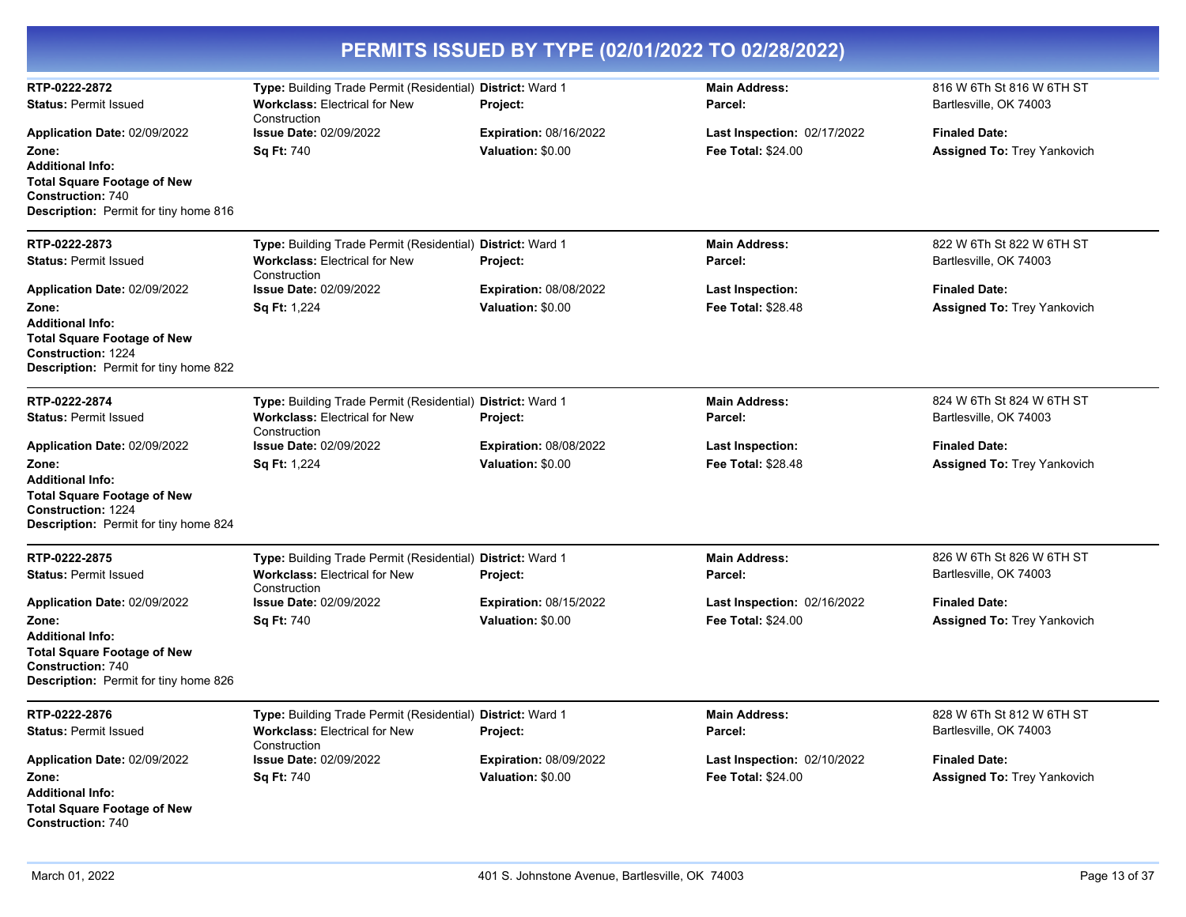# PERMITS ISSUED BY TYPE (02/01/2022 TO 02/28/2022)

**RTP-0222-2872**
**Status:** Permit Issued
**Application Date:** 02/09/2022
**Zone:**
**Additional Info:**
**Total Square Footage of New Construction:** 740
**Description:** Permit for tiny home 816

**Type:** Building Trade Permit (Residential)
**Workclass:** Electrical for New Construction
**Issue Date:** 02/09/2022
**Sq Ft:** 740

**District:** Ward 1
**Project:**
**Expiration:** 08/16/2022
**Valuation:** $0.00

**Main Address:** 816 W 6Th St 816 W 6TH ST Bartlesville, OK 74003
**Parcel:**
**Last Inspection:** 02/17/2022
**Fee Total:** $24.00

**Finaled Date:**
**Assigned To:** Trey Yankovich

---

**RTP-0222-2873**
**Status:** Permit Issued
**Application Date:** 02/09/2022
**Zone:**
**Additional Info:**
**Total Square Footage of New Construction:** 1224
**Description:** Permit for tiny home 822

**Type:** Building Trade Permit (Residential)
**Workclass:** Electrical for New Construction
**Issue Date:** 02/09/2022
**Sq Ft:** 1,224

**District:** Ward 1
**Project:**
**Expiration:** 08/08/2022
**Valuation:** $0.00

**Main Address:** 822 W 6Th St 822 W 6TH ST Bartlesville, OK 74003
**Parcel:**
**Last Inspection:**
**Fee Total:** $28.48

**Finaled Date:**
**Assigned To:** Trey Yankovich

---

**RTP-0222-2874**
**Status:** Permit Issued
**Application Date:** 02/09/2022
**Zone:**
**Additional Info:**
**Total Square Footage of New Construction:** 1224
**Description:** Permit for tiny home 824

**Type:** Building Trade Permit (Residential)
**Workclass:** Electrical for New Construction
**Issue Date:** 02/09/2022
**Sq Ft:** 1,224

**District:** Ward 1
**Project:**
**Expiration:** 08/08/2022
**Valuation:** $0.00

**Main Address:** 824 W 6Th St 824 W 6TH ST Bartlesville, OK 74003
**Parcel:**
**Last Inspection:**
**Fee Total:** $28.48

**Finaled Date:**
**Assigned To:** Trey Yankovich

---

**RTP-0222-2875**
**Status:** Permit Issued
**Application Date:** 02/09/2022
**Zone:**
**Additional Info:**
**Total Square Footage of New Construction:** 740
**Description:** Permit for tiny home 826

**Type:** Building Trade Permit (Residential)
**Workclass:** Electrical for New Construction
**Issue Date:** 02/09/2022
**Sq Ft:** 740

**District:** Ward 1
**Project:**
**Expiration:** 08/15/2022
**Valuation:** $0.00

**Main Address:** 826 W 6Th St 826 W 6TH ST Bartlesville, OK 74003
**Parcel:**
**Last Inspection:** 02/16/2022
**Fee Total:** $24.00

**Finaled Date:**
**Assigned To:** Trey Yankovich

---

**RTP-0222-2876**
**Status:** Permit Issued
**Application Date:** 02/09/2022
**Zone:**
**Additional Info:**
**Total Square Footage of New Construction:** 740

**Type:** Building Trade Permit (Residential)
**Workclass:** Electrical for New Construction
**Issue Date:** 02/09/2022
**Sq Ft:** 740

**District:** Ward 1
**Project:**
**Expiration:** 08/09/2022
**Valuation:** $0.00

**Main Address:** 828 W 6Th St 812 W 6TH ST Bartlesville, OK 74003
**Parcel:**
**Last Inspection:** 02/10/2022
**Fee Total:** $24.00

**Finaled Date:**
**Assigned To:** Trey Yankovich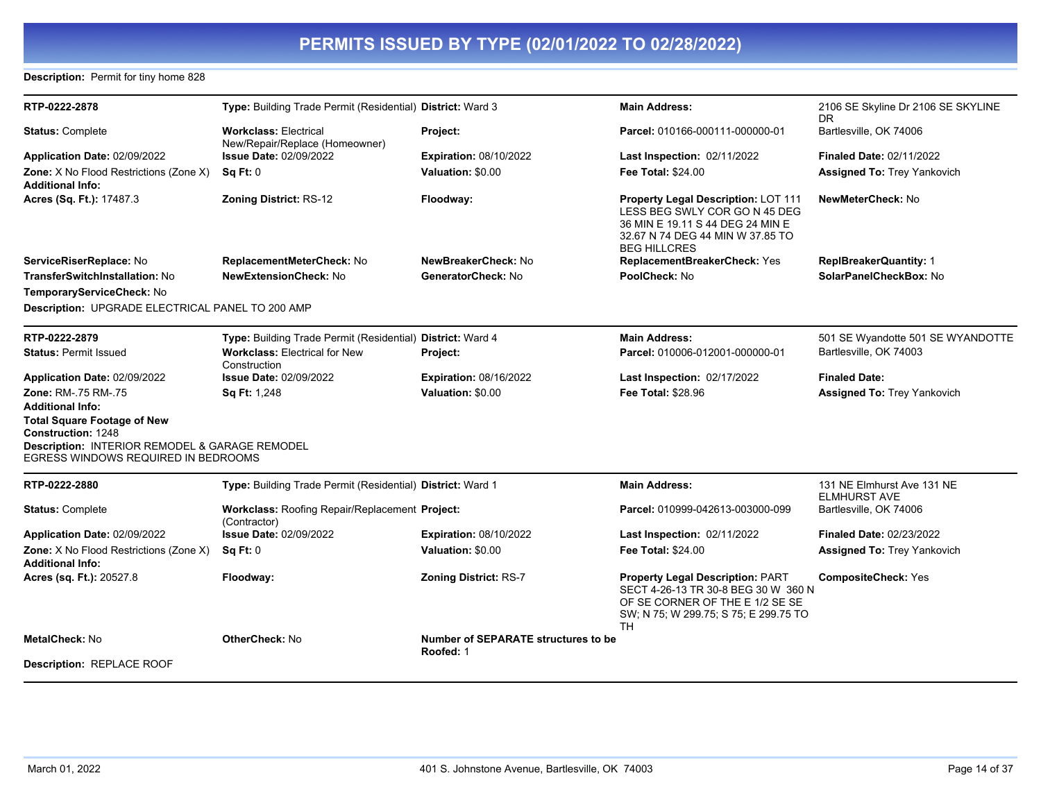# PERMITS ISSUED BY TYPE (02/01/2022 TO 02/28/2022)

**Description:** Permit for tiny home 828

---

| RTP-0222-2878 | **Type:** Building Trade Permit (Residential) | **District:** Ward 3 | **Main Address:** | 2106 SE Skyline Dr 2106 SE SKYLINE DR |
|---|---|---|---|---|
| **Status:** Complete | **Workclass:** Electrical New/Repair/Replace (Homeowner) | **Project:** | **Parcel:** 010166-000111-000000-01 | Bartlesville, OK 74006 |
| **Application Date:** 02/09/2022 | **Issue Date:** 02/09/2022 | **Expiration:** 08/10/2022 | **Last Inspection:** 02/11/2022 | **Finaled Date:** 02/11/2022 |
| **Zone:** X No Flood Restrictions (Zone X) | **Sq Ft:** 0 | **Valuation:** $0.00 | **Fee Total:** $24.00 | **Assigned To:** Trey Yankovich |
| **Additional Info:** | | | | |
| **Acres (Sq. Ft.):** 17487.3 | **Zoning District:** RS-12 | **Floodway:** | **Property Legal Description:** LOT 111 LESS BEG SWLY COR GO N 45 DEG 36 MIN E 19.11 S 44 DEG 24 MIN E 32.67 N 74 DEG 44 MIN W 37.85 TO BEG HILLCRES | **NewMeterCheck:** No |
| **ServiceRiserReplace:** No | **ReplacementMeterCheck:** No | **NewBreakerCheck:** No | **ReplacementBreakerCheck:** Yes | **ReplBreakerQuantity:** 1 |
| **TransferSwitchInstallation:** No | **NewExtensionCheck:** No | **GeneratorCheck:** No | **PoolCheck:** No | **SolarPanelCheckBox:** No |
| **TemporaryServiceCheck:** No | | | | |

**Description:** UPGRADE ELECTRICAL PANEL TO 200 AMP

---

| RTP-0222-2879 | **Type:** Building Trade Permit (Residential) | **District:** Ward 4 | **Main Address:** | 501 SE Wyandotte 501 SE WYANDOTTE |
|---|---|---|---|---|
| **Status:** Permit Issued | **Workclass:** Electrical for New Construction | **Project:** | **Parcel:** 010006-012001-000000-01 | Bartlesville, OK 74003 |
| **Application Date:** 02/09/2022 | **Issue Date:** 02/09/2022 | **Expiration:** 08/16/2022 | **Last Inspection:** 02/17/2022 | **Finaled Date:** |
| **Zone:** RM-.75 RM-.75 | **Sq Ft:** 1,248 | **Valuation:** $0.00 | **Fee Total:** $28.96 | **Assigned To:** Trey Yankovich |
| **Additional Info:** | | | | |
| **Total Square Footage of New Construction:** 1248 | | | | |

**Description:** INTERIOR REMODEL & GARAGE REMODEL
EGRESS WINDOWS REQUIRED IN BEDROOMS

---

| RTP-0222-2880 | **Type:** Building Trade Permit (Residential) | **District:** Ward 1 | **Main Address:** | 131 NE Elmhurst Ave 131 NE ELMHURST AVE |
|---|---|---|---|---|
| **Status:** Complete | **Workclass:** Roofing Repair/Replacement (Contractor) | **Project:** | **Parcel:** 010999-042613-003000-099 | Bartlesville, OK 74006 |
| **Application Date:** 02/09/2022 | **Issue Date:** 02/09/2022 | **Expiration:** 08/10/2022 | **Last Inspection:** 02/11/2022 | **Finaled Date:** 02/23/2022 |
| **Zone:** X No Flood Restrictions (Zone X) | **Sq Ft:** 0 | **Valuation:** $0.00 | **Fee Total:** $24.00 | **Assigned To:** Trey Yankovich |
| **Additional Info:** | | | | |
| **Acres (sq. Ft.):** 20527.8 | **Floodway:** | **Zoning District:** RS-7 | **Property Legal Description:** PART SECT 4-26-13 TR 30-8 BEG 30 W 360 N OF SE CORNER OF THE E 1/2 SE SE SW; N 75; W 299.75; S 75; E 299.75 TO TH | **CompositeCheck:** Yes |
| **MetalCheck:** No | **OtherCheck:** No | **Number of SEPARATE structures to be Roofed:** 1 | | |

**Description:** REPLACE ROOF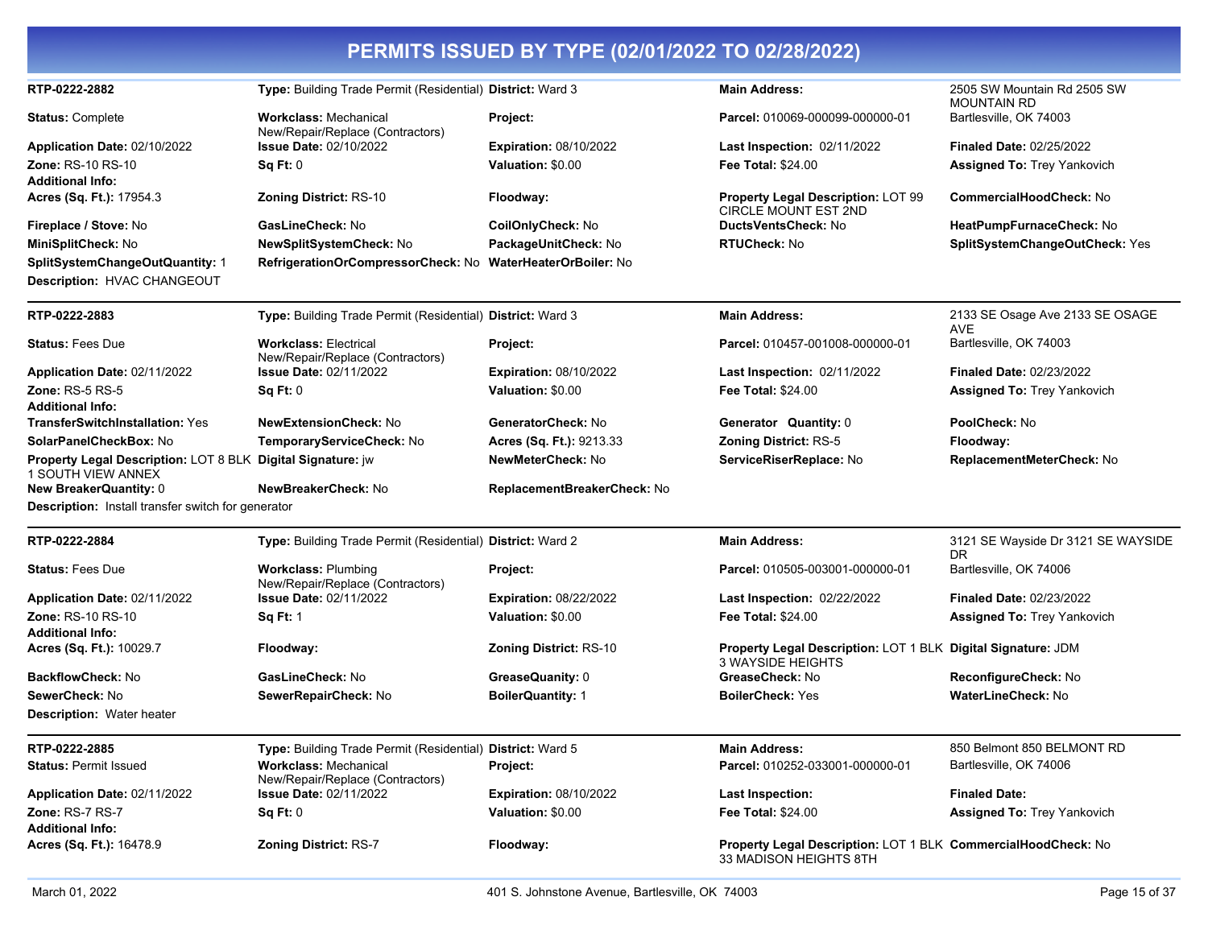# PERMITS ISSUED BY TYPE (02/01/2022 TO 02/28/2022)

**RTP-0222-2882** | **Type:** Building Trade Permit (Residential) | **District:** Ward 3 | **Main Address:** 2505 SW Mountain Rd 2505 SW MOUNTAIN RD Bartlesville, OK 74003

**Status:** Complete
**Workclass:** Mechanical New/Repair/Replace (Contractors)
**Project:**
**Parcel:** 010069-000099-000000-01
**Application Date:** 02/10/2022
**Issue Date:** 02/10/2022
**Expiration:** 08/10/2022
**Last Inspection:** 02/11/2022
**Finaled Date:** 02/25/2022
**Zone:** RS-10 RS-10
**Sq Ft:** 0
**Valuation:** $0.00
**Fee Total:** $24.00
**Assigned To:** Trey Yankovich
**Additional Info:**
**Acres (Sq. Ft.):** 17954.3
**Zoning District:** RS-10
**Floodway:**
**Property Legal Description:** LOT 99 CIRCLE MOUNT EST 2ND
**CommercialHoodCheck:** No
**Fireplace / Stove:** No
**GasLineCheck:** No
**CoilOnlyCheck:** No
**DuctsVentsCheck:** No
**HeatPumpFurnaceCheck:** No
**MiniSplitCheck:** No
**NewSplitSystemCheck:** No
**PackageUnitCheck:** No
**RTUCheck:** No
**SplitSystemChangeOutCheck:** Yes
**SplitSystemChangeOutQuantity:** 1
**RefrigerationOrCompressorCheck:** No
**WaterHeaterOrBoiler:** No
**Description:** HVAC CHANGEOUT

---

**RTP-0222-2883** | **Type:** Building Trade Permit (Residential) | **District:** Ward 3 | **Main Address:** 2133 SE Osage Ave 2133 SE OSAGE AVE Bartlesville, OK 74003

**Status:** Fees Due
**Workclass:** Electrical New/Repair/Replace (Contractors)
**Project:**
**Parcel:** 010457-001008-000000-01
**Application Date:** 02/11/2022
**Issue Date:** 02/11/2022
**Expiration:** 08/10/2022
**Last Inspection:** 02/11/2022
**Finaled Date:** 02/23/2022
**Zone:** RS-5 RS-5
**Sq Ft:** 0
**Valuation:** $0.00
**Fee Total:** $24.00
**Assigned To:** Trey Yankovich
**Additional Info:**
**TransferSwitchInstallation:** Yes
**NewExtensionCheck:** No
**GeneratorCheck:** No
**Generator Quantity:** 0
**PoolCheck:** No
**SolarPanelCheckBox:** No
**TemporaryServiceCheck:** No
**Acres (Sq. Ft.):** 9213.33
**Zoning District:** RS-5
**Floodway:**
**Property Legal Description:** LOT 8 BLK 1 SOUTH VIEW ANNEX
**Digital Signature:** jw
**NewMeterCheck:** No
**ServiceRiserReplace:** No
**ReplacementMeterCheck:** No
**New BreakerQuantity:** 0
**NewBreakerCheck:** No
**ReplacementBreakerCheck:** No
**Description:** Install transfer switch for generator

---

**RTP-0222-2884** | **Type:** Building Trade Permit (Residential) | **District:** Ward 2 | **Main Address:** 3121 SE Wayside Dr 3121 SE WAYSIDE DR Bartlesville, OK 74006

**Status:** Fees Due
**Workclass:** Plumbing New/Repair/Replace (Contractors)
**Project:**
**Parcel:** 010505-003001-000000-01
**Application Date:** 02/11/2022
**Issue Date:** 02/11/2022
**Expiration:** 08/22/2022
**Last Inspection:** 02/22/2022
**Finaled Date:** 02/23/2022
**Zone:** RS-10 RS-10
**Sq Ft:** 1
**Valuation:** $0.00
**Fee Total:** $24.00
**Assigned To:** Trey Yankovich
**Additional Info:**
**Acres (Sq. Ft.):** 10029.7
**Floodway:**
**Zoning District:** RS-10
**Property Legal Description:** LOT 1 BLK 3 WAYSIDE HEIGHTS
**Digital Signature:** JDM
**BackflowCheck:** No
**GasLineCheck:** No
**GreaseQuanity:** 0
**GreaseCheck:** No
**ReconfigureCheck:** No
**SewerCheck:** No
**SewerRepairCheck:** No
**BoilerQuantity:** 1
**BoilerCheck:** Yes
**WaterLineCheck:** No
**Description:** Water heater

---

**RTP-0222-2885** | **Type:** Building Trade Permit (Residential) | **District:** Ward 5 | **Main Address:** 850 Belmont 850 BELMONT RD Bartlesville, OK 74006

**Status:** Permit Issued
**Workclass:** Mechanical New/Repair/Replace (Contractors)
**Project:**
**Parcel:** 010252-033001-000000-01
**Application Date:** 02/11/2022
**Issue Date:** 02/11/2022
**Expiration:** 08/10/2022
**Last Inspection:**
**Finaled Date:**
**Zone:** RS-7 RS-7
**Sq Ft:** 0
**Valuation:** $0.00
**Fee Total:** $24.00
**Assigned To:** Trey Yankovich
**Additional Info:**
**Acres (Sq. Ft.):** 16478.9
**Zoning District:** RS-7
**Floodway:**
**Property Legal Description:** LOT 1 BLK 33 MADISON HEIGHTS 8TH
**CommercialHoodCheck:** No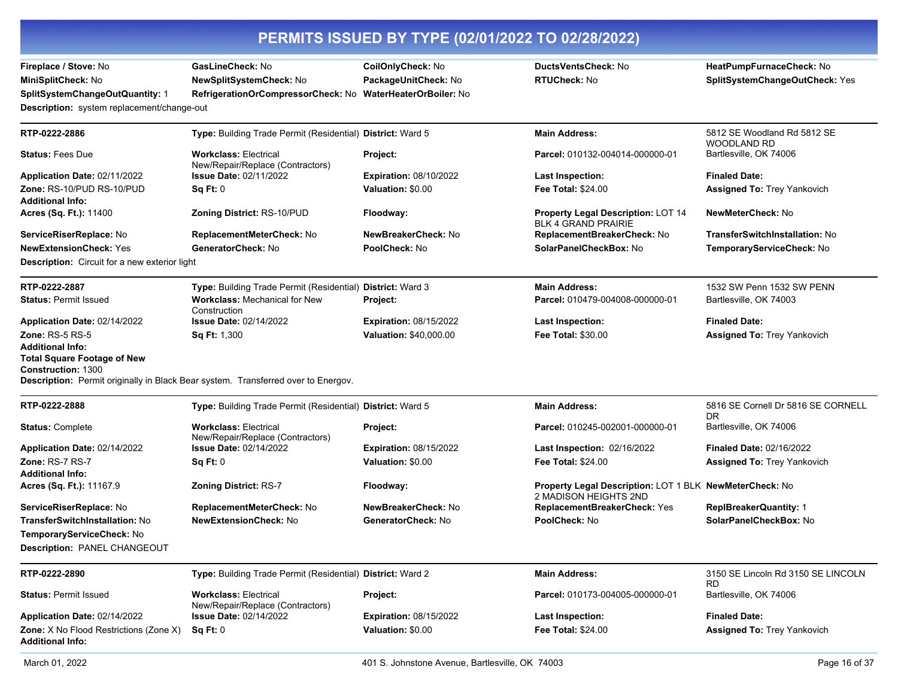# PERMITS ISSUED BY TYPE (02/01/2022 TO 02/28/2022)

**Fireplace / Stove:** No | **GasLineCheck:** No | **CoilOnlyCheck:** No | **DuctsVentsCheck:** No | **HeatPumpFurnaceCheck:** No
**MiniSplitCheck:** No | **NewSplitSystemCheck:** No | **PackageUnitCheck:** No | **RTUCheck:** No | **SplitSystemChangeOutCheck:** Yes
**SplitSystemChangeOutQuantity:** 1 | **RefrigerationOrCompressorCheck:** No | **WaterHeaterOrBoiler:** No

**Description:** system replacement/change-out

---

**RTP-0222-2886** | **Type:** Building Trade Permit (Residential) | **District:** Ward 5 | **Main Address:** 5812 SE Woodland Rd 5812 SE WOODLAND RD Bartlesville, OK 74006

**Status:** Fees Due | **Workclass:** Electrical New/Repair/Replace (Contractors) | **Project:** | **Parcel:** 010132-004014-000000-01

**Application Date:** 02/11/2022 | **Issue Date:** 02/11/2022 | **Expiration:** 08/10/2022 | **Last Inspection:** | **Finaled Date:**

**Zone:** RS-10/PUD RS-10/PUD | **Sq Ft:** 0 | **Valuation:** $0.00 | **Fee Total:** $24.00 | **Assigned To:** Trey Yankovich

**Additional Info:**

**Acres (Sq. Ft.):** 11400 | **Zoning District:** RS-10/PUD | **Floodway:** | **Property Legal Description:** LOT 14 BLK 4 GRAND PRAIRIE | **NewMeterCheck:** No

**ServiceRiserReplace:** No | **ReplacementMeterCheck:** No | **NewBreakerCheck:** No | **ReplacementBreakerCheck:** No | **TransferSwitchInstallation:** No

**NewExtensionCheck:** Yes | **GeneratorCheck:** No | **PoolCheck:** No | **SolarPanelCheckBox:** No | **TemporaryServiceCheck:** No

**Description:** Circuit for a new exterior light

---

**RTP-0222-2887** | **Type:** Building Trade Permit (Residential) | **District:** Ward 3 | **Main Address:** 1532 SW Penn 1532 SW PENN Bartlesville, OK 74003

**Status:** Permit Issued | **Workclass:** Mechanical for New Construction | **Project:** | **Parcel:** 010479-004008-000000-01

**Application Date:** 02/14/2022 | **Issue Date:** 02/14/2022 | **Expiration:** 08/15/2022 | **Last Inspection:** | **Finaled Date:**

**Zone:** RS-5 RS-5 | **Sq Ft:** 1,300 | **Valuation:** $40,000.00 | **Fee Total:** $30.00 | **Assigned To:** Trey Yankovich

**Additional Info:**

**Total Square Footage of New Construction:** 1300

**Description:** Permit originally in Black Bear system. Transferred over to Energov.

---

**RTP-0222-2888** | **Type:** Building Trade Permit (Residential) | **District:** Ward 5 | **Main Address:** 5816 SE Cornell Dr 5816 SE CORNELL DR Bartlesville, OK 74006

**Status:** Complete | **Workclass:** Electrical New/Repair/Replace (Contractors) | **Project:** | **Parcel:** 010245-002001-000000-01

**Application Date:** 02/14/2022 | **Issue Date:** 02/14/2022 | **Expiration:** 08/15/2022 | **Last Inspection:** 02/16/2022 | **Finaled Date:** 02/16/2022

**Zone:** RS-7 RS-7 | **Sq Ft:** 0 | **Valuation:** $0.00 | **Fee Total:** $24.00 | **Assigned To:** Trey Yankovich

**Additional Info:**

**Acres (Sq. Ft.):** 11167.9 | **Zoning District:** RS-7 | **Floodway:** | **Property Legal Description:** LOT 1 BLK 2 MADISON HEIGHTS 2ND | **NewMeterCheck:** No

**ServiceRiserReplace:** No | **ReplacementMeterCheck:** No | **NewBreakerCheck:** No | **ReplacementBreakerCheck:** Yes | **ReplBreakerQuantity:** 1

**TransferSwitchInstallation:** No | **NewExtensionCheck:** No | **GeneratorCheck:** No | **PoolCheck:** No | **SolarPanelCheckBox:** No

**TemporaryServiceCheck:** No

**Description:** PANEL CHANGEOUT

---

**RTP-0222-2890** | **Type:** Building Trade Permit (Residential) | **District:** Ward 2 | **Main Address:** 3150 SE Lincoln Rd 3150 SE LINCOLN RD Bartlesville, OK 74006

**Status:** Permit Issued | **Workclass:** Electrical New/Repair/Replace (Contractors) | **Project:** | **Parcel:** 010173-004005-000000-01

**Application Date:** 02/14/2022 | **Issue Date:** 02/14/2022 | **Expiration:** 08/15/2022 | **Last Inspection:** | **Finaled Date:**

**Zone:** X No Flood Restrictions (Zone X) | **Sq Ft:** 0 | **Valuation:** $0.00 | **Fee Total:** $24.00 | **Assigned To:** Trey Yankovich

**Additional Info:**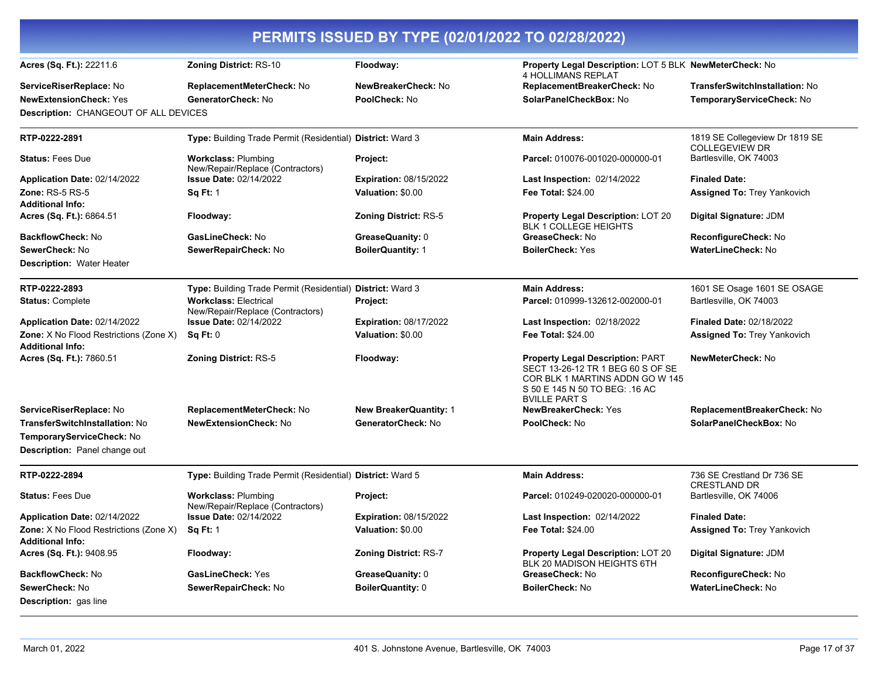# PERMITS ISSUED BY TYPE (02/01/2022 TO 02/28/2022)

| | | | | |
|---|---|---|---|---|
| **Acres (Sq. Ft.):** 22211.6 | **Zoning District:** RS-10 | **Floodway:** | **Property Legal Description:** LOT 5 BLK 4 HOLLIMANS REPLAT | **NewMeterCheck:** No |
| **ServiceRiserReplace:** No | **ReplacementMeterCheck:** No | **NewBreakerCheck:** No | **ReplacementBreakerCheck:** No | **TransferSwitchInstallation:** No |
| **NewExtensionCheck:** Yes | **GeneratorCheck:** No | **PoolCheck:** No | **SolarPanelCheckBox:** No | **TemporaryServiceCheck:** No |

**Description:** CHANGEOUT OF ALL DEVICES

---

| | | | | |
|---|---|---|---|---|
| **RTP-0222-2891** | **Type:** Building Trade Permit (Residential) | **District:** Ward 3 | **Main Address:** | 1819 SE Collegeview Dr 1819 SE COLLEGEVIEW DR |
| **Status:** Fees Due | **Workclass:** Plumbing New/Repair/Replace (Contractors) | **Project:** | **Parcel:** 010076-001020-000000-01 | Bartlesville, OK 74003 |
| **Application Date:** 02/14/2022 | **Issue Date:** 02/14/2022 | **Expiration:** 08/15/2022 | **Last Inspection:** 02/14/2022 | **Finaled Date:** |
| **Zone:** RS-5 RS-5 | **Sq Ft:** 1 | **Valuation:** $0.00 | **Fee Total:** $24.00 | **Assigned To:** Trey Yankovich |
| **Additional Info:** | | | | |
| **Acres (Sq. Ft.):** 6864.51 | **Floodway:** | **Zoning District:** RS-5 | **Property Legal Description:** LOT 20 BLK 1 COLLEGE HEIGHTS | **Digital Signature:** JDM |
| **BackflowCheck:** No | **GasLineCheck:** No | **GreaseQuanity:** 0 | **GreaseCheck:** No | **ReconfigureCheck:** No |
| **SewerCheck:** No | **SewerRepairCheck:** No | **BoilerQuantity:** 1 | **BoilerCheck:** Yes | **WaterLineCheck:** No |

**Description:** Water Heater

---

| | | | | |
|---|---|---|---|---|
| **RTP-0222-2893** | **Type:** Building Trade Permit (Residential) | **District:** Ward 3 | **Main Address:** | 1601 SE Osage 1601 SE OSAGE |
| **Status:** Complete | **Workclass:** Electrical New/Repair/Replace (Contractors) | **Project:** | **Parcel:** 010999-132612-002000-01 | Bartlesville, OK 74003 |
| **Application Date:** 02/14/2022 | **Issue Date:** 02/14/2022 | **Expiration:** 08/17/2022 | **Last Inspection:** 02/18/2022 | **Finaled Date:** 02/18/2022 |
| **Zone:** X No Flood Restrictions (Zone X) | **Sq Ft:** 0 | **Valuation:** $0.00 | **Fee Total:** $24.00 | **Assigned To:** Trey Yankovich |
| **Additional Info:** | | | | |
| **Acres (Sq. Ft.):** 7860.51 | **Zoning District:** RS-5 | **Floodway:** | **Property Legal Description:** PART SECT 13-26-12 TR 1 BEG 60 S OF SE COR BLK 1 MARTINS ADDN GO W 145 S 50 E 145 N 50 TO BEG: .16 AC BVILLE PART S | **NewMeterCheck:** No |
| **ServiceRiserReplace:** No | **ReplacementMeterCheck:** No | **New BreakerQuantity:** 1 | **NewBreakerCheck:** Yes | **ReplacementBreakerCheck:** No |
| **TransferSwitchInstallation:** No | **NewExtensionCheck:** No | **GeneratorCheck:** No | **PoolCheck:** No | **SolarPanelCheckBox:** No |
| **TemporaryServiceCheck:** No | | | | |

**Description:** Panel change out

---

| | | | | |
|---|---|---|---|---|
| **RTP-0222-2894** | **Type:** Building Trade Permit (Residential) | **District:** Ward 5 | **Main Address:** | 736 SE Crestland Dr 736 SE CRESTLAND DR |
| **Status:** Fees Due | **Workclass:** Plumbing New/Repair/Replace (Contractors) | **Project:** | **Parcel:** 010249-020020-000000-01 | Bartlesville, OK 74006 |
| **Application Date:** 02/14/2022 | **Issue Date:** 02/14/2022 | **Expiration:** 08/15/2022 | **Last Inspection:** 02/14/2022 | **Finaled Date:** |
| **Zone:** X No Flood Restrictions (Zone X) | **Sq Ft:** 1 | **Valuation:** $0.00 | **Fee Total:** $24.00 | **Assigned To:** Trey Yankovich |
| **Additional Info:** | | | | |
| **Acres (Sq. Ft.):** 9408.95 | **Floodway:** | **Zoning District:** RS-7 | **Property Legal Description:** LOT 20 BLK 20 MADISON HEIGHTS 6TH | **Digital Signature:** JDM |
| **BackflowCheck:** No | **GasLineCheck:** Yes | **GreaseQuanity:** 0 | **GreaseCheck:** No | **ReconfigureCheck:** No |
| **SewerCheck:** No | **SewerRepairCheck:** No | **BoilerQuantity:** 0 | **BoilerCheck:** No | **WaterLineCheck:** No |

**Description:** gas line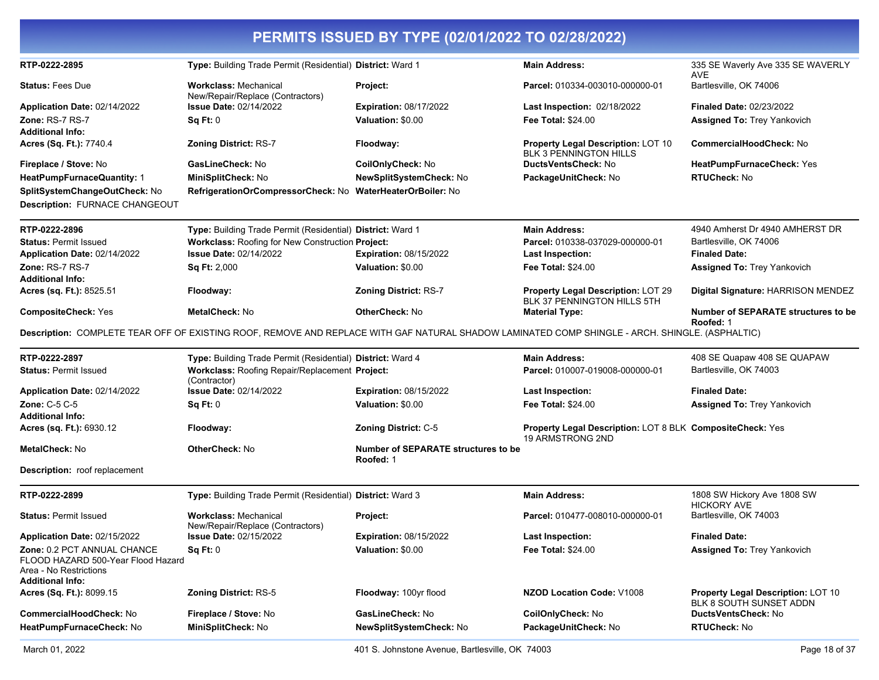# PERMITS ISSUED BY TYPE (02/01/2022 TO 02/28/2022)

**RTP-0222-2895** | **Type:** Building Trade Permit (Residential) | **District:** Ward 1 | **Main Address:** 335 SE Waverly Ave 335 SE WAVERLY AVE, Bartlesville, OK 74006

**Status:** Fees Due
**Workclass:** Mechanical New/Repair/Replace (Contractors)
**Project:**
**Parcel:** 010334-003010-000000-01
**Application Date:** 02/14/2022
**Issue Date:** 02/14/2022
**Expiration:** 08/17/2022
**Last Inspection:** 02/18/2022
**Finaled Date:** 02/23/2022
**Zone:** RS-7 RS-7
**Sq Ft:** 0
**Valuation:** $0.00
**Fee Total:** $24.00
**Assigned To:** Trey Yankovich
**Additional Info:**
**Acres (Sq. Ft.):** 7740.4
**Zoning District:** RS-7
**Floodway:**
**Property Legal Description:** LOT 10 BLK 3 PENNINGTON HILLS
**CommercialHoodCheck:** No
**Fireplace / Stove:** No
**GasLineCheck:** No
**CoilOnlyCheck:** No
**DuctsVentsCheck:** No
**HeatPumpFurnaceCheck:** Yes
**HeatPumpFurnaceQuantity:** 1
**MiniSplitCheck:** No
**NewSplitSystemCheck:** No
**PackageUnitCheck:** No
**RTUCheck:** No
**SplitSystemChangeOutCheck:** No
**RefrigerationOrCompressorCheck:** No
**WaterHeaterOrBoiler:** No
**Description:** FURNACE CHANGEOUT

---

**RTP-0222-2896** | **Type:** Building Trade Permit (Residential) | **District:** Ward 1 | **Main Address:** 4940 Amherst Dr 4940 AMHERST DR, Bartlesville, OK 74006

**Status:** Permit Issued
**Workclass:** Roofing for New Construction
**Project:**
**Parcel:** 010338-037029-000000-01
**Application Date:** 02/14/2022
**Issue Date:** 02/14/2022
**Expiration:** 08/15/2022
**Last Inspection:**
**Finaled Date:**
**Zone:** RS-7 RS-7
**Sq Ft:** 2,000
**Valuation:** $0.00
**Fee Total:** $24.00
**Assigned To:** Trey Yankovich
**Additional Info:**
**Acres (sq. Ft.):** 8525.51
**Floodway:**
**Zoning District:** RS-7
**Property Legal Description:** LOT 29 BLK 37 PENNINGTON HILLS 5TH
**Digital Signature:** HARRISON MENDEZ
**CompositeCheck:** Yes
**MetalCheck:** No
**OtherCheck:** No
**Material Type:**
**Number of SEPARATE structures to be Roofed:** 1
**Description:** COMPLETE TEAR OFF OF EXISTING ROOF, REMOVE AND REPLACE WITH GAF NATURAL SHADOW LAMINATED COMP SHINGLE - ARCH. SHINGLE. (ASPHALTIC)

---

**RTP-0222-2897** | **Type:** Building Trade Permit (Residential) | **District:** Ward 4 | **Main Address:** 408 SE Quapaw 408 SE QUAPAW, Bartlesville, OK 74003

**Status:** Permit Issued
**Workclass:** Roofing Repair/Replacement (Contractor)
**Project:**
**Parcel:** 010007-019008-000000-01
**Application Date:** 02/14/2022
**Issue Date:** 02/14/2022
**Expiration:** 08/15/2022
**Last Inspection:**
**Finaled Date:**
**Zone:** C-5 C-5
**Sq Ft:** 0
**Valuation:** $0.00
**Fee Total:** $24.00
**Assigned To:** Trey Yankovich
**Additional Info:**
**Acres (sq. Ft.):** 6930.12
**Floodway:**
**Zoning District:** C-5
**Property Legal Description:** LOT 8 BLK 19 ARMSTRONG 2ND
**CompositeCheck:** Yes
**MetalCheck:** No
**OtherCheck:** No
**Number of SEPARATE structures to be Roofed:** 1
**Description:** roof replacement

---

**RTP-0222-2899** | **Type:** Building Trade Permit (Residential) | **District:** Ward 3 | **Main Address:** 1808 SW Hickory Ave 1808 SW HICKORY AVE, Bartlesville, OK 74003

**Status:** Permit Issued
**Workclass:** Mechanical New/Repair/Replace (Contractors)
**Project:**
**Parcel:** 010477-008010-000000-01
**Application Date:** 02/15/2022
**Issue Date:** 02/15/2022
**Expiration:** 08/15/2022
**Last Inspection:**
**Finaled Date:**
**Zone:** 0.2 PCT ANNUAL CHANCE FLOOD HAZARD 500-Year Flood Hazard Area - No Restrictions
**Sq Ft:** 0
**Valuation:** $0.00
**Fee Total:** $24.00
**Assigned To:** Trey Yankovich
**Additional Info:**
**Acres (Sq. Ft.):** 8099.15
**Zoning District:** RS-5
**Floodway:** 100yr flood
**NZOD Location Code:** V1008
**Property Legal Description:** LOT 10 BLK 8 SOUTH SUNSET ADDN
**CommercialHoodCheck:** No
**Fireplace / Stove:** No
**GasLineCheck:** No
**CoilOnlyCheck:** No
**DuctsVentsCheck:** No
**HeatPumpFurnaceCheck:** No
**MiniSplitCheck:** No
**NewSplitSystemCheck:** No
**PackageUnitCheck:** No
**RTUCheck:** No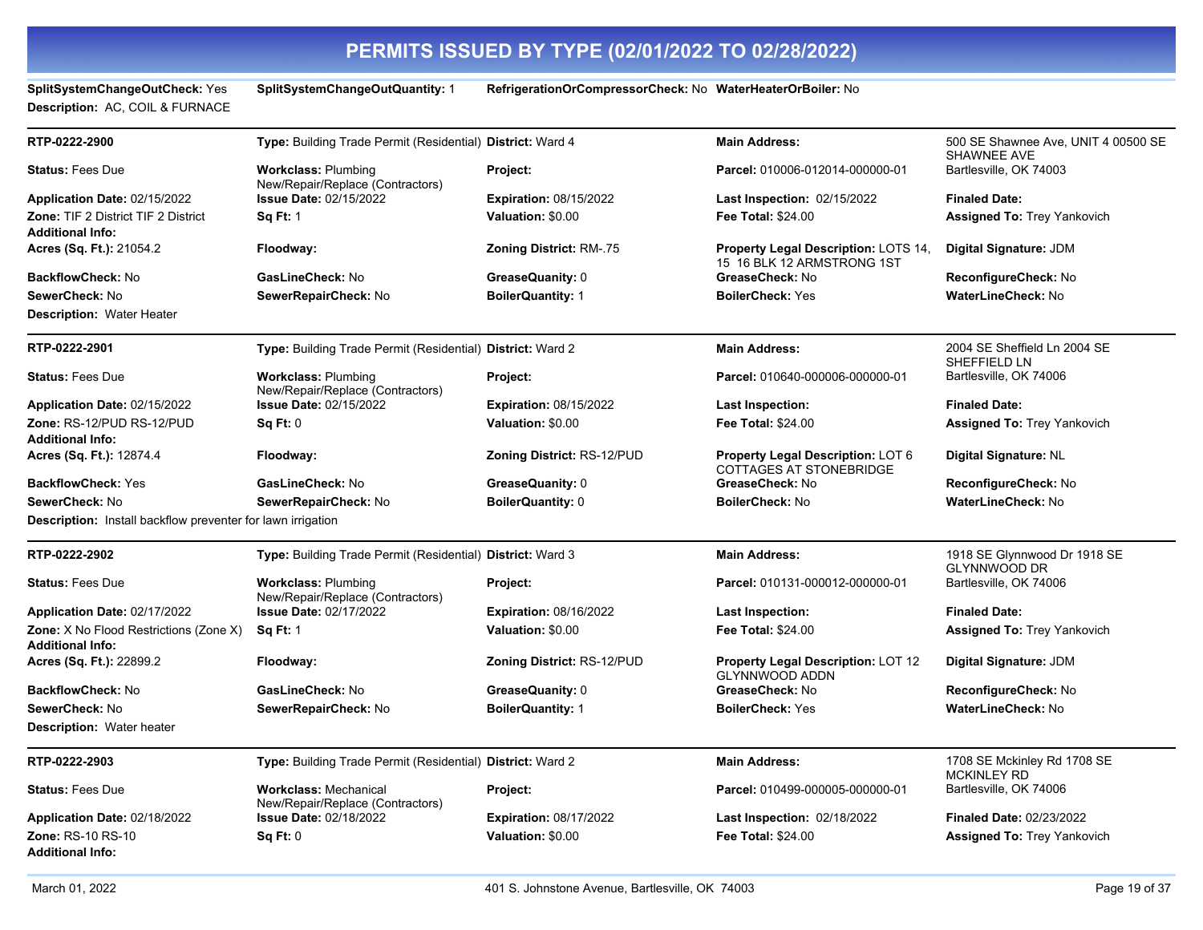# PERMITS ISSUED BY TYPE (02/01/2022 TO 02/28/2022)

**SplitSystemChangeOutCheck:** Yes **SplitSystemChangeOutQuantity:** 1 **RefrigerationOrCompressorCheck:** No **WaterHeaterOrBoiler:** No
**Description:** AC, COIL & FURNACE

---

| **RTP-0222-2900** | **Type:** Building Trade Permit (Residential) | **District:** Ward 4 | **Main Address:** | 500 SE Shawnee Ave, UNIT 4 00500 SE SHAWNEE AVE |
|---|---|---|---|---|
| **Status:** Fees Due | **Workclass:** Plumbing New/Repair/Replace (Contractors) | **Project:** | **Parcel:** 010006-012014-000000-01 | Bartlesville, OK 74003 |
| **Application Date:** 02/15/2022 | **Issue Date:** 02/15/2022 | **Expiration:** 08/15/2022 | **Last Inspection:** 02/15/2022 | **Finaled Date:** |
| **Zone:** TIF 2 District TIF 2 District | **Sq Ft:** 1 | **Valuation:** $0.00 | **Fee Total:** $24.00 | **Assigned To:** Trey Yankovich |
| **Additional Info:** | | | | |
| **Acres (Sq. Ft.):** 21054.2 | **Floodway:** | **Zoning District:** RM-.75 | **Property Legal Description:** LOTS 14, 15 16 BLK 12 ARMSTRONG 1ST | **Digital Signature:** JDM |
| **BackflowCheck:** No | **GasLineCheck:** No | **GreaseQuanity:** 0 | **GreaseCheck:** No | **ReconfigureCheck:** No |
| **SewerCheck:** No | **SewerRepairCheck:** No | **BoilerQuantity:** 1 | **BoilerCheck:** Yes | **WaterLineCheck:** No |

**Description:** Water Heater

---

| **RTP-0222-2901** | **Type:** Building Trade Permit (Residential) | **District:** Ward 2 | **Main Address:** | 2004 SE Sheffield Ln 2004 SE SHEFFIELD LN |
|---|---|---|---|---|
| **Status:** Fees Due | **Workclass:** Plumbing New/Repair/Replace (Contractors) | **Project:** | **Parcel:** 010640-000006-000000-01 | Bartlesville, OK 74006 |
| **Application Date:** 02/15/2022 | **Issue Date:** 02/15/2022 | **Expiration:** 08/15/2022 | **Last Inspection:** | **Finaled Date:** |
| **Zone:** RS-12/PUD RS-12/PUD | **Sq Ft:** 0 | **Valuation:** $0.00 | **Fee Total:** $24.00 | **Assigned To:** Trey Yankovich |
| **Additional Info:** | | | | |
| **Acres (Sq. Ft.):** 12874.4 | **Floodway:** | **Zoning District:** RS-12/PUD | **Property Legal Description:** LOT 6 COTTAGES AT STONEBRIDGE | **Digital Signature:** NL |
| **BackflowCheck:** Yes | **GasLineCheck:** No | **GreaseQuanity:** 0 | **GreaseCheck:** No | **ReconfigureCheck:** No |
| **SewerCheck:** No | **SewerRepairCheck:** No | **BoilerQuantity:** 0 | **BoilerCheck:** No | **WaterLineCheck:** No |

**Description:** Install backflow preventer for lawn irrigation

---

| **RTP-0222-2902** | **Type:** Building Trade Permit (Residential) | **District:** Ward 3 | **Main Address:** | 1918 SE Glynnwood Dr 1918 SE GLYNNWOOD DR |
|---|---|---|---|---|
| **Status:** Fees Due | **Workclass:** Plumbing New/Repair/Replace (Contractors) | **Project:** | **Parcel:** 010131-000012-000000-01 | Bartlesville, OK 74006 |
| **Application Date:** 02/17/2022 | **Issue Date:** 02/17/2022 | **Expiration:** 08/16/2022 | **Last Inspection:** | **Finaled Date:** |
| **Zone:** X No Flood Restrictions (Zone X) | **Sq Ft:** 1 | **Valuation:** $0.00 | **Fee Total:** $24.00 | **Assigned To:** Trey Yankovich |
| **Additional Info:** | | | | |
| **Acres (Sq. Ft.):** 22899.2 | **Floodway:** | **Zoning District:** RS-12/PUD | **Property Legal Description:** LOT 12 GLYNNWOOD ADDN | **Digital Signature:** JDM |
| **BackflowCheck:** No | **GasLineCheck:** No | **GreaseQuanity:** 0 | **GreaseCheck:** No | **ReconfigureCheck:** No |
| **SewerCheck:** No | **SewerRepairCheck:** No | **BoilerQuantity:** 1 | **BoilerCheck:** Yes | **WaterLineCheck:** No |

**Description:** Water heater

---

| **RTP-0222-2903** | **Type:** Building Trade Permit (Residential) | **District:** Ward 2 | **Main Address:** | 1708 SE Mckinley Rd 1708 SE MCKINLEY RD |
|---|---|---|---|---|
| **Status:** Fees Due | **Workclass:** Mechanical New/Repair/Replace (Contractors) | **Project:** | **Parcel:** 010499-000005-000000-01 | Bartlesville, OK 74006 |
| **Application Date:** 02/18/2022 | **Issue Date:** 02/18/2022 | **Expiration:** 08/17/2022 | **Last Inspection:** 02/18/2022 | **Finaled Date:** 02/23/2022 |
| **Zone:** RS-10 RS-10 | **Sq Ft:** 0 | **Valuation:** $0.00 | **Fee Total:** $24.00 | **Assigned To:** Trey Yankovich |
| **Additional Info:** | | | | |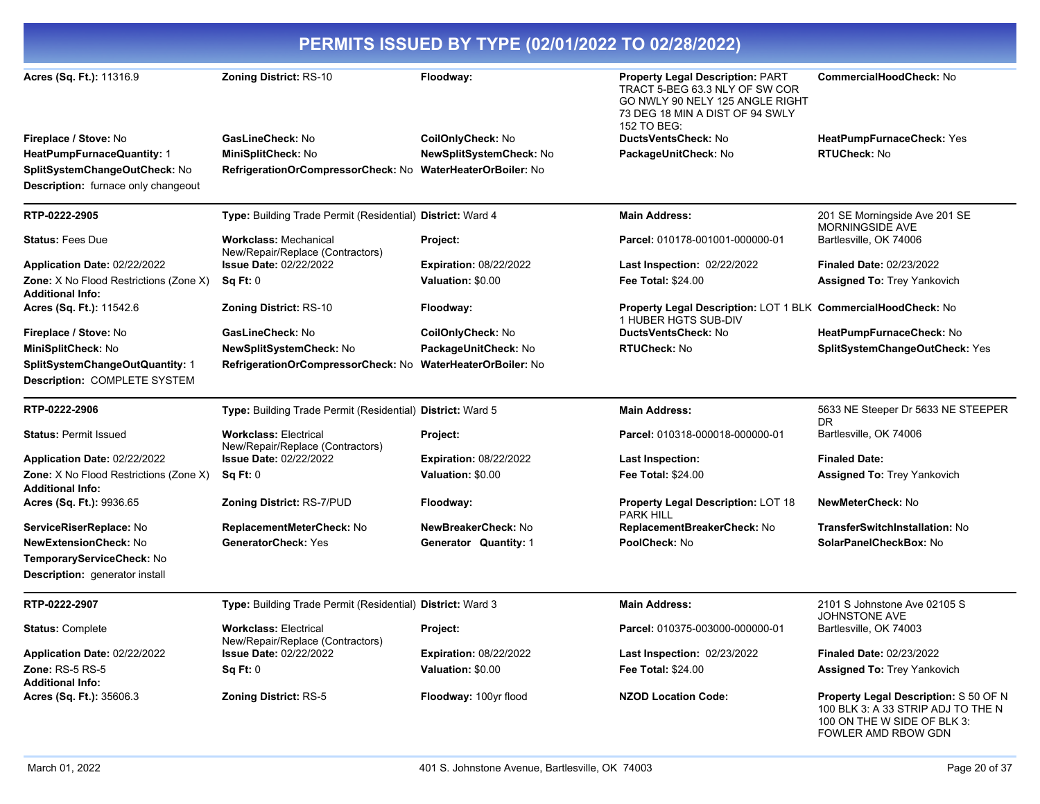# PERMITS ISSUED BY TYPE (02/01/2022 TO 02/28/2022)

| | | | | |
|---|---|---|---|---|
| **Acres (Sq. Ft.):** 11316.9 | **Zoning District:** RS-10 | **Floodway:** | **Property Legal Description:** PART TRACT 5-BEG 63.3 NLY OF SW COR GO NWLY 90 NELY 125 ANGLE RIGHT 73 DEG 18 MIN A DIST OF 94 SWLY 152 TO BEG: | **CommercialHoodCheck:** No |
| **Fireplace / Stove:** No | **GasLineCheck:** No | **CoilOnlyCheck:** No | **DuctsVentsCheck:** No | **HeatPumpFurnaceCheck:** Yes |
| **HeatPumpFurnaceQuantity:** 1 | **MiniSplitCheck:** No | **NewSplitSystemCheck:** No | **PackageUnitCheck:** No | **RTUCheck:** No |
| **SplitSystemChangeOutCheck:** No | **RefrigerationOrCompressorCheck:** No | **WaterHeaterOrBoiler:** No | | |
| **Description:** furnace only changeout | | | | |

---

| | | | | |
|---|---|---|---|---|
| **RTP-0222-2905** | **Type:** Building Trade Permit (Residential) | **District:** Ward 4 | **Main Address:** | 201 SE Morningside Ave 201 SE MORNINGSIDE AVE |
| **Status:** Fees Due | **Workclass:** Mechanical New/Repair/Replace (Contractors) | **Project:** | **Parcel:** 010178-001001-000000-01 | Bartlesville, OK 74006 |
| **Application Date:** 02/22/2022 | **Issue Date:** 02/22/2022 | **Expiration:** 08/22/2022 | **Last Inspection:** 02/22/2022 | **Finaled Date:** 02/23/2022 |
| **Zone:** X No Flood Restrictions (Zone X) | **Sq Ft:** 0 | **Valuation:** $0.00 | **Fee Total:** $24.00 | **Assigned To:** Trey Yankovich |
| **Additional Info:** | | | | |
| **Acres (Sq. Ft.):** 11542.6 | **Zoning District:** RS-10 | **Floodway:** | **Property Legal Description:** LOT 1 BLK 1 HUBER HGTS SUB-DIV | **CommercialHoodCheck:** No |
| **Fireplace / Stove:** No | **GasLineCheck:** No | **CoilOnlyCheck:** No | **DuctsVentsCheck:** No | **HeatPumpFurnaceCheck:** No |
| **MiniSplitCheck:** No | **NewSplitSystemCheck:** No | **PackageUnitCheck:** No | **RTUCheck:** No | **SplitSystemChangeOutCheck:** Yes |
| **SplitSystemChangeOutQuantity:** 1 | **RefrigerationOrCompressorCheck:** No | **WaterHeaterOrBoiler:** No | | |
| **Description:** COMPLETE SYSTEM | | | | |

---

| | | | | |
|---|---|---|---|---|
| **RTP-0222-2906** | **Type:** Building Trade Permit (Residential) | **District:** Ward 5 | **Main Address:** | 5633 NE Steeper Dr 5633 NE STEEPER DR |
| **Status:** Permit Issued | **Workclass:** Electrical New/Repair/Replace (Contractors) | **Project:** | **Parcel:** 010318-000018-000000-01 | Bartlesville, OK 74006 |
| **Application Date:** 02/22/2022 | **Issue Date:** 02/22/2022 | **Expiration:** 08/22/2022 | **Last Inspection:** | **Finaled Date:** |
| **Zone:** X No Flood Restrictions (Zone X) | **Sq Ft:** 0 | **Valuation:** $0.00 | **Fee Total:** $24.00 | **Assigned To:** Trey Yankovich |
| **Additional Info:** | | | | |
| **Acres (Sq. Ft.):** 9936.65 | **Zoning District:** RS-7/PUD | **Floodway:** | **Property Legal Description:** LOT 18 PARK HILL | **NewMeterCheck:** No |
| **ServiceRiserReplace:** No | **ReplacementMeterCheck:** No | **NewBreakerCheck:** No | **ReplacementBreakerCheck:** No | **TransferSwitchInstallation:** No |
| **NewExtensionCheck:** No | **GeneratorCheck:** Yes | **Generator Quantity:** 1 | **PoolCheck:** No | **SolarPanelCheckBox:** No |
| **TemporaryServiceCheck:** No | | | | |
| **Description:** generator install | | | | |

---

| | | | | |
|---|---|---|---|---|
| **RTP-0222-2907** | **Type:** Building Trade Permit (Residential) | **District:** Ward 3 | **Main Address:** | 2101 S Johnstone Ave 02105 S JOHNSTONE AVE |
| **Status:** Complete | **Workclass:** Electrical New/Repair/Replace (Contractors) | **Project:** | **Parcel:** 010375-003000-000000-01 | Bartlesville, OK 74003 |
| **Application Date:** 02/22/2022 | **Issue Date:** 02/22/2022 | **Expiration:** 08/22/2022 | **Last Inspection:** 02/23/2022 | **Finaled Date:** 02/23/2022 |
| **Zone:** RS-5 RS-5 | **Sq Ft:** 0 | **Valuation:** $0.00 | **Fee Total:** $24.00 | **Assigned To:** Trey Yankovich |
| **Additional Info:** | | | | |
| **Acres (Sq. Ft.):** 35606.3 | **Zoning District:** RS-5 | **Floodway:** 100yr flood | **NZOD Location Code:** | **Property Legal Description:** S 50 OF N 100 BLK 3: A 33 STRIP ADJ TO THE N 100 ON THE W SIDE OF BLK 3: FOWLER AMD RBOW GDN |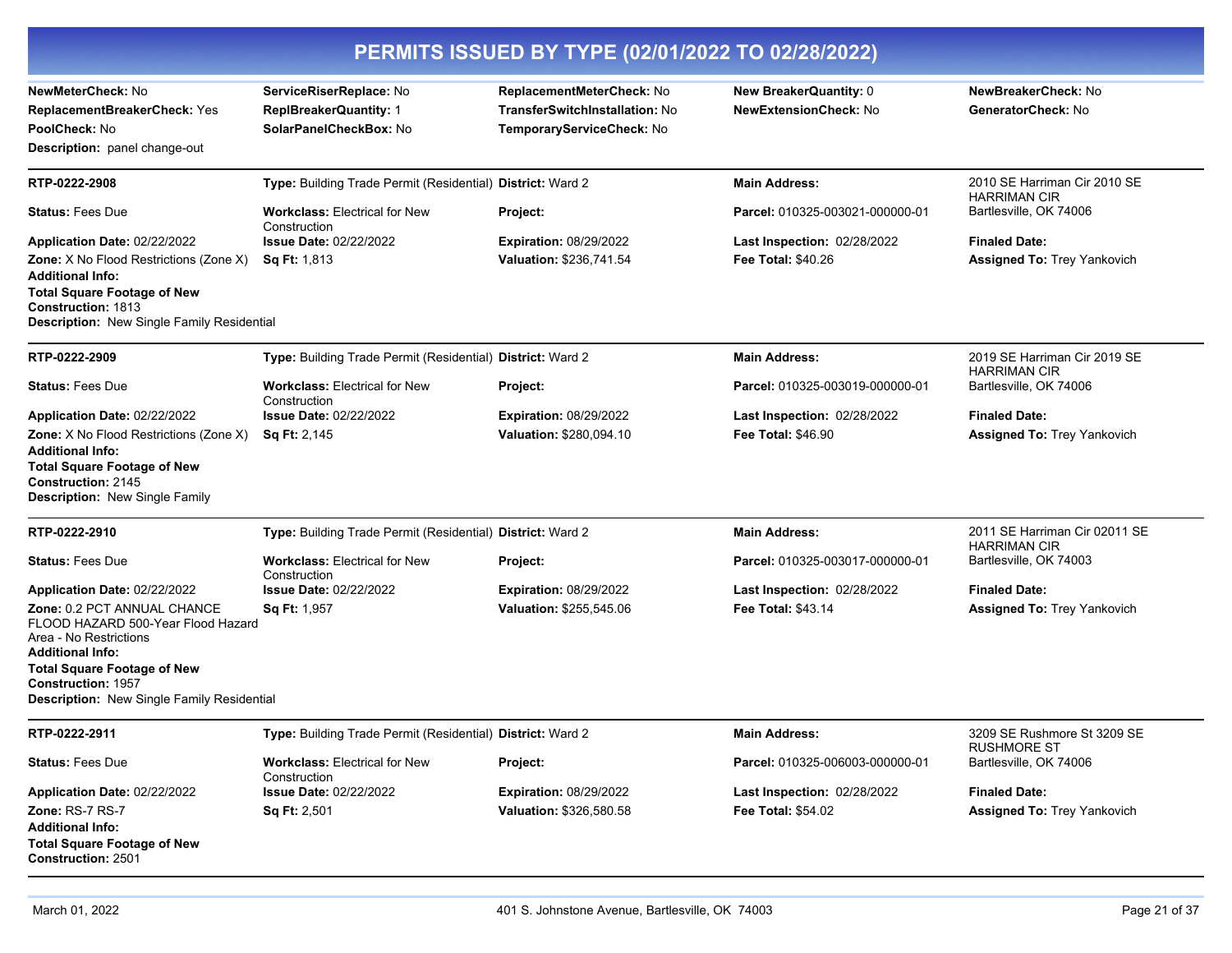# PERMITS ISSUED BY TYPE (02/01/2022 TO 02/28/2022)

**NewMeterCheck:** No | **ServiceRiserReplace:** No | **ReplacementMeterCheck:** No | **New BreakerQuantity:** 0 | **NewBreakerCheck:** No

**ReplacementBreakerCheck:** Yes | **ReplBreakerQuantity:** 1 | **TransferSwitchInstallation:** No | **NewExtensionCheck:** No | **GeneratorCheck:** No

**PoolCheck:** No | **SolarPanelCheckBox:** No | **TemporaryServiceCheck:** No

**Description:** panel change-out

---

**RTP-0222-2908**

**Type:** Building Trade Permit (Residential) | **District:** Ward 2 | **Main Address:** 2010 SE Harriman Cir 2010 SE HARRIMAN CIR Bartlesville, OK 74006

**Status:** Fees Due | **Workclass:** Electrical for New Construction | **Project:** | **Parcel:** 010325-003021-000000-01

**Application Date:** 02/22/2022 | **Issue Date:** 02/22/2022 | **Expiration:** 08/29/2022 | **Last Inspection:** 02/28/2022 | **Finaled Date:**

**Zone:** X No Flood Restrictions (Zone X) | **Sq Ft:** 1,813 | **Valuation:** $236,741.54 | **Fee Total:** $40.26 | **Assigned To:** Trey Yankovich

**Additional Info:**

**Total Square Footage of New Construction:** 1813

**Description:** New Single Family Residential

---

**RTP-0222-2909**

**Type:** Building Trade Permit (Residential) | **District:** Ward 2 | **Main Address:** 2019 SE Harriman Cir 2019 SE HARRIMAN CIR Bartlesville, OK 74006

**Status:** Fees Due | **Workclass:** Electrical for New Construction | **Project:** | **Parcel:** 010325-003019-000000-01

**Application Date:** 02/22/2022 | **Issue Date:** 02/22/2022 | **Expiration:** 08/29/2022 | **Last Inspection:** 02/28/2022 | **Finaled Date:**

**Zone:** X No Flood Restrictions (Zone X) | **Sq Ft:** 2,145 | **Valuation:** $280,094.10 | **Fee Total:** $46.90 | **Assigned To:** Trey Yankovich

**Additional Info:**

**Total Square Footage of New Construction:** 2145

**Description:** New Single Family

---

**RTP-0222-2910**

**Type:** Building Trade Permit (Residential) | **District:** Ward 2 | **Main Address:** 2011 SE Harriman Cir 02011 SE HARRIMAN CIR Bartlesville, OK 74003

**Status:** Fees Due | **Workclass:** Electrical for New Construction | **Project:** | **Parcel:** 010325-003017-000000-01

**Application Date:** 02/22/2022 | **Issue Date:** 02/22/2022 | **Expiration:** 08/29/2022 | **Last Inspection:** 02/28/2022 | **Finaled Date:**

**Zone:** 0.2 PCT ANNUAL CHANCE FLOOD HAZARD 500-Year Flood Hazard Area - No Restrictions | **Sq Ft:** 1,957 | **Valuation:** $255,545.06 | **Fee Total:** $43.14 | **Assigned To:** Trey Yankovich

**Additional Info:**

**Total Square Footage of New Construction:** 1957

**Description:** New Single Family Residential

---

**RTP-0222-2911**

**Type:** Building Trade Permit (Residential) | **District:** Ward 2 | **Main Address:** 3209 SE Rushmore St 3209 SE RUSHMORE ST Bartlesville, OK 74006

**Status:** Fees Due | **Workclass:** Electrical for New Construction | **Project:** | **Parcel:** 010325-006003-000000-01

**Application Date:** 02/22/2022 | **Issue Date:** 02/22/2022 | **Expiration:** 08/29/2022 | **Last Inspection:** 02/28/2022 | **Finaled Date:**

**Zone:** RS-7 RS-7 | **Sq Ft:** 2,501 | **Valuation:** $326,580.58 | **Fee Total:** $54.02 | **Assigned To:** Trey Yankovich

**Additional Info:**

**Total Square Footage of New Construction:** 2501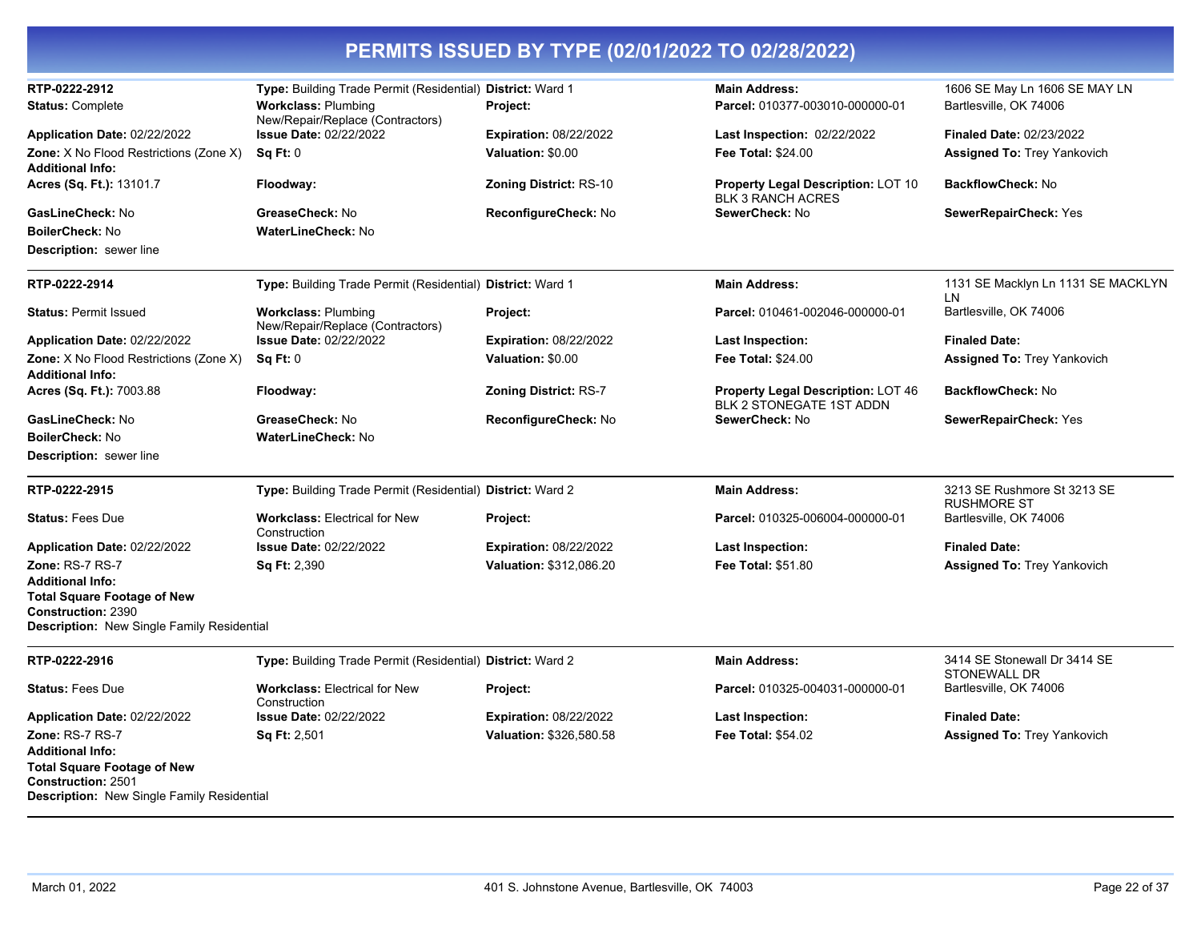# PERMITS ISSUED BY TYPE (02/01/2022 TO 02/28/2022)

**RTP-0222-2912**

**Type:** Building Trade Permit (Residential) **District:** Ward 1 **Main Address:** 1606 SE May Ln 1606 SE MAY LN Bartlesville, OK 74006

**Status:** Complete **Workclass:** Plumbing New/Repair/Replace (Contractors) **Project:** **Parcel:** 010377-003010-000000-01

**Application Date:** 02/22/2022 **Issue Date:** 02/22/2022 **Expiration:** 08/22/2022 **Last Inspection:** 02/22/2022 **Finaled Date:** 02/23/2022

**Zone:** X No Flood Restrictions (Zone X) **Sq Ft:** 0 **Valuation:** $0.00 **Fee Total:** $24.00 **Assigned To:** Trey Yankovich

**Additional Info:**

**Acres (Sq. Ft.):** 13101.7 **Floodway:** **Zoning District:** RS-10 **Property Legal Description:** LOT 10 BLK 3 RANCH ACRES **BackflowCheck:** No

**GasLineCheck:** No **GreaseCheck:** No **ReconfigureCheck:** No **SewerCheck:** No **SewerRepairCheck:** Yes

**BoilerCheck:** No **WaterLineCheck:** No

**Description:** sewer line

---

**RTP-0222-2914**

**Type:** Building Trade Permit (Residential) **District:** Ward 1 **Main Address:** 1131 SE Macklyn Ln 1131 SE MACKLYN LN Bartlesville, OK 74006

**Status:** Permit Issued **Workclass:** Plumbing New/Repair/Replace (Contractors) **Project:** **Parcel:** 010461-002046-000000-01

**Application Date:** 02/22/2022 **Issue Date:** 02/22/2022 **Expiration:** 08/22/2022 **Last Inspection:** **Finaled Date:**

**Zone:** X No Flood Restrictions (Zone X) **Sq Ft:** 0 **Valuation:** $0.00 **Fee Total:** $24.00 **Assigned To:** Trey Yankovich

**Additional Info:**

**Acres (Sq. Ft.):** 7003.88 **Floodway:** **Zoning District:** RS-7 **Property Legal Description:** LOT 46 BLK 2 STONEGATE 1ST ADDN **BackflowCheck:** No

**GasLineCheck:** No **GreaseCheck:** No **ReconfigureCheck:** No **SewerCheck:** No **SewerRepairCheck:** Yes

**BoilerCheck:** No **WaterLineCheck:** No

**Description:** sewer line

---

**RTP-0222-2915**

**Type:** Building Trade Permit (Residential) **District:** Ward 2 **Main Address:** 3213 SE Rushmore St 3213 SE RUSHMORE ST Bartlesville, OK 74006

**Status:** Fees Due **Workclass:** Electrical for New Construction **Project:** **Parcel:** 010325-006004-000000-01

**Application Date:** 02/22/2022 **Issue Date:** 02/22/2022 **Expiration:** 08/22/2022 **Last Inspection:** **Finaled Date:**

**Zone:** RS-7 RS-7 **Sq Ft:** 2,390 **Valuation:** $312,086.20 **Fee Total:** $51.80 **Assigned To:** Trey Yankovich

**Additional Info:**

**Total Square Footage of New Construction:** 2390

**Description:** New Single Family Residential

---

**RTP-0222-2916**

**Type:** Building Trade Permit (Residential) **District:** Ward 2 **Main Address:** 3414 SE Stonewall Dr 3414 SE STONEWALL DR Bartlesville, OK 74006

**Status:** Fees Due **Workclass:** Electrical for New Construction **Project:** **Parcel:** 010325-004031-000000-01

**Application Date:** 02/22/2022 **Issue Date:** 02/22/2022 **Expiration:** 08/22/2022 **Last Inspection:** **Finaled Date:**

**Zone:** RS-7 RS-7 **Sq Ft:** 2,501 **Valuation:** $326,580.58 **Fee Total:** $54.02 **Assigned To:** Trey Yankovich

**Additional Info:**

**Total Square Footage of New Construction:** 2501

**Description:** New Single Family Residential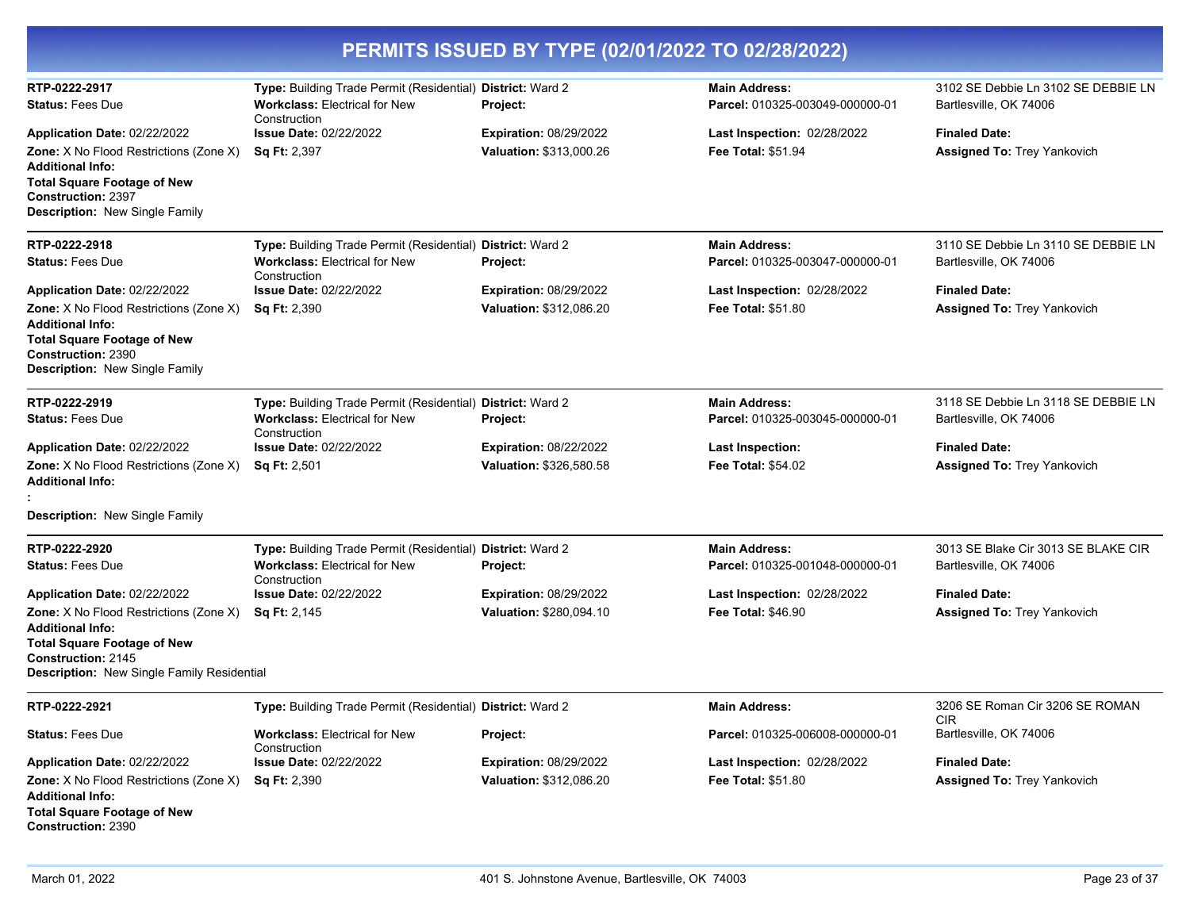# PERMITS ISSUED BY TYPE (02/01/2022 TO 02/28/2022)

**RTP-0222-2917**
**Type:** Building Trade Permit (Residential)
**District:** Ward 2
**Main Address:** 3102 SE Debbie Ln 3102 SE DEBBIE LN Bartlesville, OK 74006
**Status:** Fees Due
**Workclass:** Electrical for New Construction
**Project:**
**Parcel:** 010325-003049-000000-01
**Application Date:** 02/22/2022
**Issue Date:** 02/22/2022
**Expiration:** 08/29/2022
**Last Inspection:** 02/28/2022
**Finaled Date:**
**Zone:** X No Flood Restrictions (Zone X)
**Sq Ft:** 2,397
**Valuation:** $313,000.26
**Fee Total:** $51.94
**Assigned To:** Trey Yankovich
**Additional Info:**
**Total Square Footage of New Construction:** 2397
**Description:** New Single Family

---

**RTP-0222-2918**
**Type:** Building Trade Permit (Residential)
**District:** Ward 2
**Main Address:** 3110 SE Debbie Ln 3110 SE DEBBIE LN Bartlesville, OK 74006
**Status:** Fees Due
**Workclass:** Electrical for New Construction
**Project:**
**Parcel:** 010325-003047-000000-01
**Application Date:** 02/22/2022
**Issue Date:** 02/22/2022
**Expiration:** 08/29/2022
**Last Inspection:** 02/28/2022
**Finaled Date:**
**Zone:** X No Flood Restrictions (Zone X)
**Sq Ft:** 2,390
**Valuation:** $312,086.20
**Fee Total:** $51.80
**Assigned To:** Trey Yankovich
**Additional Info:**
**Total Square Footage of New Construction:** 2390
**Description:** New Single Family

---

**RTP-0222-2919**
**Type:** Building Trade Permit (Residential)
**District:** Ward 2
**Main Address:** 3118 SE Debbie Ln 3118 SE DEBBIE LN Bartlesville, OK 74006
**Status:** Fees Due
**Workclass:** Electrical for New Construction
**Project:**
**Parcel:** 010325-003045-000000-01
**Application Date:** 02/22/2022
**Issue Date:** 02/22/2022
**Expiration:** 08/22/2022
**Last Inspection:**
**Finaled Date:**
**Zone:** X No Flood Restrictions (Zone X)
**Sq Ft:** 2,501
**Valuation:** $326,580.58
**Fee Total:** $54.02
**Assigned To:** Trey Yankovich
**Additional Info:**
**:**
**Description:** New Single Family

---

**RTP-0222-2920**
**Type:** Building Trade Permit (Residential)
**District:** Ward 2
**Main Address:** 3013 SE Blake Cir 3013 SE BLAKE CIR Bartlesville, OK 74006
**Status:** Fees Due
**Workclass:** Electrical for New Construction
**Project:**
**Parcel:** 010325-001048-000000-01
**Application Date:** 02/22/2022
**Issue Date:** 02/22/2022
**Expiration:** 08/29/2022
**Last Inspection:** 02/28/2022
**Finaled Date:**
**Zone:** X No Flood Restrictions (Zone X)
**Sq Ft:** 2,145
**Valuation:** $280,094.10
**Fee Total:** $46.90
**Assigned To:** Trey Yankovich
**Additional Info:**
**Total Square Footage of New Construction:** 2145
**Description:** New Single Family Residential

---

**RTP-0222-2921**
**Type:** Building Trade Permit (Residential)
**District:** Ward 2
**Main Address:** 3206 SE Roman Cir 3206 SE ROMAN CIR Bartlesville, OK 74006
**Status:** Fees Due
**Workclass:** Electrical for New Construction
**Project:**
**Parcel:** 010325-006008-000000-01
**Application Date:** 02/22/2022
**Issue Date:** 02/22/2022
**Expiration:** 08/29/2022
**Last Inspection:** 02/28/2022
**Finaled Date:**
**Zone:** X No Flood Restrictions (Zone X)
**Sq Ft:** 2,390
**Valuation:** $312,086.20
**Fee Total:** $51.80
**Assigned To:** Trey Yankovich
**Additional Info:**
**Total Square Footage of New Construction:** 2390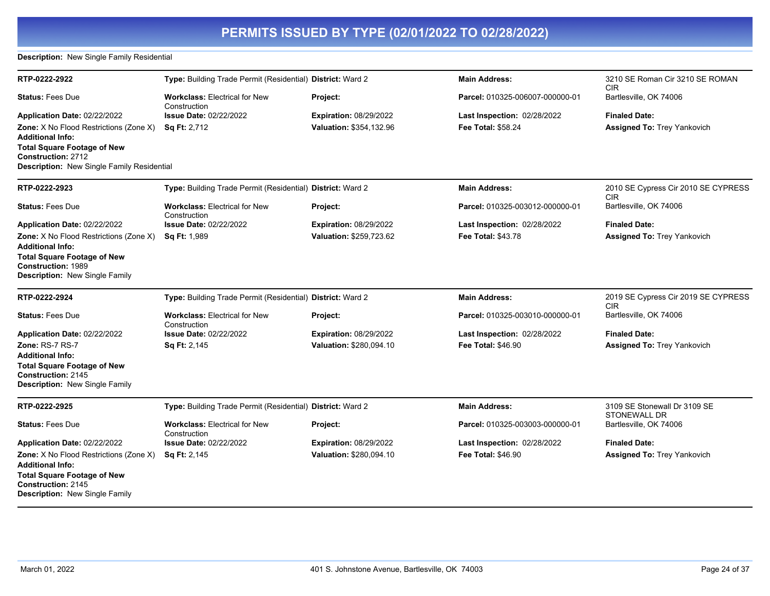# PERMITS ISSUED BY TYPE (02/01/2022 TO 02/28/2022)

**Description:** New Single Family Residential

---

**RTP-0222-2922**

**Type:** Building Trade Permit (Residential) **District:** Ward 2 **Main Address:** 3210 SE Roman Cir 3210 SE ROMAN CIR, Bartlesville, OK 74006

**Status:** Fees Due **Workclass:** Electrical for New Construction **Project:** **Parcel:** 010325-006007-000000-01

**Application Date:** 02/22/2022 **Issue Date:** 02/22/2022 **Expiration:** 08/29/2022 **Last Inspection:** 02/28/2022 **Finaled Date:**

**Zone:** X No Flood Restrictions (Zone X) **Sq Ft:** 2,712 **Valuation:** $354,132.96 **Fee Total:** $58.24 **Assigned To:** Trey Yankovich

**Additional Info:**

**Total Square Footage of New Construction:** 2712

**Description:** New Single Family Residential

---

**RTP-0222-2923**

**Type:** Building Trade Permit (Residential) **District:** Ward 2 **Main Address:** 2010 SE Cypress Cir 2010 SE CYPRESS CIR, Bartlesville, OK 74006

**Status:** Fees Due **Workclass:** Electrical for New Construction **Project:** **Parcel:** 010325-003012-000000-01

**Application Date:** 02/22/2022 **Issue Date:** 02/22/2022 **Expiration:** 08/29/2022 **Last Inspection:** 02/28/2022 **Finaled Date:**

**Zone:** X No Flood Restrictions (Zone X) **Sq Ft:** 1,989 **Valuation:** $259,723.62 **Fee Total:** $43.78 **Assigned To:** Trey Yankovich

**Additional Info:**

**Total Square Footage of New Construction:** 1989

**Description:** New Single Family

---

**RTP-0222-2924**

**Type:** Building Trade Permit (Residential) **District:** Ward 2 **Main Address:** 2019 SE Cypress Cir 2019 SE CYPRESS CIR, Bartlesville, OK 74006

**Status:** Fees Due **Workclass:** Electrical for New Construction **Project:** **Parcel:** 010325-003010-000000-01

**Application Date:** 02/22/2022 **Issue Date:** 02/22/2022 **Expiration:** 08/29/2022 **Last Inspection:** 02/28/2022 **Finaled Date:**

**Zone:** RS-7 RS-7 **Sq Ft:** 2,145 **Valuation:** $280,094.10 **Fee Total:** $46.90 **Assigned To:** Trey Yankovich

**Additional Info:**

**Total Square Footage of New Construction:** 2145

**Description:** New Single Family

---

**RTP-0222-2925**

**Type:** Building Trade Permit (Residential) **District:** Ward 2 **Main Address:** 3109 SE Stonewall Dr 3109 SE STONEWALL DR, Bartlesville, OK 74006

**Status:** Fees Due **Workclass:** Electrical for New Construction **Project:** **Parcel:** 010325-003003-000000-01

**Application Date:** 02/22/2022 **Issue Date:** 02/22/2022 **Expiration:** 08/29/2022 **Last Inspection:** 02/28/2022 **Finaled Date:**

**Zone:** X No Flood Restrictions (Zone X) **Sq Ft:** 2,145 **Valuation:** $280,094.10 **Fee Total:** $46.90 **Assigned To:** Trey Yankovich

**Additional Info:**

**Total Square Footage of New Construction:** 2145

**Description:** New Single Family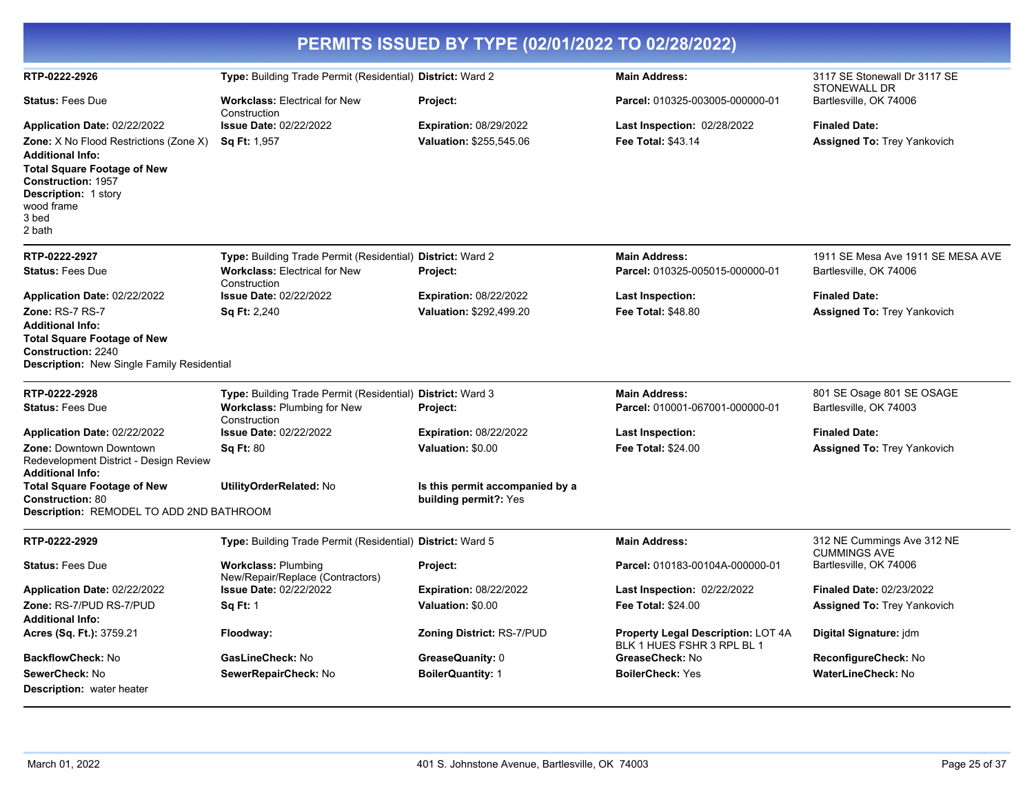# PERMITS ISSUED BY TYPE (02/01/2022 TO 02/28/2022)

**RTP-0222-2926**
**Type:** Building Trade Permit (Residential) **District:** Ward 2
**Main Address:** 3117 SE Stonewall Dr 3117 SE STONEWALL DR Bartlesville, OK 74006
**Status:** Fees Due
**Workclass:** Electrical for New Construction
**Project:**
**Parcel:** 010325-003005-000000-01
**Application Date:** 02/22/2022
**Issue Date:** 02/22/2022
**Expiration:** 08/29/2022
**Last Inspection:** 02/28/2022
**Finaled Date:**
**Zone:** X No Flood Restrictions (Zone X)
**Sq Ft:** 1,957
**Valuation:** $255,545.06
**Fee Total:** $43.14
**Assigned To:** Trey Yankovich
**Additional Info:**
**Total Square Footage of New Construction:** 1957
**Description:** 1 story
wood frame
3 bed
2 bath

---

**RTP-0222-2927**
**Type:** Building Trade Permit (Residential) **District:** Ward 2
**Main Address:** 1911 SE Mesa Ave 1911 SE MESA AVE Bartlesville, OK 74006
**Status:** Fees Due
**Workclass:** Electrical for New Construction
**Project:**
**Parcel:** 010325-005015-000000-01
**Application Date:** 02/22/2022
**Issue Date:** 02/22/2022
**Expiration:** 08/22/2022
**Last Inspection:**
**Finaled Date:**
**Zone:** RS-7 RS-7
**Sq Ft:** 2,240
**Valuation:** $292,499.20
**Fee Total:** $48.80
**Assigned To:** Trey Yankovich
**Additional Info:**
**Total Square Footage of New Construction:** 2240
**Description:** New Single Family Residential

---

**RTP-0222-2928**
**Type:** Building Trade Permit (Residential) **District:** Ward 3
**Main Address:** 801 SE Osage 801 SE OSAGE Bartlesville, OK 74003
**Status:** Fees Due
**Workclass:** Plumbing for New Construction
**Project:**
**Parcel:** 010001-067001-000000-01
**Application Date:** 02/22/2022
**Issue Date:** 02/22/2022
**Expiration:** 08/22/2022
**Last Inspection:**
**Finaled Date:**
**Zone:** Downtown Downtown Redevelopment District - Design Review
**Sq Ft:** 80
**Valuation:** $0.00
**Fee Total:** $24.00
**Assigned To:** Trey Yankovich
**Additional Info:**
**Total Square Footage of New Construction:** 80
**UtilityOrderRelated:** No
**Is this permit accompanied by a building permit?:** Yes
**Description:** REMODEL TO ADD 2ND BATHROOM

---

**RTP-0222-2929**
**Type:** Building Trade Permit (Residential) **District:** Ward 5
**Main Address:** 312 NE Cummings Ave 312 NE CUMMINGS AVE Bartlesville, OK 74006
**Status:** Fees Due
**Workclass:** Plumbing New/Repair/Replace (Contractors)
**Project:**
**Parcel:** 010183-00104A-000000-01
**Application Date:** 02/22/2022
**Issue Date:** 02/22/2022
**Expiration:** 08/22/2022
**Last Inspection:** 02/22/2022
**Finaled Date:** 02/23/2022
**Zone:** RS-7/PUD RS-7/PUD
**Sq Ft:** 1
**Valuation:** $0.00
**Fee Total:** $24.00
**Assigned To:** Trey Yankovich
**Additional Info:**
**Acres (Sq. Ft.):** 3759.21
**Floodway:**
**Zoning District:** RS-7/PUD
**Property Legal Description:** LOT 4A BLK 1 HUES FSHR 3 RPL BL 1
**Digital Signature:** jdm
**BackflowCheck:** No
**GasLineCheck:** No
**GreaseQuanity:** 0
**GreaseCheck:** No
**ReconfigureCheck:** No
**SewerCheck:** No
**SewerRepairCheck:** No
**BoilerQuantity:** 1
**BoilerCheck:** Yes
**WaterLineCheck:** No
**Description:** water heater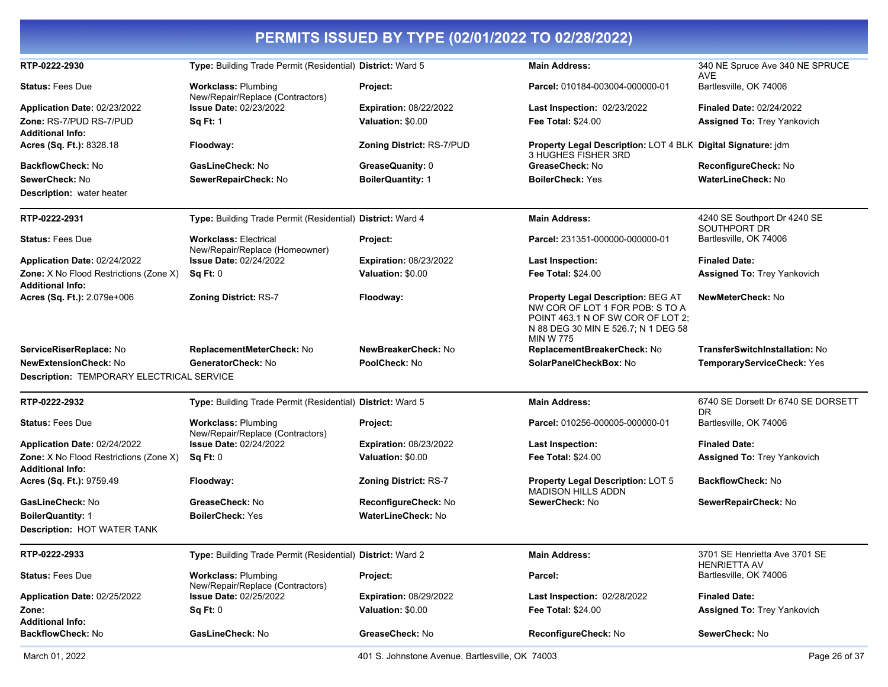# PERMITS ISSUED BY TYPE (02/01/2022 TO 02/28/2022)

| | | | | |
|---|---|---|---|---|
| **RTP-0222-2930** | **Type:** Building Trade Permit (Residential) | **District:** Ward 5 | **Main Address:** | 340 NE Spruce Ave 340 NE SPRUCE AVE |
| **Status:** Fees Due | **Workclass:** Plumbing New/Repair/Replace (Contractors) | **Project:** | **Parcel:** 010184-003004-000000-01 | Bartlesville, OK 74006 |
| **Application Date:** 02/23/2022 | **Issue Date:** 02/23/2022 | **Expiration:** 08/22/2022 | **Last Inspection:** 02/23/2022 | **Finaled Date:** 02/24/2022 |
| **Zone:** RS-7/PUD RS-7/PUD | **Sq Ft:** 1 | **Valuation:** $0.00 | **Fee Total:** $24.00 | **Assigned To:** Trey Yankovich |
| **Additional Info:** | | | | |
| **Acres (Sq. Ft.):** 8328.18 | **Floodway:** | **Zoning District:** RS-7/PUD | **Property Legal Description:** LOT 4 BLK 3 HUGHES FISHER 3RD | **Digital Signature:** jdm |
| **BackflowCheck:** No | **GasLineCheck:** No | **GreaseQuanity:** 0 | **GreaseCheck:** No | **ReconfigureCheck:** No |
| **SewerCheck:** No | **SewerRepairCheck:** No | **BoilerQuantity:** 1 | **BoilerCheck:** Yes | **WaterLineCheck:** No |
| **Description:** water heater | | | | |

| | | | | |
|---|---|---|---|---|
| **RTP-0222-2931** | **Type:** Building Trade Permit (Residential) | **District:** Ward 4 | **Main Address:** | 4240 SE Southport Dr 4240 SE SOUTHPORT DR |
| **Status:** Fees Due | **Workclass:** Electrical New/Repair/Replace (Homeowner) | **Project:** | **Parcel:** 231351-000000-000000-01 | Bartlesville, OK 74006 |
| **Application Date:** 02/24/2022 | **Issue Date:** 02/24/2022 | **Expiration:** 08/23/2022 | **Last Inspection:** | **Finaled Date:** |
| **Zone:** X No Flood Restrictions (Zone X) | **Sq Ft:** 0 | **Valuation:** $0.00 | **Fee Total:** $24.00 | **Assigned To:** Trey Yankovich |
| **Additional Info:** | | | | |
| **Acres (Sq. Ft.):** 2.079e+006 | **Zoning District:** RS-7 | **Floodway:** | **Property Legal Description:** BEG AT NW COR OF LOT 1 FOR POB: S TO A POINT 463.1 N OF SW COR OF LOT 2; N 88 DEG 30 MIN E 526.7; N 1 DEG 58 MIN W 775 | **NewMeterCheck:** No |
| **ServiceRiserReplace:** No | **ReplacementMeterCheck:** No | **NewBreakerCheck:** No | **ReplacementBreakerCheck:** No | **TransferSwitchInstallation:** No |
| **NewExtensionCheck:** No | **GeneratorCheck:** No | **PoolCheck:** No | **SolarPanelCheckBox:** No | **TemporaryServiceCheck:** Yes |
| **Description:** TEMPORARY ELECTRICAL SERVICE | | | | |

| | | | | |
|---|---|---|---|---|
| **RTP-0222-2932** | **Type:** Building Trade Permit (Residential) | **District:** Ward 5 | **Main Address:** | 6740 SE Dorsett Dr 6740 SE DORSETT DR |
| **Status:** Fees Due | **Workclass:** Plumbing New/Repair/Replace (Contractors) | **Project:** | **Parcel:** 010256-000005-000000-01 | Bartlesville, OK 74006 |
| **Application Date:** 02/24/2022 | **Issue Date:** 02/24/2022 | **Expiration:** 08/23/2022 | **Last Inspection:** | **Finaled Date:** |
| **Zone:** X No Flood Restrictions (Zone X) | **Sq Ft:** 0 | **Valuation:** $0.00 | **Fee Total:** $24.00 | **Assigned To:** Trey Yankovich |
| **Additional Info:** | | | | |
| **Acres (Sq. Ft.):** 9759.49 | **Floodway:** | **Zoning District:** RS-7 | **Property Legal Description:** LOT 5 MADISON HILLS ADDN | **BackflowCheck:** No |
| **GasLineCheck:** No | **GreaseCheck:** No | **ReconfigureCheck:** No | **SewerCheck:** No | **SewerRepairCheck:** No |
| **BoilerQuantity:** 1 | **BoilerCheck:** Yes | **WaterLineCheck:** No | | |
| **Description:** HOT WATER TANK | | | | |

| | | | | |
|---|---|---|---|---|
| **RTP-0222-2933** | **Type:** Building Trade Permit (Residential) | **District:** Ward 2 | **Main Address:** | 3701 SE Henrietta Ave 3701 SE HENRIETTA AV |
| **Status:** Fees Due | **Workclass:** Plumbing New/Repair/Replace (Contractors) | **Project:** | **Parcel:** | Bartlesville, OK 74006 |
| **Application Date:** 02/25/2022 | **Issue Date:** 02/25/2022 | **Expiration:** 08/29/2022 | **Last Inspection:** 02/28/2022 | **Finaled Date:** |
| **Zone:** | **Sq Ft:** 0 | **Valuation:** $0.00 | **Fee Total:** $24.00 | **Assigned To:** Trey Yankovich |
| **Additional Info:** | | | | |
| **BackflowCheck:** No | **GasLineCheck:** No | **GreaseCheck:** No | **ReconfigureCheck:** No | **SewerCheck:** No |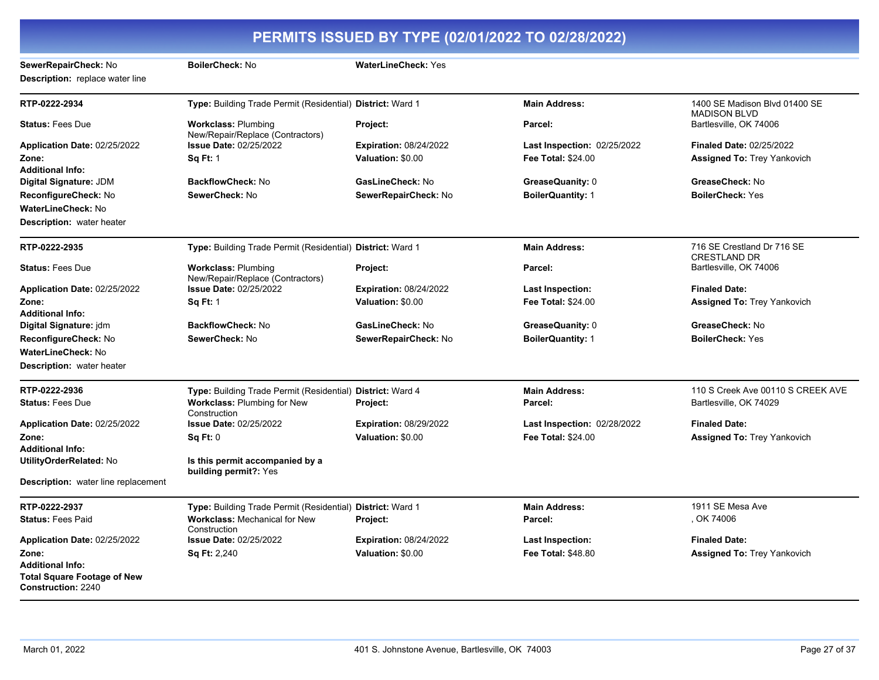# PERMITS ISSUED BY TYPE (02/01/2022 TO 02/28/2022)

**SewerRepairCheck:** No | **BoilerCheck:** No | **WaterLineCheck:** Yes

**Description:** replace water line

---

| | | | | |
|---|---|---|---|---|
| **RTP-0222-2934** | **Type:** Building Trade Permit (Residential) | **District:** Ward 1 | **Main Address:** | 1400 SE Madison Blvd 01400 SE MADISON BLVD |
| **Status:** Fees Due | **Workclass:** Plumbing New/Repair/Replace (Contractors) | **Project:** | **Parcel:** | Bartlesville, OK 74006 |
| **Application Date:** 02/25/2022 | **Issue Date:** 02/25/2022 | **Expiration:** 08/24/2022 | **Last Inspection:** 02/25/2022 | **Finaled Date:** 02/25/2022 |
| **Zone:** | **Sq Ft:** 1 | **Valuation:** $0.00 | **Fee Total:** $24.00 | **Assigned To:** Trey Yankovich |
| **Additional Info:** | | | | |
| **Digital Signature:** JDM | **BackflowCheck:** No | **GasLineCheck:** No | **GreaseQuanity:** 0 | **GreaseCheck:** No |
| **ReconfigureCheck:** No | **SewerCheck:** No | **SewerRepairCheck:** No | **BoilerQuantity:** 1 | **BoilerCheck:** Yes |
| **WaterLineCheck:** No | | | | |

**Description:** water heater

---

| | | | | |
|---|---|---|---|---|
| **RTP-0222-2935** | **Type:** Building Trade Permit (Residential) | **District:** Ward 1 | **Main Address:** | 716 SE Crestland Dr 716 SE CRESTLAND DR |
| **Status:** Fees Due | **Workclass:** Plumbing New/Repair/Replace (Contractors) | **Project:** | **Parcel:** | Bartlesville, OK 74006 |
| **Application Date:** 02/25/2022 | **Issue Date:** 02/25/2022 | **Expiration:** 08/24/2022 | **Last Inspection:** | **Finaled Date:** |
| **Zone:** | **Sq Ft:** 1 | **Valuation:** $0.00 | **Fee Total:** $24.00 | **Assigned To:** Trey Yankovich |
| **Additional Info:** | | | | |
| **Digital Signature:** jdm | **BackflowCheck:** No | **GasLineCheck:** No | **GreaseQuanity:** 0 | **GreaseCheck:** No |
| **ReconfigureCheck:** No | **SewerCheck:** No | **SewerRepairCheck:** No | **BoilerQuantity:** 1 | **BoilerCheck:** Yes |
| **WaterLineCheck:** No | | | | |

**Description:** water heater

---

| | | | | |
|---|---|---|---|---|
| **RTP-0222-2936** | **Type:** Building Trade Permit (Residential) | **District:** Ward 4 | **Main Address:** | 110 S Creek Ave 00110 S CREEK AVE |
| **Status:** Fees Due | **Workclass:** Plumbing for New Construction | **Project:** | **Parcel:** | Bartlesville, OK 74029 |
| **Application Date:** 02/25/2022 | **Issue Date:** 02/25/2022 | **Expiration:** 08/29/2022 | **Last Inspection:** 02/28/2022 | **Finaled Date:** |
| **Zone:** | **Sq Ft:** 0 | **Valuation:** $0.00 | **Fee Total:** $24.00 | **Assigned To:** Trey Yankovich |
| **Additional Info:** | | | | |
| **UtilityOrderRelated:** No | **Is this permit accompanied by a building permit?:** Yes | | | |

**Description:** water line replacement

---

| | | | | |
|---|---|---|---|---|
| **RTP-0222-2937** | **Type:** Building Trade Permit (Residential) | **District:** Ward 1 | **Main Address:** | 1911 SE Mesa Ave |
| **Status:** Fees Paid | **Workclass:** Mechanical for New Construction | **Project:** | **Parcel:** | , OK 74006 |
| **Application Date:** 02/25/2022 | **Issue Date:** 02/25/2022 | **Expiration:** 08/24/2022 | **Last Inspection:** | **Finaled Date:** |
| **Zone:** | **Sq Ft:** 2,240 | **Valuation:** $0.00 | **Fee Total:** $48.80 | **Assigned To:** Trey Yankovich |
| **Additional Info:** | | | | |
| **Total Square Footage of New Construction:** 2240 | | | | |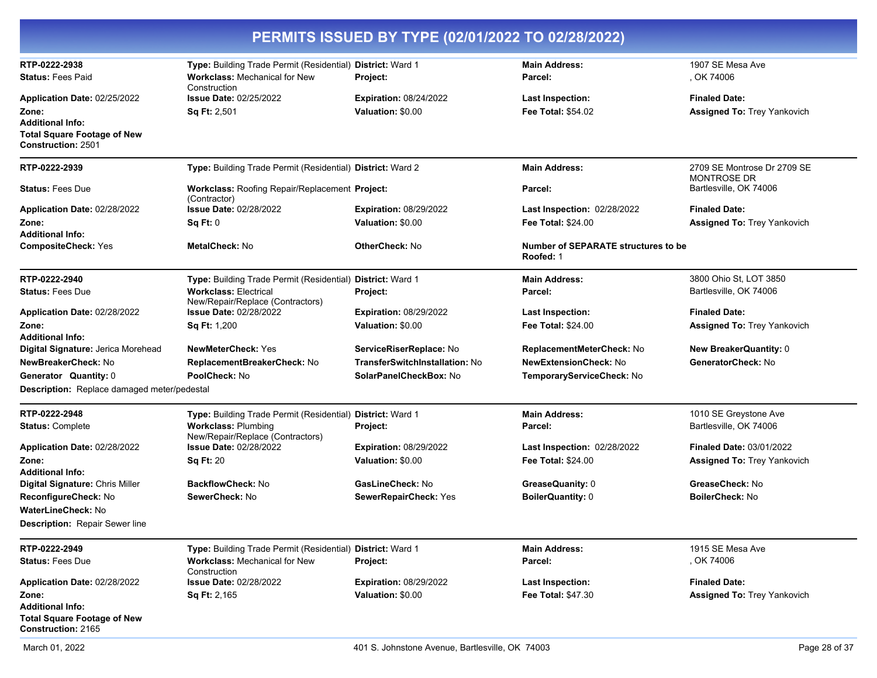# PERMITS ISSUED BY TYPE (02/01/2022 TO 02/28/2022)

---

**RTP-0222-2938**
**Type:** Building Trade Permit (Residential)
**District:** Ward 1
**Main Address:** 1907 SE Mesa Ave
**Status:** Fees Paid
**Workclass:** Mechanical for New Construction
**Project:**
**Parcel:** , OK 74006
**Application Date:** 02/25/2022
**Issue Date:** 02/25/2022
**Expiration:** 08/24/2022
**Last Inspection:**
**Finaled Date:**
**Zone:**
**Sq Ft:** 2,501
**Valuation:** $0.00
**Fee Total:** $54.02
**Assigned To:** Trey Yankovich
**Additional Info:**
**Total Square Footage of New Construction:** 2501

---

**RTP-0222-2939**
**Type:** Building Trade Permit (Residential)
**District:** Ward 2
**Main Address:** 2709 SE Montrose Dr 2709 SE MONTROSE DR
**Status:** Fees Due
**Workclass:** Roofing Repair/Replacement (Contractor)
**Project:**
**Parcel:** Bartlesville, OK 74006
**Application Date:** 02/28/2022
**Issue Date:** 02/28/2022
**Expiration:** 08/29/2022
**Last Inspection:** 02/28/2022
**Finaled Date:**
**Zone:**
**Sq Ft:** 0
**Valuation:** $0.00
**Fee Total:** $24.00
**Assigned To:** Trey Yankovich
**Additional Info:**
**CompositeCheck:** Yes
**MetalCheck:** No
**OtherCheck:** No
**Number of SEPARATE structures to be Roofed:** 1

---

**RTP-0222-2940**
**Type:** Building Trade Permit (Residential)
**District:** Ward 1
**Main Address:** 3800 Ohio St, LOT 3850
**Status:** Fees Due
**Workclass:** Electrical New/Repair/Replace (Contractors)
**Project:**
**Parcel:** Bartlesville, OK 74006
**Application Date:** 02/28/2022
**Issue Date:** 02/28/2022
**Expiration:** 08/29/2022
**Last Inspection:**
**Finaled Date:**
**Zone:**
**Sq Ft:** 1,200
**Valuation:** $0.00
**Fee Total:** $24.00
**Assigned To:** Trey Yankovich
**Additional Info:**
**Digital Signature:** Jerica Morehead
**NewMeterCheck:** Yes
**ServiceRiserReplace:** No
**ReplacementMeterCheck:** No
**New BreakerQuantity:** 0
**NewBreakerCheck:** No
**ReplacementBreakerCheck:** No
**TransferSwitchInstallation:** No
**NewExtensionCheck:** No
**GeneratorCheck:** No
**Generator Quantity:** 0
**PoolCheck:** No
**SolarPanelCheckBox:** No
**TemporaryServiceCheck:** No
**Description:** Replace damaged meter/pedestal

---

**RTP-0222-2948**
**Type:** Building Trade Permit (Residential)
**District:** Ward 1
**Main Address:** 1010 SE Greystone Ave
**Status:** Complete
**Workclass:** Plumbing New/Repair/Replace (Contractors)
**Project:**
**Parcel:** Bartlesville, OK 74006
**Application Date:** 02/28/2022
**Issue Date:** 02/28/2022
**Expiration:** 08/29/2022
**Last Inspection:** 02/28/2022
**Finaled Date:** 03/01/2022
**Zone:**
**Sq Ft:** 20
**Valuation:** $0.00
**Fee Total:** $24.00
**Assigned To:** Trey Yankovich
**Additional Info:**
**Digital Signature:** Chris Miller
**BackflowCheck:** No
**GasLineCheck:** No
**GreaseQuanity:** 0
**GreaseCheck:** No
**ReconfigureCheck:** No
**SewerCheck:** No
**SewerRepairCheck:** Yes
**BoilerQuantity:** 0
**BoilerCheck:** No
**WaterLineCheck:** No
**Description:** Repair Sewer line

---

**RTP-0222-2949**
**Type:** Building Trade Permit (Residential)
**District:** Ward 1
**Main Address:** 1915 SE Mesa Ave
**Status:** Fees Due
**Workclass:** Mechanical for New Construction
**Project:**
**Parcel:** , OK 74006
**Application Date:** 02/28/2022
**Issue Date:** 02/28/2022
**Expiration:** 08/29/2022
**Last Inspection:**
**Finaled Date:**
**Zone:**
**Sq Ft:** 2,165
**Valuation:** $0.00
**Fee Total:** $47.30
**Assigned To:** Trey Yankovich
**Additional Info:**
**Total Square Footage of New Construction:** 2165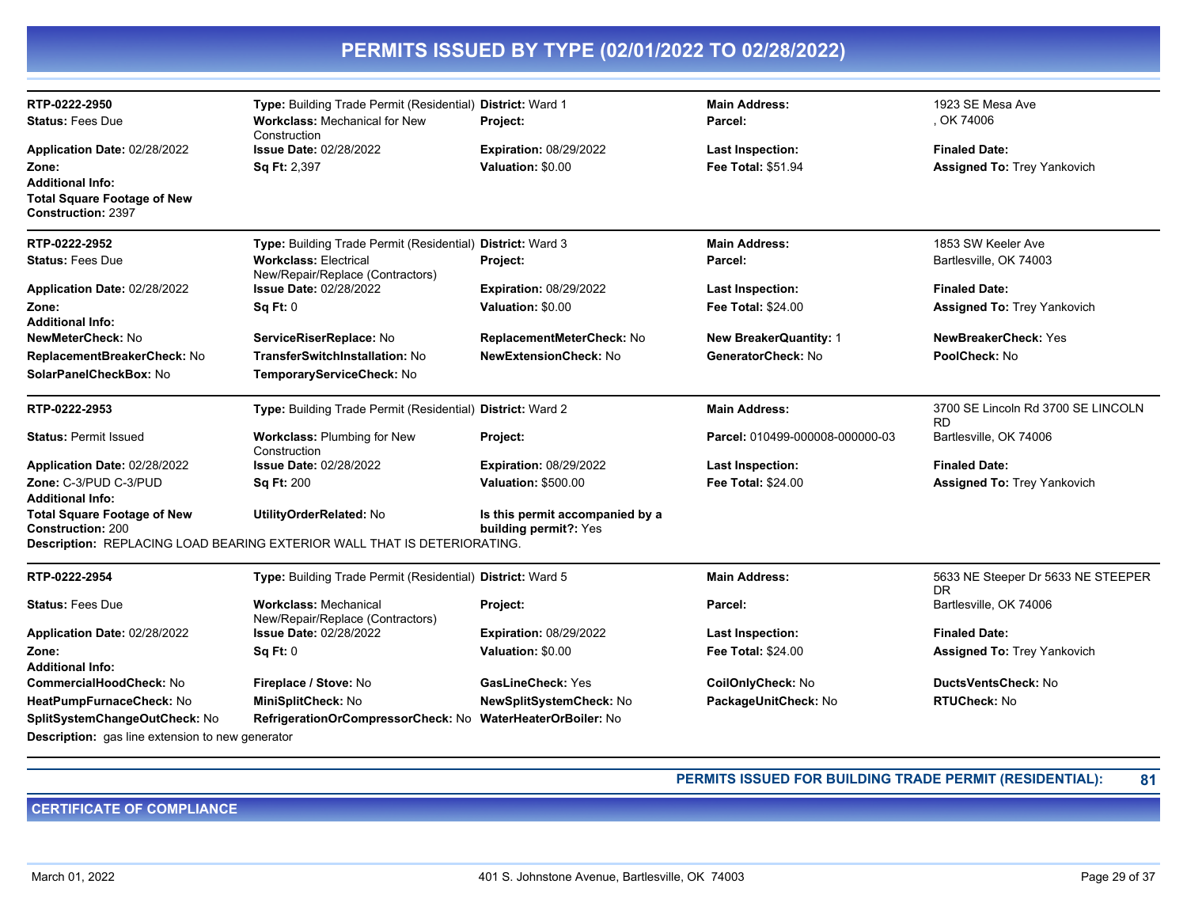# PERMITS ISSUED BY TYPE (02/01/2022 TO 02/28/2022)

| | | | | |
|---|---|---|---|---|
| **RTP-0222-2950** | **Type:** Building Trade Permit (Residential) | **District:** Ward 1 | **Main Address:** | 1923 SE Mesa Ave |
| **Status:** Fees Due | **Workclass:** Mechanical for New Construction | **Project:** | **Parcel:** | , OK 74006 |
| **Application Date:** 02/28/2022 | **Issue Date:** 02/28/2022 | **Expiration:** 08/29/2022 | **Last Inspection:** | **Finaled Date:** |
| **Zone:** | **Sq Ft:** 2,397 | **Valuation:** $0.00 | **Fee Total:** $51.94 | **Assigned To:** Trey Yankovich |
| **Additional Info:** | | | | |
| **Total Square Footage of New Construction:** 2397 | | | | |

| | | | | |
|---|---|---|---|---|
| **RTP-0222-2952** | **Type:** Building Trade Permit (Residential) | **District:** Ward 3 | **Main Address:** | 1853 SW Keeler Ave |
| **Status:** Fees Due | **Workclass:** Electrical New/Repair/Replace (Contractors) | **Project:** | **Parcel:** | Bartlesville, OK 74003 |
| **Application Date:** 02/28/2022 | **Issue Date:** 02/28/2022 | **Expiration:** 08/29/2022 | **Last Inspection:** | **Finaled Date:** |
| **Zone:** | **Sq Ft:** 0 | **Valuation:** $0.00 | **Fee Total:** $24.00 | **Assigned To:** Trey Yankovich |
| **Additional Info:** | | | | |
| **NewMeterCheck:** No | **ServiceRiserReplace:** No | **ReplacementMeterCheck:** No | **New BreakerQuantity:** 1 | **NewBreakerCheck:** Yes |
| **ReplacementBreakerCheck:** No | **TransferSwitchInstallation:** No | **NewExtensionCheck:** No | **GeneratorCheck:** No | **PoolCheck:** No |
| **SolarPanelCheckBox:** No | **TemporaryServiceCheck:** No | | | |

| | | | | |
|---|---|---|---|---|
| **RTP-0222-2953** | **Type:** Building Trade Permit (Residential) | **District:** Ward 2 | **Main Address:** | 3700 SE Lincoln Rd 3700 SE LINCOLN RD |
| **Status:** Permit Issued | **Workclass:** Plumbing for New Construction | **Project:** | **Parcel:** 010499-000008-000000-03 | Bartlesville, OK 74006 |
| **Application Date:** 02/28/2022 | **Issue Date:** 02/28/2022 | **Expiration:** 08/29/2022 | **Last Inspection:** | **Finaled Date:** |
| **Zone:** C-3/PUD C-3/PUD | **Sq Ft:** 200 | **Valuation:** $500.00 | **Fee Total:** $24.00 | **Assigned To:** Trey Yankovich |
| **Additional Info:** | | | | |
| **Total Square Footage of New Construction:** 200 | **UtilityOrderRelated:** No | **Is this permit accompanied by a building permit?:** Yes | | |

**Description:** REPLACING LOAD BEARING EXTERIOR WALL THAT IS DETERIORATING.

| | | | | |
|---|---|---|---|---|
| **RTP-0222-2954** | **Type:** Building Trade Permit (Residential) | **District:** Ward 5 | **Main Address:** | 5633 NE Steeper Dr 5633 NE STEEPER DR |
| **Status:** Fees Due | **Workclass:** Mechanical New/Repair/Replace (Contractors) | **Project:** | **Parcel:** | Bartlesville, OK 74006 |
| **Application Date:** 02/28/2022 | **Issue Date:** 02/28/2022 | **Expiration:** 08/29/2022 | **Last Inspection:** | **Finaled Date:** |
| **Zone:** | **Sq Ft:** 0 | **Valuation:** $0.00 | **Fee Total:** $24.00 | **Assigned To:** Trey Yankovich |
| **Additional Info:** | | | | |
| **CommercialHoodCheck:** No | **Fireplace / Stove:** No | **GasLineCheck:** Yes | **CoilOnlyCheck:** No | **DuctsVentsCheck:** No |
| **HeatPumpFurnaceCheck:** No | **MiniSplitCheck:** No | **NewSplitSystemCheck:** No | **PackageUnitCheck:** No | **RTUCheck:** No |
| **SplitSystemChangeOutCheck:** No | **RefrigerationOrCompressorCheck:** No | **WaterHeaterOrBoiler:** No | | |

**Description:** gas line extension to new generator

**PERMITS ISSUED FOR BUILDING TRADE PERMIT (RESIDENTIAL): 81**

## CERTIFICATE OF COMPLIANCE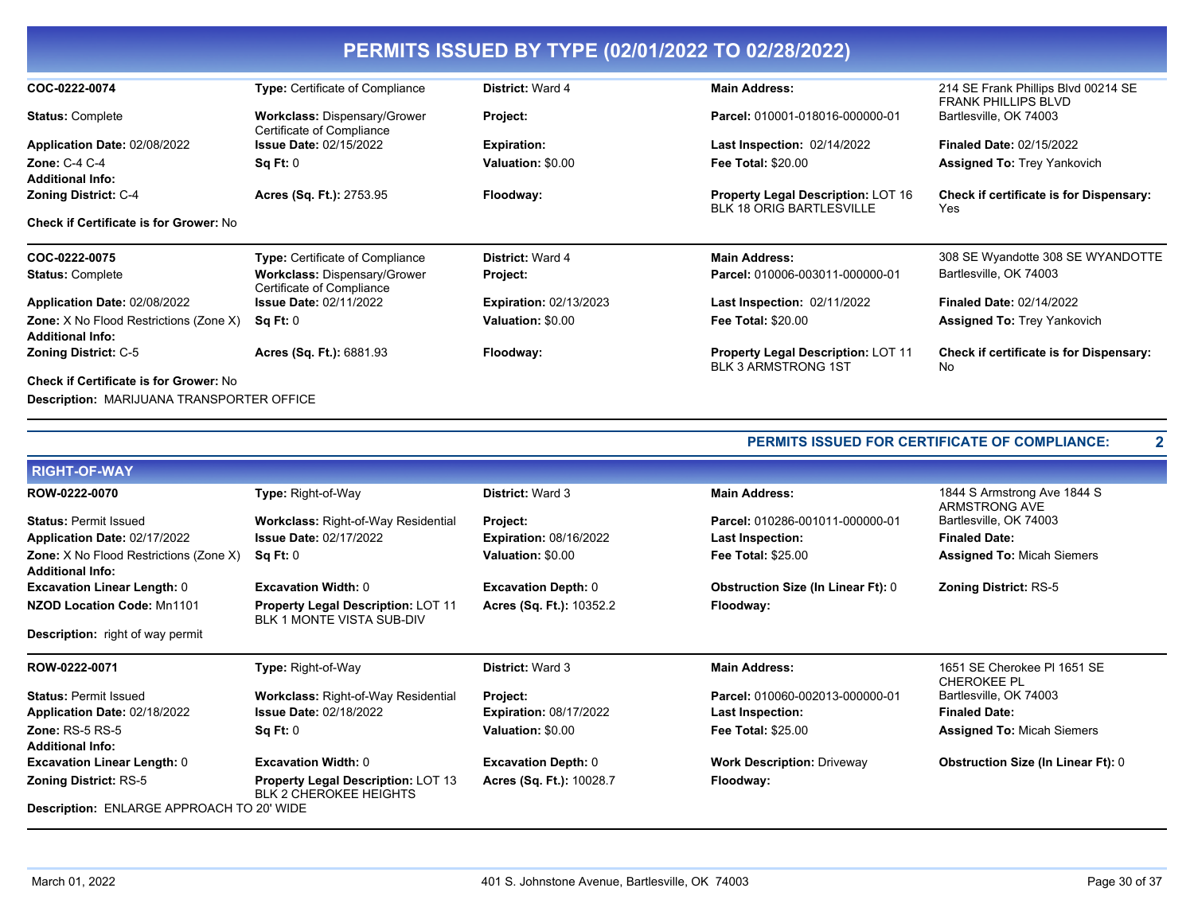# PERMITS ISSUED BY TYPE (02/01/2022 TO 02/28/2022)

| | | | | |
|---|---|---|---|---|
| **COC-0222-0074** | **Type:** Certificate of Compliance | **District:** Ward 4 | **Main Address:** | 214 SE Frank Phillips Blvd 00214 SE FRANK PHILLIPS BLVD |
| **Status:** Complete | **Workclass:** Dispensary/Grower Certificate of Compliance | **Project:** | **Parcel:** 010001-018016-000000-01 | Bartlesville, OK 74003 |
| **Application Date:** 02/08/2022 | **Issue Date:** 02/15/2022 | **Expiration:** | **Last Inspection:** 02/14/2022 | **Finaled Date:** 02/15/2022 |
| **Zone:** C-4 C-4 | **Sq Ft:** 0 | **Valuation:** $0.00 | **Fee Total:** $20.00 | **Assigned To:** Trey Yankovich |
| **Additional Info:** | | | | |
| **Zoning District:** C-4 | **Acres (Sq. Ft.):** 2753.95 | **Floodway:** | **Property Legal Description:** LOT 16 BLK 18 ORIG BARTLESVILLE | **Check if certificate is for Dispensary:** Yes |
| **Check if Certificate is for Grower:** No | | | | |

| | | | | |
|---|---|---|---|---|
| **COC-0222-0075** | **Type:** Certificate of Compliance | **District:** Ward 4 | **Main Address:** | 308 SE Wyandotte 308 SE WYANDOTTE |
| **Status:** Complete | **Workclass:** Dispensary/Grower Certificate of Compliance | **Project:** | **Parcel:** 010006-003011-000000-01 | Bartlesville, OK 74003 |
| **Application Date:** 02/08/2022 | **Issue Date:** 02/11/2022 | **Expiration:** 02/13/2023 | **Last Inspection:** 02/11/2022 | **Finaled Date:** 02/14/2022 |
| **Zone:** X No Flood Restrictions (Zone X) | **Sq Ft:** 0 | **Valuation:** $0.00 | **Fee Total:** $20.00 | **Assigned To:** Trey Yankovich |
| **Additional Info:** | | | | |
| **Zoning District:** C-5 | **Acres (Sq. Ft.):** 6881.93 | **Floodway:** | **Property Legal Description:** LOT 11 BLK 3 ARMSTRONG 1ST | **Check if certificate is for Dispensary:** No |
| **Check if Certificate is for Grower:** No | | | | |

**Description:** MARIJUANA TRANSPORTER OFFICE

**PERMITS ISSUED FOR CERTIFICATE OF COMPLIANCE: 2**

## RIGHT-OF-WAY

| | | | | |
|---|---|---|---|---|
| **ROW-0222-0070** | **Type:** Right-of-Way | **District:** Ward 3 | **Main Address:** | 1844 S Armstrong Ave 1844 S ARMSTRONG AVE |
| **Status:** Permit Issued | **Workclass:** Right-of-Way Residential | **Project:** | **Parcel:** 010286-001011-000000-01 | Bartlesville, OK 74003 |
| **Application Date:** 02/17/2022 | **Issue Date:** 02/17/2022 | **Expiration:** 08/16/2022 | **Last Inspection:** | **Finaled Date:** |
| **Zone:** X No Flood Restrictions (Zone X) | **Sq Ft:** 0 | **Valuation:** $0.00 | **Fee Total:** $25.00 | **Assigned To:** Micah Siemers |
| **Additional Info:** | | | | |
| **Excavation Linear Length:** 0 | **Excavation Width:** 0 | **Excavation Depth:** 0 | **Obstruction Size (In Linear Ft):** 0 | **Zoning District:** RS-5 |
| **NZOD Location Code:** Mn1101 | **Property Legal Description:** LOT 11 BLK 1 MONTE VISTA SUB-DIV | **Acres (Sq. Ft.):** 10352.2 | **Floodway:** | |

**Description:** right of way permit

| | | | | |
|---|---|---|---|---|
| **ROW-0222-0071** | **Type:** Right-of-Way | **District:** Ward 3 | **Main Address:** | 1651 SE Cherokee Pl 1651 SE CHEROKEE PL |
| **Status:** Permit Issued | **Workclass:** Right-of-Way Residential | **Project:** | **Parcel:** 010060-002013-000000-01 | Bartlesville, OK 74003 |
| **Application Date:** 02/18/2022 | **Issue Date:** 02/18/2022 | **Expiration:** 08/17/2022 | **Last Inspection:** | **Finaled Date:** |
| **Zone:** RS-5 RS-5 | **Sq Ft:** 0 | **Valuation:** $0.00 | **Fee Total:** $25.00 | **Assigned To:** Micah Siemers |
| **Additional Info:** | | | | |
| **Excavation Linear Length:** 0 | **Excavation Width:** 0 | **Excavation Depth:** 0 | **Work Description:** Driveway | **Obstruction Size (In Linear Ft):** 0 |
| **Zoning District:** RS-5 | **Property Legal Description:** LOT 13 BLK 2 CHEROKEE HEIGHTS | **Acres (Sq. Ft.):** 10028.7 | **Floodway:** | |

**Description:** ENLARGE APPROACH TO 20' WIDE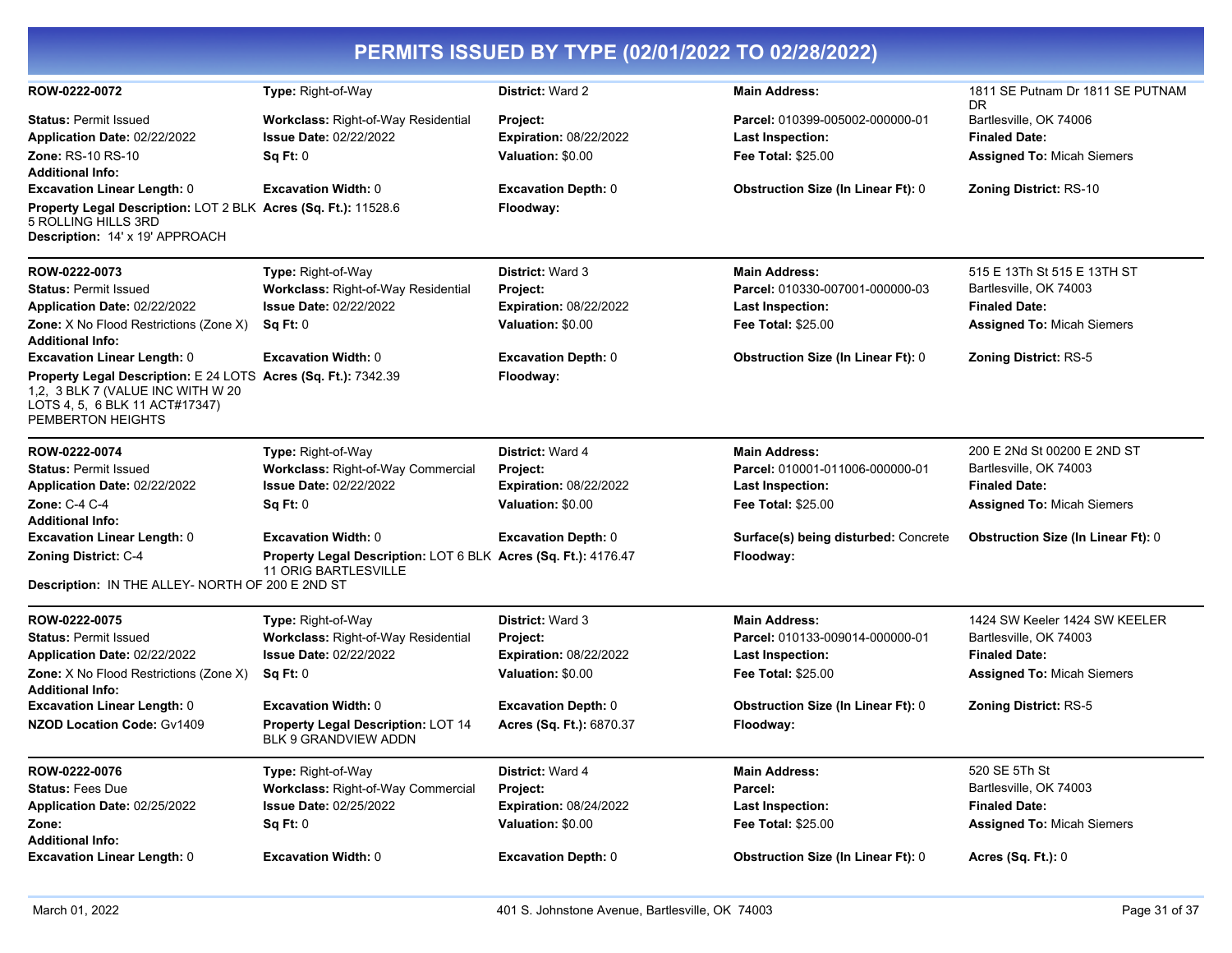# PERMITS ISSUED BY TYPE (02/01/2022 TO 02/28/2022)

| | | | | |
|---|---|---|---|---|
| **ROW-0222-0072** | **Type:** Right-of-Way | **District:** Ward 2 | **Main Address:** | 1811 SE Putnam Dr 1811 SE PUTNAM DR |
| **Status:** Permit Issued | **Workclass:** Right-of-Way Residential | **Project:** | **Parcel:** 010399-005002-000000-01 | Bartlesville, OK 74006 |
| **Application Date:** 02/22/2022 | **Issue Date:** 02/22/2022 | **Expiration:** 08/22/2022 | **Last Inspection:** | **Finaled Date:** |
| **Zone:** RS-10 RS-10 | **Sq Ft:** 0 | **Valuation:** $0.00 | **Fee Total:** $25.00 | **Assigned To:** Micah Siemers |
| **Additional Info:** | | | | |
| **Excavation Linear Length:** 0 | **Excavation Width:** 0 | **Excavation Depth:** 0 | **Obstruction Size (In Linear Ft):** 0 | **Zoning District:** RS-10 |
| **Property Legal Description:** LOT 2 BLK 5 ROLLING HILLS 3RD | **Acres (Sq. Ft.):** 11528.6 | **Floodway:** | | |

**Description:** 14' x 19' APPROACH

| | | | | |
|---|---|---|---|---|
| **ROW-0222-0073** | **Type:** Right-of-Way | **District:** Ward 3 | **Main Address:** | 515 E 13Th St 515 E 13TH ST |
| **Status:** Permit Issued | **Workclass:** Right-of-Way Residential | **Project:** | **Parcel:** 010330-007001-000000-03 | Bartlesville, OK 74003 |
| **Application Date:** 02/22/2022 | **Issue Date:** 02/22/2022 | **Expiration:** 08/22/2022 | **Last Inspection:** | **Finaled Date:** |
| **Zone:** X No Flood Restrictions (Zone X) | **Sq Ft:** 0 | **Valuation:** $0.00 | **Fee Total:** $25.00 | **Assigned To:** Micah Siemers |
| **Additional Info:** | | | | |
| **Excavation Linear Length:** 0 | **Excavation Width:** 0 | **Excavation Depth:** 0 | **Obstruction Size (In Linear Ft):** 0 | **Zoning District:** RS-5 |
| **Property Legal Description:** E 24 LOTS 1,2, 3 BLK 7 (VALUE INC WITH W 20 LOTS 4, 5, 6 BLK 11 ACT#17347) PEMBERTON HEIGHTS | **Acres (Sq. Ft.):** 7342.39 | **Floodway:** | | |

| | | | | |
|---|---|---|---|---|
| **ROW-0222-0074** | **Type:** Right-of-Way | **District:** Ward 4 | **Main Address:** | 200 E 2Nd St 00200 E 2ND ST |
| **Status:** Permit Issued | **Workclass:** Right-of-Way Commercial | **Project:** | **Parcel:** 010001-011006-000000-01 | Bartlesville, OK 74003 |
| **Application Date:** 02/22/2022 | **Issue Date:** 02/22/2022 | **Expiration:** 08/22/2022 | **Last Inspection:** | **Finaled Date:** |
| **Zone:** C-4 C-4 | **Sq Ft:** 0 | **Valuation:** $0.00 | **Fee Total:** $25.00 | **Assigned To:** Micah Siemers |
| **Additional Info:** | | | | |
| **Excavation Linear Length:** 0 | **Excavation Width:** 0 | **Excavation Depth:** 0 | **Surface(s) being disturbed:** Concrete | **Obstruction Size (In Linear Ft):** 0 |
| **Zoning District:** C-4 | **Property Legal Description:** LOT 6 BLK 11 ORIG BARTLESVILLE | **Acres (Sq. Ft.):** 4176.47 | **Floodway:** | |

**Description:** IN THE ALLEY- NORTH OF 200 E 2ND ST

| | | | | |
|---|---|---|---|---|
| **ROW-0222-0075** | **Type:** Right-of-Way | **District:** Ward 3 | **Main Address:** | 1424 SW Keeler 1424 SW KEELER |
| **Status:** Permit Issued | **Workclass:** Right-of-Way Residential | **Project:** | **Parcel:** 010133-009014-000000-01 | Bartlesville, OK 74003 |
| **Application Date:** 02/22/2022 | **Issue Date:** 02/22/2022 | **Expiration:** 08/22/2022 | **Last Inspection:** | **Finaled Date:** |
| **Zone:** X No Flood Restrictions (Zone X) | **Sq Ft:** 0 | **Valuation:** $0.00 | **Fee Total:** $25.00 | **Assigned To:** Micah Siemers |
| **Additional Info:** | | | | |
| **Excavation Linear Length:** 0 | **Excavation Width:** 0 | **Excavation Depth:** 0 | **Obstruction Size (In Linear Ft):** 0 | **Zoning District:** RS-5 |
| **NZOD Location Code:** Gv1409 | **Property Legal Description:** LOT 14 BLK 9 GRANDVIEW ADDN | **Acres (Sq. Ft.):** 6870.37 | **Floodway:** | |

| | | | | |
|---|---|---|---|---|
| **ROW-0222-0076** | **Type:** Right-of-Way | **District:** Ward 4 | **Main Address:** | 520 SE 5Th St |
| **Status:** Fees Due | **Workclass:** Right-of-Way Commercial | **Project:** | **Parcel:** | Bartlesville, OK 74003 |
| **Application Date:** 02/25/2022 | **Issue Date:** 02/25/2022 | **Expiration:** 08/24/2022 | **Last Inspection:** | **Finaled Date:** |
| **Zone:** | **Sq Ft:** 0 | **Valuation:** $0.00 | **Fee Total:** $25.00 | **Assigned To:** Micah Siemers |
| **Additional Info:** | | | | |
| **Excavation Linear Length:** 0 | **Excavation Width:** 0 | **Excavation Depth:** 0 | **Obstruction Size (In Linear Ft):** 0 | **Acres (Sq. Ft.):** 0 |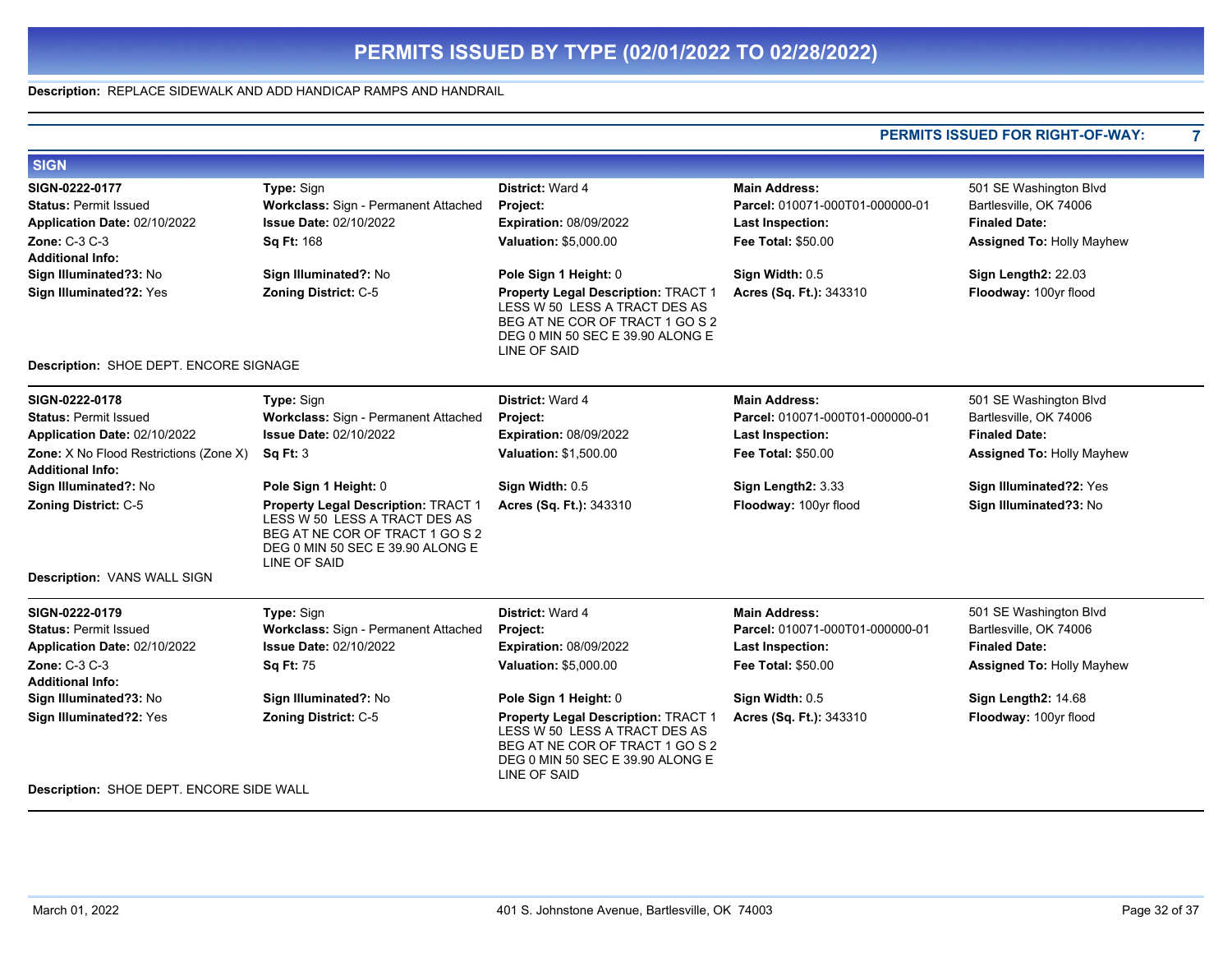# PERMITS ISSUED BY TYPE (02/01/2022 TO 02/28/2022)

**Description:** REPLACE SIDEWALK AND ADD HANDICAP RAMPS AND HANDRAIL

**PERMITS ISSUED FOR RIGHT-OF-WAY: 7**

## SIGN

| | | | | |
|---|---|---|---|---|
| **SIGN-0222-0177** | **Type:** Sign | **District:** Ward 4 | **Main Address:** | 501 SE Washington Blvd |
| **Status:** Permit Issued | **Workclass:** Sign - Permanent Attached | **Project:** | **Parcel:** 010071-000T01-000000-01 | Bartlesville, OK 74006 |
| **Application Date:** 02/10/2022 | **Issue Date:** 02/10/2022 | **Expiration:** 08/09/2022 | **Last Inspection:** | **Finaled Date:** |
| **Zone:** C-3 C-3 | **Sq Ft:** 168 | **Valuation:** $5,000.00 | **Fee Total:** $50.00 | **Assigned To:** Holly Mayhew |
| **Additional Info:** | | | | |
| **Sign Illuminated?3:** No | **Sign Illuminated?:** No | **Pole Sign 1 Height:** 0 | **Sign Width:** 0.5 | **Sign Length2:** 22.03 |
| **Sign Illuminated?2:** Yes | **Zoning District:** C-5 | **Property Legal Description:** TRACT 1 LESS W 50 LESS A TRACT DES AS BEG AT NE COR OF TRACT 1 GO S 2 DEG 0 MIN 50 SEC E 39.90 ALONG E LINE OF SAID | **Acres (Sq. Ft.):** 343310 | **Floodway:** 100yr flood |

**Description:** SHOE DEPT. ENCORE SIGNAGE

| | | | | |
|---|---|---|---|---|
| **SIGN-0222-0178** | **Type:** Sign | **District:** Ward 4 | **Main Address:** | 501 SE Washington Blvd |
| **Status:** Permit Issued | **Workclass:** Sign - Permanent Attached | **Project:** | **Parcel:** 010071-000T01-000000-01 | Bartlesville, OK 74006 |
| **Application Date:** 02/10/2022 | **Issue Date:** 02/10/2022 | **Expiration:** 08/09/2022 | **Last Inspection:** | **Finaled Date:** |
| **Zone:** X No Flood Restrictions (Zone X) | **Sq Ft:** 3 | **Valuation:** $1,500.00 | **Fee Total:** $50.00 | **Assigned To:** Holly Mayhew |
| **Additional Info:** | | | | |
| **Sign Illuminated?:** No | **Pole Sign 1 Height:** 0 | **Sign Width:** 0.5 | **Sign Length2:** 3.33 | **Sign Illuminated?2:** Yes |
| **Zoning District:** C-5 | **Property Legal Description:** TRACT 1 LESS W 50 LESS A TRACT DES AS BEG AT NE COR OF TRACT 1 GO S 2 DEG 0 MIN 50 SEC E 39.90 ALONG E LINE OF SAID | **Acres (Sq. Ft.):** 343310 | **Floodway:** 100yr flood | **Sign Illuminated?3:** No |

**Description:** VANS WALL SIGN

| | | | | |
|---|---|---|---|---|
| **SIGN-0222-0179** | **Type:** Sign | **District:** Ward 4 | **Main Address:** | 501 SE Washington Blvd |
| **Status:** Permit Issued | **Workclass:** Sign - Permanent Attached | **Project:** | **Parcel:** 010071-000T01-000000-01 | Bartlesville, OK 74006 |
| **Application Date:** 02/10/2022 | **Issue Date:** 02/10/2022 | **Expiration:** 08/09/2022 | **Last Inspection:** | **Finaled Date:** |
| **Zone:** C-3 C-3 | **Sq Ft:** 75 | **Valuation:** $5,000.00 | **Fee Total:** $50.00 | **Assigned To:** Holly Mayhew |
| **Additional Info:** | | | | |
| **Sign Illuminated?3:** No | **Sign Illuminated?:** No | **Pole Sign 1 Height:** 0 | **Sign Width:** 0.5 | **Sign Length2:** 14.68 |
| **Sign Illuminated?2:** Yes | **Zoning District:** C-5 | **Property Legal Description:** TRACT 1 LESS W 50 LESS A TRACT DES AS BEG AT NE COR OF TRACT 1 GO S 2 DEG 0 MIN 50 SEC E 39.90 ALONG E LINE OF SAID | **Acres (Sq. Ft.):** 343310 | **Floodway:** 100yr flood |

**Description:** SHOE DEPT. ENCORE SIDE WALL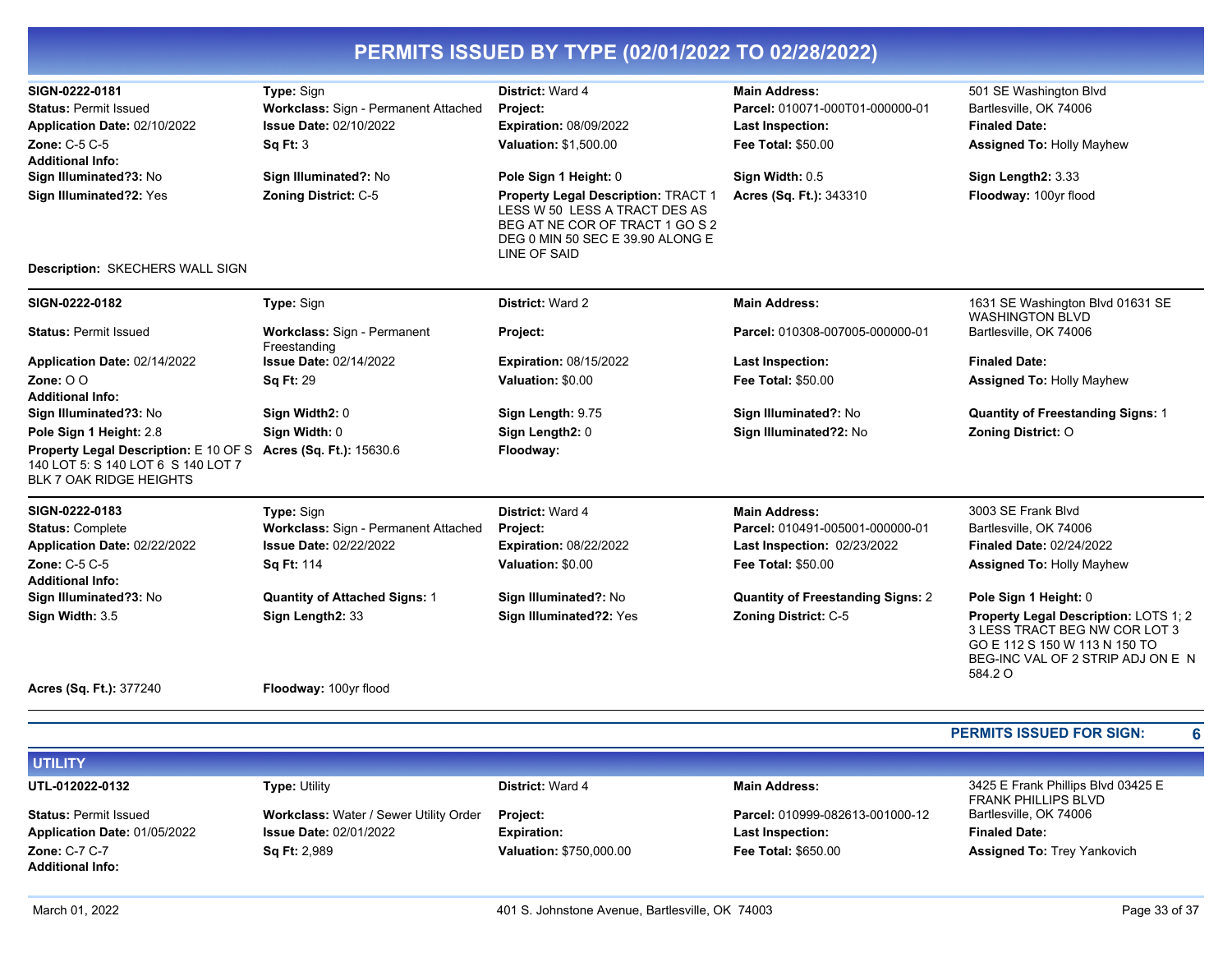# PERMITS ISSUED BY TYPE (02/01/2022 TO 02/28/2022)

**SIGN-0222-0181**
**Type:** Sign
**District:** Ward 4
**Main Address:** 501 SE Washington Blvd Bartlesville, OK 74006
**Status:** Permit Issued
**Workclass:** Sign - Permanent Attached
**Project:**
**Parcel:** 010071-000T01-000000-01
**Application Date:** 02/10/2022
**Issue Date:** 02/10/2022
**Expiration:** 08/09/2022
**Last Inspection:**
**Finaled Date:**
**Zone:** C-5 C-5
**Sq Ft:** 3
**Valuation:** $1,500.00
**Fee Total:** $50.00
**Assigned To:** Holly Mayhew
**Additional Info:**
**Sign Illuminated?3:** No
**Sign Illuminated?:** No
**Pole Sign 1 Height:** 0
**Sign Width:** 0.5
**Sign Length2:** 3.33
**Sign Illuminated?2:** Yes
**Zoning District:** C-5
**Property Legal Description:** TRACT 1 LESS W 50 LESS A TRACT DES AS BEG AT NE COR OF TRACT 1 GO S 2 DEG 0 MIN 50 SEC E 39.90 ALONG E LINE OF SAID
**Acres (Sq. Ft.):** 343310
**Floodway:** 100yr flood

**Description:** SKECHERS WALL SIGN

---

**SIGN-0222-0182**
**Type:** Sign
**District:** Ward 2
**Main Address:** 1631 SE Washington Blvd 01631 SE WASHINGTON BLVD Bartlesville, OK 74006
**Status:** Permit Issued
**Workclass:** Sign - Permanent Freestanding
**Project:**
**Parcel:** 010308-007005-000000-01
**Application Date:** 02/14/2022
**Issue Date:** 02/14/2022
**Expiration:** 08/15/2022
**Last Inspection:**
**Finaled Date:**
**Zone:** O O
**Sq Ft:** 29
**Valuation:** $0.00
**Fee Total:** $50.00
**Assigned To:** Holly Mayhew
**Additional Info:**
**Sign Illuminated?3:** No
**Sign Width2:** 0
**Sign Length:** 9.75
**Sign Illuminated?:** No
**Quantity of Freestanding Signs:** 1
**Pole Sign 1 Height:** 2.8
**Sign Width:** 0
**Sign Length2:** 0
**Sign Illuminated?2:** No
**Zoning District:** O
**Property Legal Description:** E 10 OF S 140 LOT 5: S 140 LOT 6 S 140 LOT 7 BLK 7 OAK RIDGE HEIGHTS
**Acres (Sq. Ft.):** 15630.6
**Floodway:**

---

**SIGN-0222-0183**
**Type:** Sign
**District:** Ward 4
**Main Address:** 3003 SE Frank Blvd Bartlesville, OK 74006
**Status:** Complete
**Workclass:** Sign - Permanent Attached
**Project:**
**Parcel:** 010491-005001-000000-01
**Application Date:** 02/22/2022
**Issue Date:** 02/22/2022
**Expiration:** 08/22/2022
**Last Inspection:** 02/23/2022
**Finaled Date:** 02/24/2022
**Zone:** C-5 C-5
**Sq Ft:** 114
**Valuation:** $0.00
**Fee Total:** $50.00
**Assigned To:** Holly Mayhew
**Additional Info:**
**Sign Illuminated?3:** No
**Quantity of Attached Signs:** 1
**Sign Illuminated?:** No
**Quantity of Freestanding Signs:** 2
**Pole Sign 1 Height:** 0
**Sign Width:** 3.5
**Sign Length2:** 33
**Sign Illuminated?2:** Yes
**Zoning District:** C-5
**Property Legal Description:** LOTS 1; 2 3 LESS TRACT BEG NW COR LOT 3 GO E 112 S 150 W 113 N 150 TO BEG-INC VAL OF 2 STRIP ADJ ON E N 584.2 O
**Acres (Sq. Ft.):** 377240
**Floodway:** 100yr flood

---

**PERMITS ISSUED FOR SIGN: 6**

## UTILITY

**UTL-012022-0132**
**Type:** Utility
**District:** Ward 4
**Main Address:** 3425 E Frank Phillips Blvd 03425 E FRANK PHILLIPS BLVD Bartlesville, OK 74006
**Status:** Permit Issued
**Workclass:** Water / Sewer Utility Order
**Project:**
**Parcel:** 010999-082613-001000-12
**Application Date:** 01/05/2022
**Issue Date:** 02/01/2022
**Expiration:**
**Last Inspection:**
**Finaled Date:**
**Zone:** C-7 C-7
**Sq Ft:** 2,989
**Valuation:** $750,000.00
**Fee Total:** $650.00
**Assigned To:** Trey Yankovich
**Additional Info:**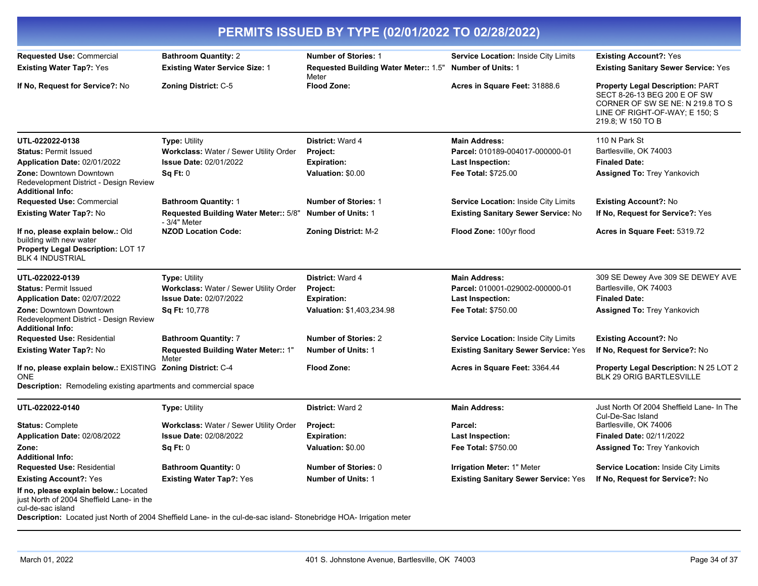# PERMITS ISSUED BY TYPE (02/01/2022 TO 02/28/2022)

**Requested Use:** Commercial | **Bathroom Quantity:** 2 | **Number of Stories:** 1 | **Service Location:** Inside City Limits | **Existing Account?:** Yes

**Existing Water Tap?:** Yes | **Existing Water Service Size:** 1 | **Requested Building Water Meter::** 1.5" Meter | **Number of Units:** 1 | **Existing Sanitary Sewer Service:** Yes

**If No, Request for Service?:** No | **Zoning District:** C-5 | **Flood Zone:** | **Acres in Square Feet:** 31888.6 | **Property Legal Description:** PART SECT 8-26-13 BEG 200 E OF SW CORNER OF SW SE NE: N 219.8 TO S LINE OF RIGHT-OF-WAY; E 150; S 219.8; W 150 TO B

---

**UTL-022022-0138** | **Type:** Utility | **District:** Ward 4 | **Main Address:** 110 N Park St, Bartlesville, OK 74003

**Status:** Permit Issued | **Workclass:** Water / Sewer Utility Order | **Project:** | **Parcel:** 010189-004017-000000-01

**Application Date:** 02/01/2022 | **Issue Date:** 02/01/2022 | **Expiration:** | **Last Inspection:** | **Finaled Date:**

**Zone:** Downtown Downtown Redevelopment District - Design Review | **Sq Ft:** 0 | **Valuation:** $0.00 | **Fee Total:** $725.00 | **Assigned To:** Trey Yankovich

**Additional Info:**

**Requested Use:** Commercial | **Bathroom Quantity:** 1 | **Number of Stories:** 1 | **Service Location:** Inside City Limits | **Existing Account?:** No

**Existing Water Tap?:** No | **Requested Building Water Meter::** 5/8" - 3/4" Meter | **Number of Units:** 1 | **Existing Sanitary Sewer Service:** No | **If No, Request for Service?:** Yes

**If no, please explain below.:** Old building with new water | **NZOD Location Code:** | **Zoning District:** M-2 | **Flood Zone:** 100yr flood | **Acres in Square Feet:** 5319.72

**Property Legal Description:** LOT 17 BLK 4 INDUSTRIAL

---

**UTL-022022-0139** | **Type:** Utility | **District:** Ward 4 | **Main Address:** 309 SE Dewey Ave 309 SE DEWEY AVE, Bartlesville, OK 74003

**Status:** Permit Issued | **Workclass:** Water / Sewer Utility Order | **Project:** | **Parcel:** 010001-029002-000000-01

**Application Date:** 02/07/2022 | **Issue Date:** 02/07/2022 | **Expiration:** | **Last Inspection:** | **Finaled Date:**

**Zone:** Downtown Downtown Redevelopment District - Design Review | **Sq Ft:** 10,778 | **Valuation:** $1,403,234.98 | **Fee Total:** $750.00 | **Assigned To:** Trey Yankovich

**Additional Info:**

**Requested Use:** Residential | **Bathroom Quantity:** 7 | **Number of Stories:** 2 | **Service Location:** Inside City Limits | **Existing Account?:** No

**Existing Water Tap?:** No | **Requested Building Water Meter::** 1" Meter | **Number of Units:** 1 | **Existing Sanitary Sewer Service:** Yes | **If No, Request for Service?:** No

**If no, please explain below.:** EXISTING ONE | **Zoning District:** C-4 | **Flood Zone:** | **Acres in Square Feet:** 3364.44 | **Property Legal Description:** N 25 LOT 2 BLK 29 ORIG BARTLESVILLE

**Description:** Remodeling existing apartments and commercial space

---

**UTL-022022-0140** | **Type:** Utility | **District:** Ward 2 | **Main Address:** Just North Of 2004 Sheffield Lane- In The Cul-De-Sac Island, Bartlesville, OK 74006

**Status:** Complete | **Workclass:** Water / Sewer Utility Order | **Project:** | **Parcel:**

**Application Date:** 02/08/2022 | **Issue Date:** 02/08/2022 | **Expiration:** | **Last Inspection:** | **Finaled Date:** 02/11/2022

**Zone:** | **Sq Ft:** 0 | **Valuation:** $0.00 | **Fee Total:** $750.00 | **Assigned To:** Trey Yankovich

**Additional Info:**

**Requested Use:** Residential | **Bathroom Quantity:** 0 | **Number of Stories:** 0 | **Irrigation Meter:** 1" Meter | **Service Location:** Inside City Limits

**Existing Account?:** Yes | **Existing Water Tap?:** Yes | **Number of Units:** 1 | **Existing Sanitary Sewer Service:** Yes | **If No, Request for Service?:** No

**If no, please explain below.:** Located just North of 2004 Sheffield Lane- in the cul-de-sac island

**Description:** Located just North of 2004 Sheffield Lane- in the cul-de-sac island- Stonebridge HOA- Irrigation meter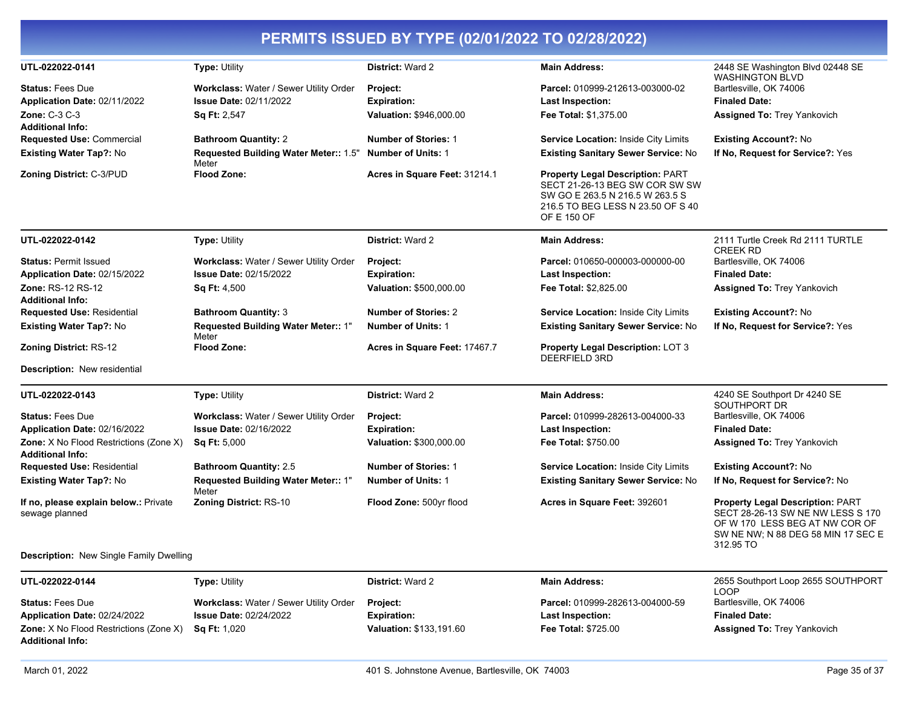# PERMITS ISSUED BY TYPE (02/01/2022 TO 02/28/2022)

**UTL-022022-0141** | **Type:** Utility | **District:** Ward 2 | **Main Address:** 2448 SE Washington Blvd 02448 SE WASHINGTON BLVD Bartlesville, OK 74006

**Status:** Fees Due | **Workclass:** Water / Sewer Utility Order | **Project:** | **Parcel:** 010999-212613-003000-02

**Application Date:** 02/11/2022 | **Issue Date:** 02/11/2022 | **Expiration:** | **Last Inspection:** | **Finaled Date:**

**Zone:** C-3 C-3 | **Sq Ft:** 2,547 | **Valuation:** $946,000.00 | **Fee Total:** $1,375.00 | **Assigned To:** Trey Yankovich

**Additional Info:**

**Requested Use:** Commercial | **Bathroom Quantity:** 2 | **Number of Stories:** 1 | **Service Location:** Inside City Limits | **Existing Account?:** No

**Existing Water Tap?:** No | **Requested Building Water Meter::** 1.5" Meter | **Number of Units:** 1 | **Existing Sanitary Sewer Service:** No | **If No, Request for Service?:** Yes

**Zoning District:** C-3/PUD | **Flood Zone:** | **Acres in Square Feet:** 31214.1 | **Property Legal Description:** PART SECT 21-26-13 BEG SW COR SW SW SW GO E 263.5 N 216.5 W 263.5 S 216.5 TO BEG LESS N 23.50 OF S 40 OF E 150 OF

---

**UTL-022022-0142** | **Type:** Utility | **District:** Ward 2 | **Main Address:** 2111 Turtle Creek Rd 2111 TURTLE CREEK RD Bartlesville, OK 74006

**Status:** Permit Issued | **Workclass:** Water / Sewer Utility Order | **Project:** | **Parcel:** 010650-000003-000000-00

**Application Date:** 02/15/2022 | **Issue Date:** 02/15/2022 | **Expiration:** | **Last Inspection:** | **Finaled Date:**

**Zone:** RS-12 RS-12 | **Sq Ft:** 4,500 | **Valuation:** $500,000.00 | **Fee Total:** $2,825.00 | **Assigned To:** Trey Yankovich

**Additional Info:**

**Requested Use:** Residential | **Bathroom Quantity:** 3 | **Number of Stories:** 2 | **Service Location:** Inside City Limits | **Existing Account?:** No

**Existing Water Tap?:** No | **Requested Building Water Meter::** 1" Meter | **Number of Units:** 1 | **Existing Sanitary Sewer Service:** No | **If No, Request for Service?:** Yes

**Zoning District:** RS-12 | **Flood Zone:** | **Acres in Square Feet:** 17467.7 | **Property Legal Description:** LOT 3 DEERFIELD 3RD

**Description:** New residential

---

**UTL-022022-0143** | **Type:** Utility | **District:** Ward 2 | **Main Address:** 4240 SE Southport Dr 4240 SE SOUTHPORT DR Bartlesville, OK 74006

**Status:** Fees Due | **Workclass:** Water / Sewer Utility Order | **Project:** | **Parcel:** 010999-282613-004000-33

**Application Date:** 02/16/2022 | **Issue Date:** 02/16/2022 | **Expiration:** | **Last Inspection:** | **Finaled Date:**

**Zone:** X No Flood Restrictions (Zone X) | **Sq Ft:** 5,000 | **Valuation:** $300,000.00 | **Fee Total:** $750.00 | **Assigned To:** Trey Yankovich

**Additional Info:**

**Requested Use:** Residential | **Bathroom Quantity:** 2.5 | **Number of Stories:** 1 | **Service Location:** Inside City Limits | **Existing Account?:** No

**Existing Water Tap?:** No | **Requested Building Water Meter::** 1" Meter | **Number of Units:** 1 | **Existing Sanitary Sewer Service:** No | **If No, Request for Service?:** No

**If no, please explain below.:** Private sewage planned | **Zoning District:** RS-10 | **Flood Zone:** 500yr flood | **Acres in Square Feet:** 392601 | **Property Legal Description:** PART SECT 28-26-13 SW NE NW LESS S 170 OF W 170 LESS BEG AT NW COR OF SW NE NW; N 88 DEG 58 MIN 17 SEC E 312.95 TO

**Description:** New Single Family Dwelling

---

**UTL-022022-0144** | **Type:** Utility | **District:** Ward 2 | **Main Address:** 2655 Southport Loop 2655 SOUTHPORT LOOP Bartlesville, OK 74006

**Status:** Fees Due | **Workclass:** Water / Sewer Utility Order | **Project:** | **Parcel:** 010999-282613-004000-59

**Application Date:** 02/24/2022 | **Issue Date:** 02/24/2022 | **Expiration:** | **Last Inspection:** | **Finaled Date:**

**Zone:** X No Flood Restrictions (Zone X) | **Sq Ft:** 1,020 | **Valuation:** $133,191.60 | **Fee Total:** $725.00 | **Assigned To:** Trey Yankovich

**Additional Info:**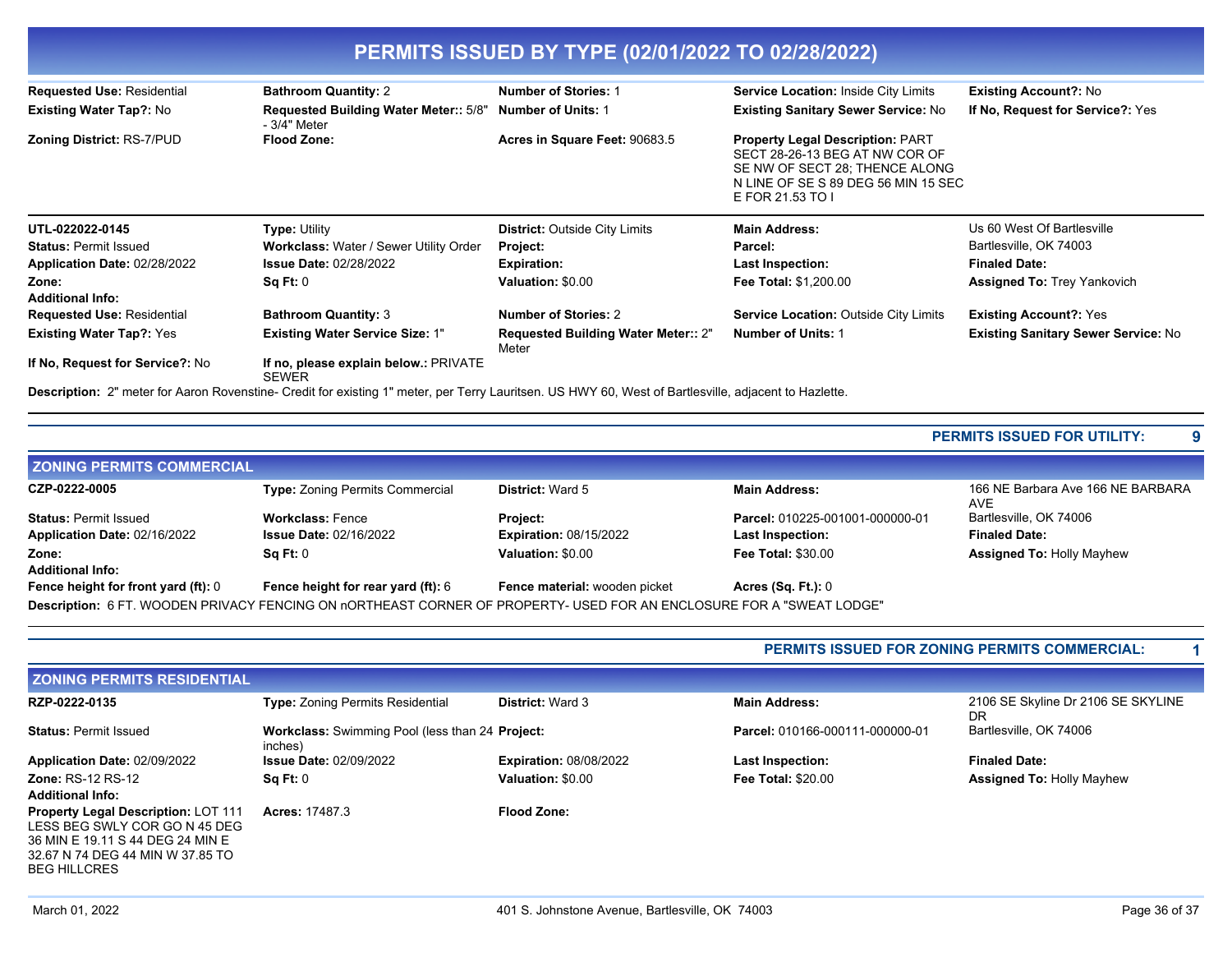# PERMITS ISSUED BY TYPE (02/01/2022 TO 02/28/2022)

| | | | | |
|---|---|---|---|---|
| **Requested Use:** Residential | **Bathroom Quantity:** 2 | **Number of Stories:** 1 | **Service Location:** Inside City Limits | **Existing Account?:** No |
| **Existing Water Tap?:** No | **Requested Building Water Meter::** 5/8" - 3/4" Meter | **Number of Units:** 1 | **Existing Sanitary Sewer Service:** No | **If No, Request for Service?:** Yes |
| **Zoning District:** RS-7/PUD | **Flood Zone:** | **Acres in Square Feet:** 90683.5 | **Property Legal Description:** PART SECT 28-26-13 BEG AT NW COR OF SE NW OF SECT 28; THENCE ALONG N LINE OF SE S 89 DEG 56 MIN 15 SEC E FOR 21.53 TO I | |

| | | | | |
|---|---|---|---|---|
| **UTL-022022-0145** | **Type:** Utility | **District:** Outside City Limits | **Main Address:** | Us 60 West Of Bartlesville |
| **Status:** Permit Issued | **Workclass:** Water / Sewer Utility Order | **Project:** | **Parcel:** | Bartlesville, OK 74003 |
| **Application Date:** 02/28/2022 | **Issue Date:** 02/28/2022 | **Expiration:** | **Last Inspection:** | **Finaled Date:** |
| **Zone:** | **Sq Ft:** 0 | **Valuation:** $0.00 | **Fee Total:** $1,200.00 | **Assigned To:** Trey Yankovich |
| **Additional Info:** | | | | |
| **Requested Use:** Residential | **Bathroom Quantity:** 3 | **Number of Stories:** 2 | **Service Location:** Outside City Limits | **Existing Account?:** Yes |
| **Existing Water Tap?:** Yes | **Existing Water Service Size:** 1" | **Requested Building Water Meter::** 2" Meter | **Number of Units:** 1 | **Existing Sanitary Sewer Service:** No |
| **If No, Request for Service?:** No | **If no, please explain below.:** PRIVATE SEWER | | | |

**Description:** 2" meter for Aaron Rovenstine- Credit for existing 1" meter, per Terry Lauritsen. US HWY 60, West of Bartlesville, adjacent to Hazlette.

**PERMITS ISSUED FOR UTILITY: 9**

## ZONING PERMITS COMMERCIAL

| | | | | |
|---|---|---|---|---|
| **CZP-0222-0005** | **Type:** Zoning Permits Commercial | **District:** Ward 5 | **Main Address:** | 166 NE Barbara Ave 166 NE BARBARA AVE |
| **Status:** Permit Issued | **Workclass:** Fence | **Project:** | **Parcel:** 010225-001001-000000-01 | Bartlesville, OK 74006 |
| **Application Date:** 02/16/2022 | **Issue Date:** 02/16/2022 | **Expiration:** 08/15/2022 | **Last Inspection:** | **Finaled Date:** |
| **Zone:** | **Sq Ft:** 0 | **Valuation:** $0.00 | **Fee Total:** $30.00 | **Assigned To:** Holly Mayhew |
| **Additional Info:** | | | | |
| **Fence height for front yard (ft):** 0 | **Fence height for rear yard (ft):** 6 | **Fence material:** wooden picket | **Acres (Sq. Ft.):** 0 | |

**Description:** 6 FT. WOODEN PRIVACY FENCING ON nORTHEAST CORNER OF PROPERTY- USED FOR AN ENCLOSURE FOR A "SWEAT LODGE"

**PERMITS ISSUED FOR ZONING PERMITS COMMERCIAL: 1**

## ZONING PERMITS RESIDENTIAL

| | | | | |
|---|---|---|---|---|
| **RZP-0222-0135** | **Type:** Zoning Permits Residential | **District:** Ward 3 | **Main Address:** | 2106 SE Skyline Dr 2106 SE SKYLINE DR |
| **Status:** Permit Issued | **Workclass:** Swimming Pool (less than 24 inches) | **Project:** | **Parcel:** 010166-000111-000000-01 | Bartlesville, OK 74006 |
| **Application Date:** 02/09/2022 | **Issue Date:** 02/09/2022 | **Expiration:** 08/08/2022 | **Last Inspection:** | **Finaled Date:** |
| **Zone:** RS-12 RS-12 | **Sq Ft:** 0 | **Valuation:** $0.00 | **Fee Total:** $20.00 | **Assigned To:** Holly Mayhew |
| **Additional Info:** | | | | |
| **Property Legal Description:** LOT 111 LESS BEG SWLY COR GO N 45 DEG 36 MIN E 19.11 S 44 DEG 24 MIN E 32.67 N 74 DEG 44 MIN W 37.85 TO BEG HILLCRES | **Acres:** 17487.3 | **Flood Zone:** | | |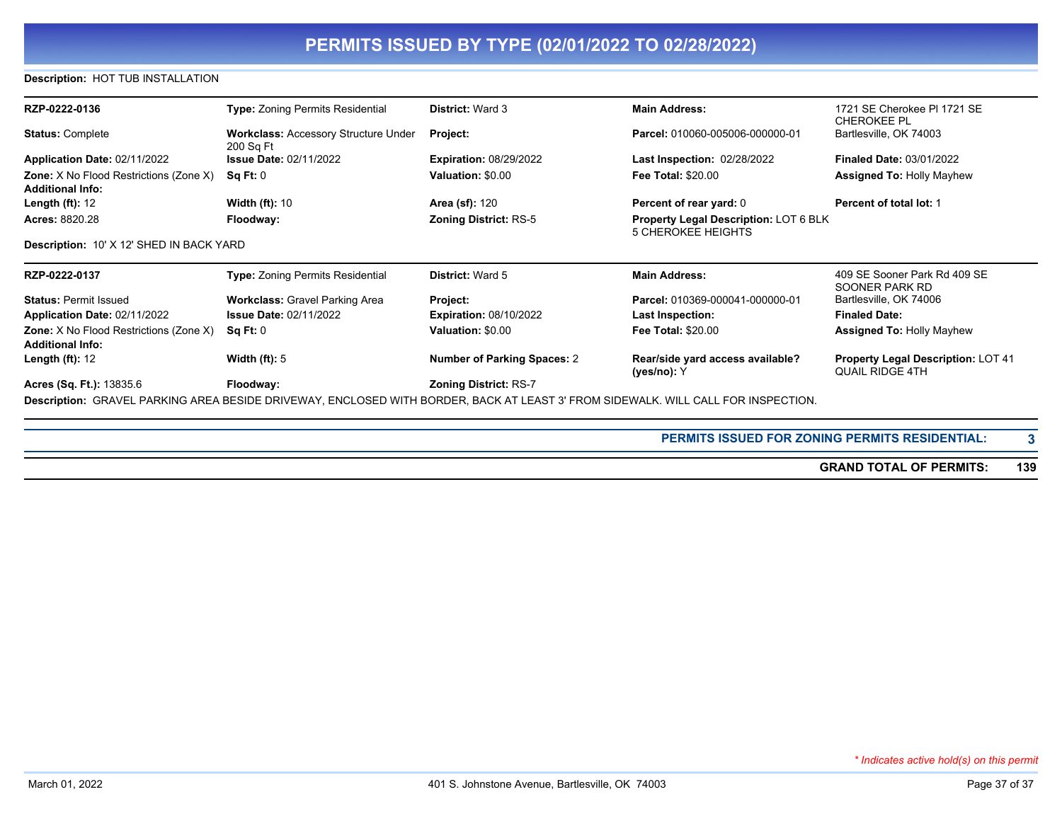# PERMITS ISSUED BY TYPE (02/01/2022 TO 02/28/2022)

**Description:** HOT TUB INSTALLATION

| | | | | |
|---|---|---|---|---|
| **RZP-0222-0136** | **Type:** Zoning Permits Residential | **District:** Ward 3 | **Main Address:** | 1721 SE Cherokee Pl 1721 SE CHEROKEE PL |
| **Status:** Complete | **Workclass:** Accessory Structure Under 200 Sq Ft | **Project:** | **Parcel:** 010060-005006-000000-01 | Bartlesville, OK 74003 |
| **Application Date:** 02/11/2022 | **Issue Date:** 02/11/2022 | **Expiration:** 08/29/2022 | **Last Inspection:** 02/28/2022 | **Finaled Date:** 03/01/2022 |
| **Zone:** X No Flood Restrictions (Zone X) | **Sq Ft:** 0 | **Valuation:** $0.00 | **Fee Total:** $20.00 | **Assigned To:** Holly Mayhew |
| **Additional Info:** | | | | |
| **Length (ft):** 12 | **Width (ft):** 10 | **Area (sf):** 120 | **Percent of rear yard:** 0 | **Percent of total lot:** 1 |
| **Acres:** 8820.28 | **Floodway:** | **Zoning District:** RS-5 | **Property Legal Description:** LOT 6 BLK 5 CHEROKEE HEIGHTS | |

**Description:** 10' X 12' SHED IN BACK YARD

| | | | | |
|---|---|---|---|---|
| **RZP-0222-0137** | **Type:** Zoning Permits Residential | **District:** Ward 5 | **Main Address:** | 409 SE Sooner Park Rd 409 SE SOONER PARK RD |
| **Status:** Permit Issued | **Workclass:** Gravel Parking Area | **Project:** | **Parcel:** 010369-000041-000000-01 | Bartlesville, OK 74006 |
| **Application Date:** 02/11/2022 | **Issue Date:** 02/11/2022 | **Expiration:** 08/10/2022 | **Last Inspection:** | **Finaled Date:** |
| **Zone:** X No Flood Restrictions (Zone X) | **Sq Ft:** 0 | **Valuation:** $0.00 | **Fee Total:** $20.00 | **Assigned To:** Holly Mayhew |
| **Additional Info:** | | | | |
| **Length (ft):** 12 | **Width (ft):** 5 | **Number of Parking Spaces:** 2 | **Rear/side yard access available? (yes/no):** Y | **Property Legal Description:** LOT 41 QUAIL RIDGE 4TH |
| **Acres (Sq. Ft.):** 13835.6 | **Floodway:** | **Zoning District:** RS-7 | | |

**Description:** GRAVEL PARKING AREA BESIDE DRIVEWAY, ENCLOSED WITH BORDER, BACK AT LEAST 3' FROM SIDEWALK. WILL CALL FOR INSPECTION.

**PERMITS ISSUED FOR ZONING PERMITS RESIDENTIAL: 3**

**GRAND TOTAL OF PERMITS: 139**

*\* Indicates active hold(s) on this permit*

March 01, 2022 — 401 S. Johnstone Avenue, Bartlesville, OK 74003